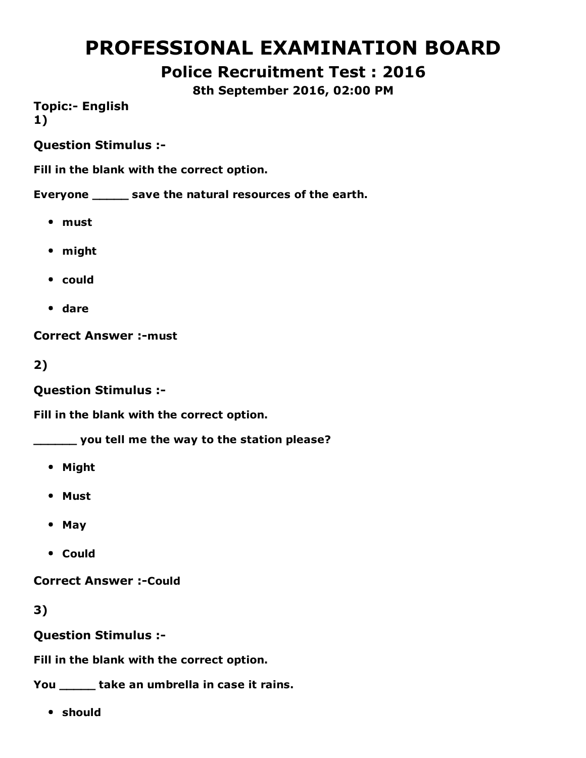# PROFESSIONAL EXAMINATION BOARD

## Police Recruitment Test : 2016

### 8th September 2016, 02:00 PM

**Topic:- English**

**1)**

**Question Stimulus :-**

**Fill in the blank with the correct option.**

**Everyone _____ save the natural resources of the earth.**

- **must**
- **might**
- **could**
- **dare**

**Correct Answer :-must**

**2)**

**Question Stimulus :-**

**Fill in the blank with the correct option.**

**______ you tell me the way to the station please?**

- **Might**
- **Must**
- **May**
- **Could**

**Correct Answer :-Could**

**3)**

**Question Stimulus :-**

**Fill in the blank with the correct option.**

**You _____ take an umbrella in case it rains.**

- **should**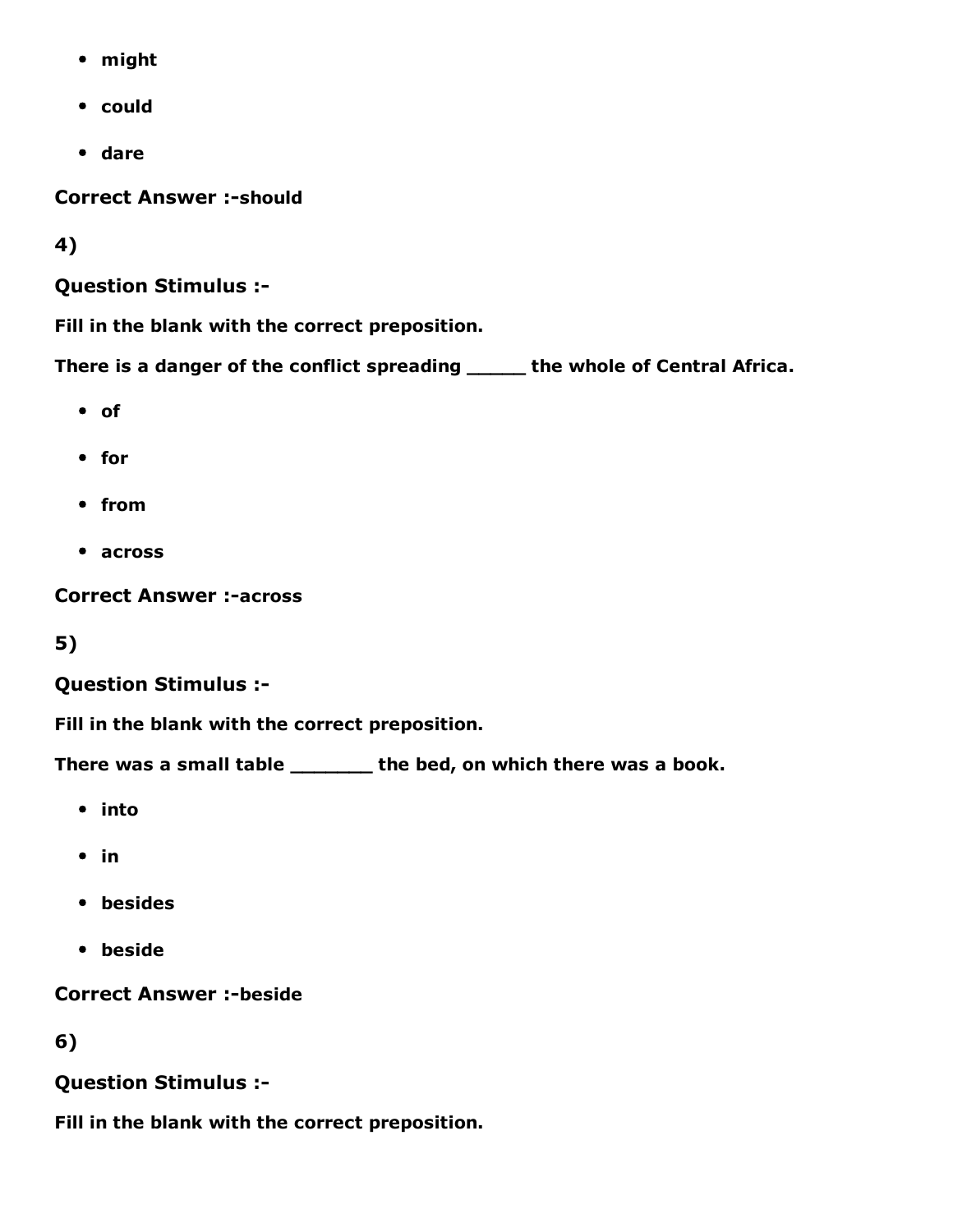- might
- could
- dare

**Correct Answer :-should**

**4)**

**Question Stimulus :-**

**Fill in the blank with the correct preposition.**

**There is a danger of the conflict spreading _____ the whole of Central Africa.**

- of
- for
- from
- across

**Correct Answer :-across**

**5)**

**Question Stimulus :-**

**Fill in the blank with the correct preposition.**

**There was a small table _______ the bed, on which there was a book.**

- into
- in
- besides
- beside

**Correct Answer :-beside**

**6)**

**Question Stimulus :-**

**Fill in the blank with the correct preposition.**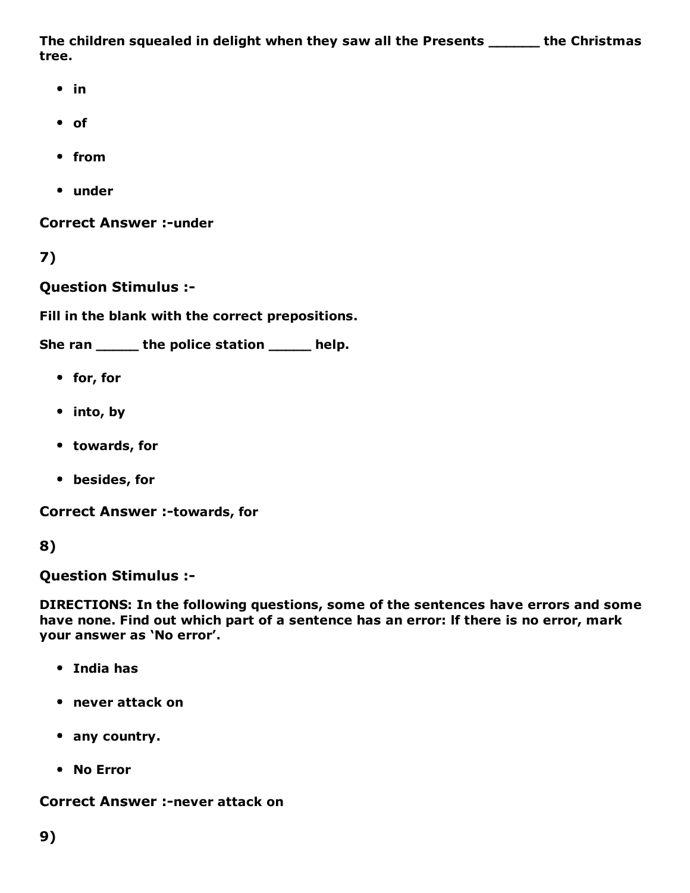**The children squealed in delight when they saw all the Presents ______ the Christmas tree.**

- **in**
- **of**
- **from**
- **under**

**Correct Answer :-under**

**7)**

**Question Stimulus :-**

**Fill in the blank with the correct prepositions.**

**She ran _____ the police station _____ help.**

- **for, for**
- **into, by**
- **towards, for**
- **besides, for**

**Correct Answer :-towards, for**

**8)**

**Question Stimulus :-**

**DIRECTIONS: In the following questions, some of the sentences have errors and some have none. Find out which part of a sentence has an error: If there is no error, mark your answer as 'No error'.**

- **India has**
- **never attack on**
- **any country.**
- **No Error**

**Correct Answer :-never attack on**

**9)**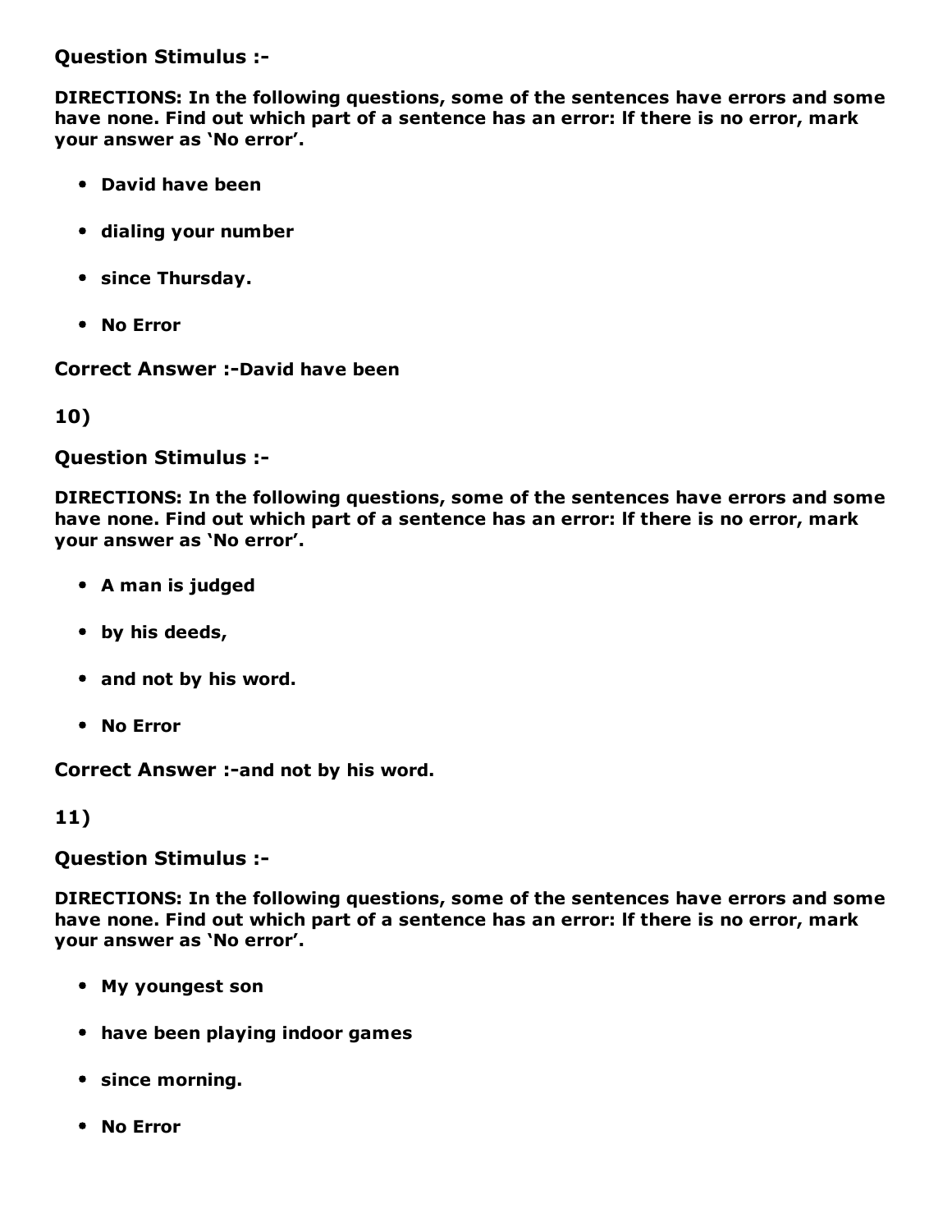**Question Stimulus :-**

**DIRECTIONS: In the following questions, some of the sentences have errors and some have none. Find out which part of a sentence has an error: If there is no error, mark your answer as 'No error'.**

- **David have been**
- **dialing your number**
- **since Thursday.**
- **No Error**

**Correct Answer :-David have been**

**10)**

**Question Stimulus :-**

**DIRECTIONS: In the following questions, some of the sentences have errors and some have none. Find out which part of a sentence has an error: If there is no error, mark your answer as 'No error'.**

- **A man is judged**
- **by his deeds,**
- **and not by his word.**
- **No Error**

**Correct Answer :-and not by his word.**

**11)**

**Question Stimulus :-**

**DIRECTIONS: In the following questions, some of the sentences have errors and some have none. Find out which part of a sentence has an error: If there is no error, mark your answer as 'No error'.**

- **My youngest son**
- **have been playing indoor games**
- **since morning.**
- **No Error**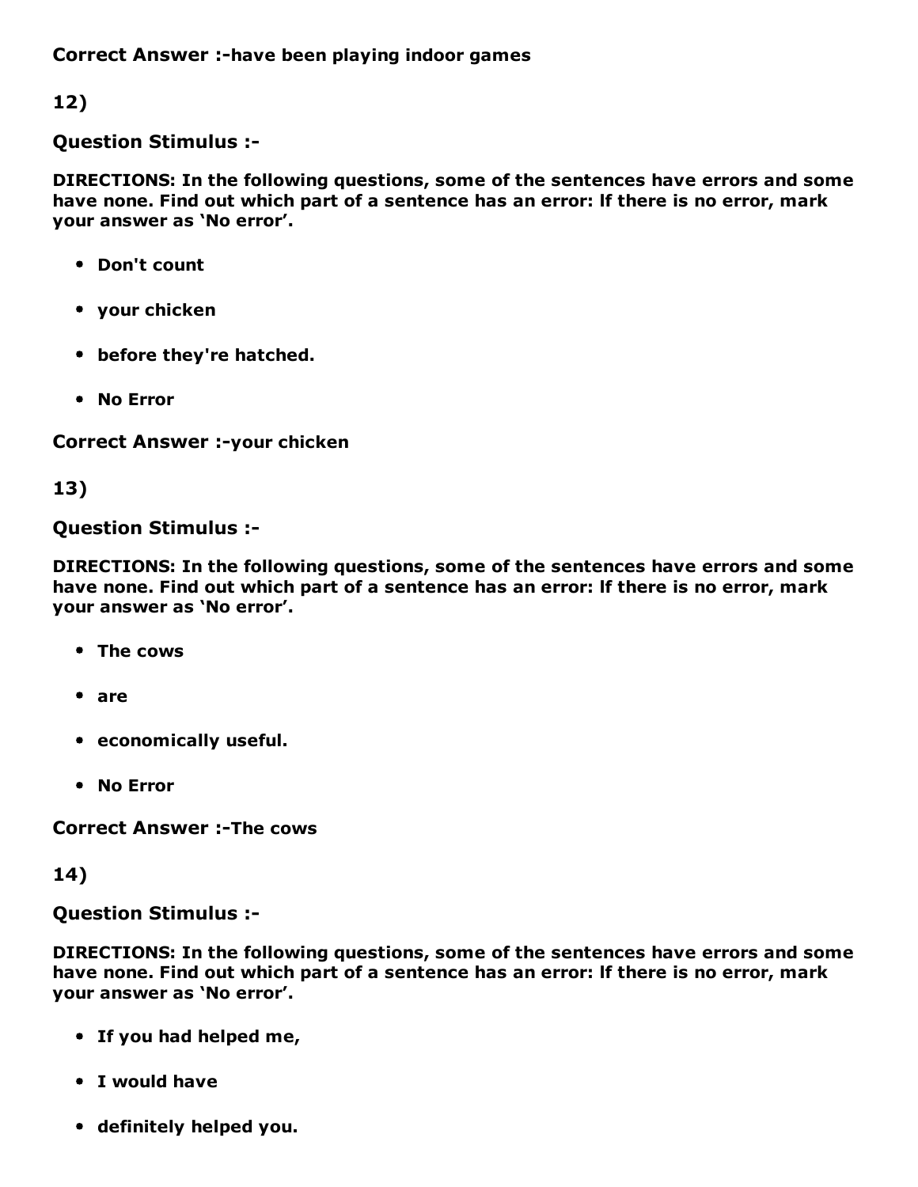**Correct Answer :-have been playing indoor games**

**12)**

**Question Stimulus :-**

**DIRECTIONS: In the following questions, some of the sentences have errors and some have none. Find out which part of a sentence has an error: If there is no error, mark your answer as 'No error'.**

- **Don't count**
- **your chicken**
- **before they're hatched.**
- **No Error**

**Correct Answer :-your chicken**

**13)**

**Question Stimulus :-**

**DIRECTIONS: In the following questions, some of the sentences have errors and some have none. Find out which part of a sentence has an error: If there is no error, mark your answer as 'No error'.**

- **The cows**
- **are**
- **economically useful.**
- **No Error**

**Correct Answer :-The cows**

**14)**

**Question Stimulus :-**

**DIRECTIONS: In the following questions, some of the sentences have errors and some have none. Find out which part of a sentence has an error: If there is no error, mark your answer as 'No error'.**

- **If you had helped me,**
- **I would have**
- **definitely helped you.**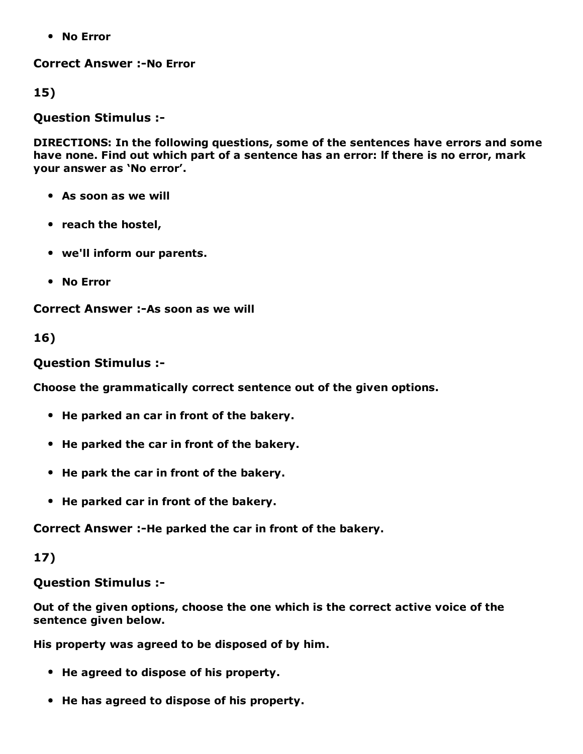- No Error

**Correct Answer :-No Error**

**15)**

**Question Stimulus :-**

**DIRECTIONS: In the following questions, some of the sentences have errors and some have none. Find out which part of a sentence has an error: If there is no error, mark your answer as 'No error'.**

- **As soon as we will**
- **reach the hostel,**
- **we'll inform our parents.**
- **No Error**

**Correct Answer :-As soon as we will**

**16)**

**Question Stimulus :-**

**Choose the grammatically correct sentence out of the given options.**

- **He parked an car in front of the bakery.**
- **He parked the car in front of the bakery.**
- **He park the car in front of the bakery.**
- **He parked car in front of the bakery.**

**Correct Answer :-He parked the car in front of the bakery.**

**17)**

**Question Stimulus :-**

**Out of the given options, choose the one which is the correct active voice of the sentence given below.**

**His property was agreed to be disposed of by him.**

- **He agreed to dispose of his property.**
- **He has agreed to dispose of his property.**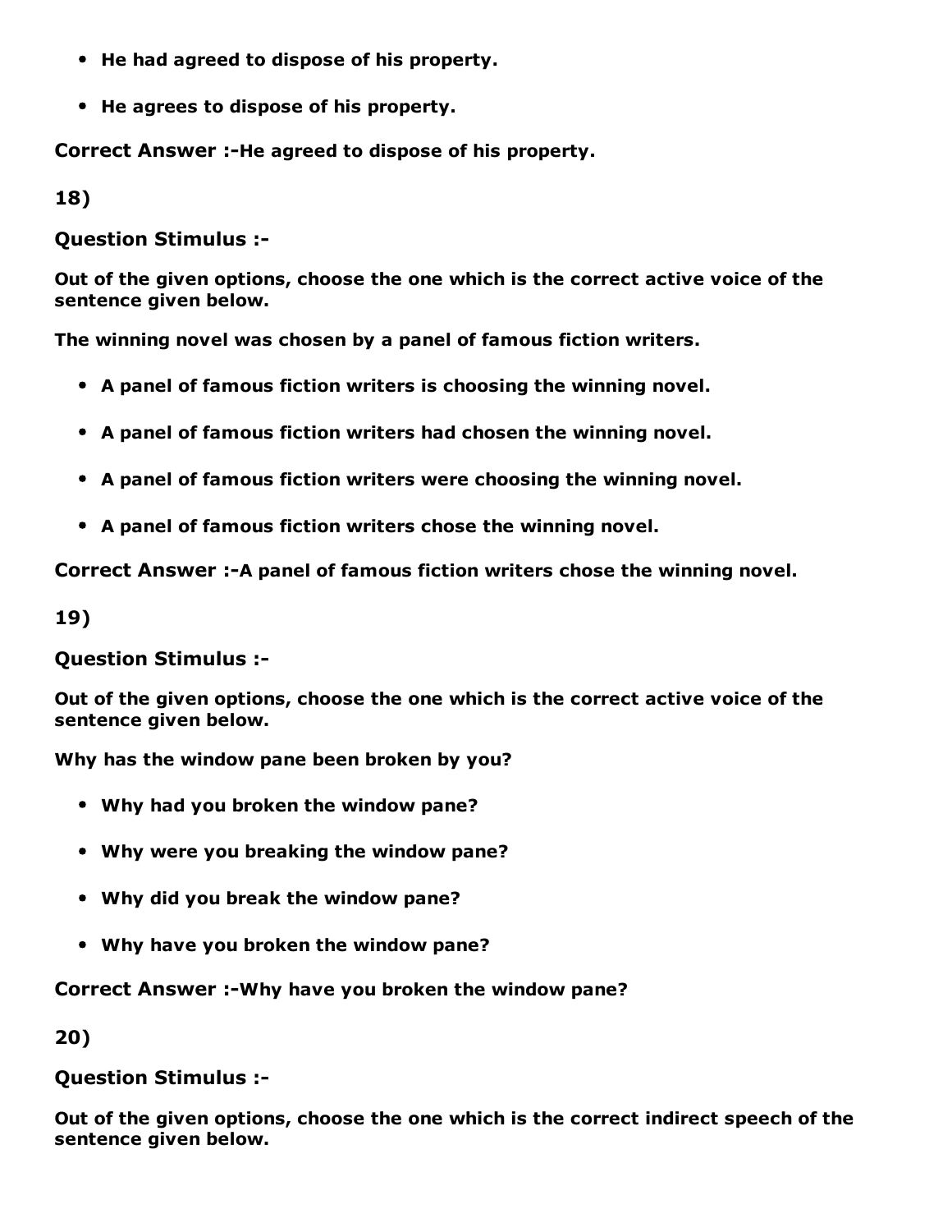- **He had agreed to dispose of his property.**

- **He agrees to dispose of his property.**

**Correct Answer :-He agreed to dispose of his property.**

**18)**

**Question Stimulus :-**

**Out of the given options, choose the one which is the correct active voice of the sentence given below.**

**The winning novel was chosen by a panel of famous fiction writers.**

- **A panel of famous fiction writers is choosing the winning novel.**

- **A panel of famous fiction writers had chosen the winning novel.**

- **A panel of famous fiction writers were choosing the winning novel.**

- **A panel of famous fiction writers chose the winning novel.**

**Correct Answer :-A panel of famous fiction writers chose the winning novel.**

**19)**

**Question Stimulus :-**

**Out of the given options, choose the one which is the correct active voice of the sentence given below.**

**Why has the window pane been broken by you?**

- **Why had you broken the window pane?**

- **Why were you breaking the window pane?**

- **Why did you break the window pane?**

- **Why have you broken the window pane?**

**Correct Answer :-Why have you broken the window pane?**

**20)**

**Question Stimulus :-**

**Out of the given options, choose the one which is the correct indirect speech of the sentence given below.**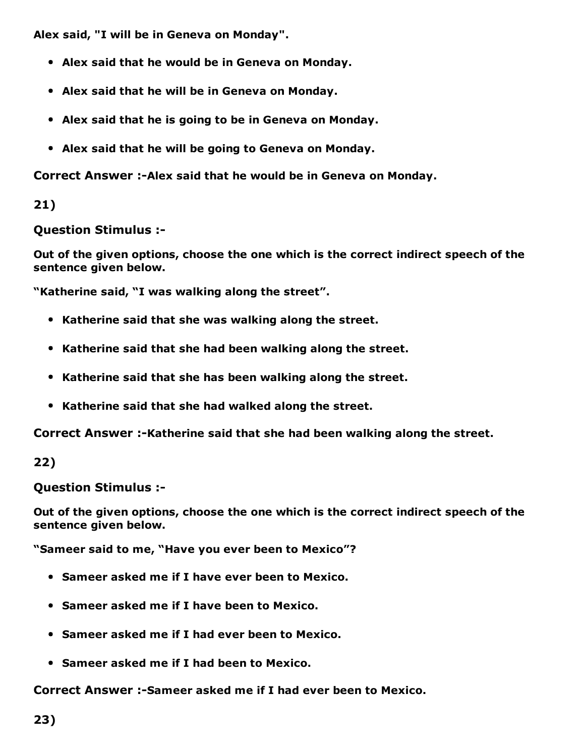**Alex said, "I will be in Geneva on Monday".**

- **Alex said that he would be in Geneva on Monday.**
- **Alex said that he will be in Geneva on Monday.**
- **Alex said that he is going to be in Geneva on Monday.**
- **Alex said that he will be going to Geneva on Monday.**

**Correct Answer :-Alex said that he would be in Geneva on Monday.**

**21)**

**Question Stimulus :-**

**Out of the given options, choose the one which is the correct indirect speech of the sentence given below.**

**"Katherine said, "I was walking along the street".**

- **Katherine said that she was walking along the street.**
- **Katherine said that she had been walking along the street.**
- **Katherine said that she has been walking along the street.**
- **Katherine said that she had walked along the street.**

**Correct Answer :-Katherine said that she had been walking along the street.**

**22)**

**Question Stimulus :-**

**Out of the given options, choose the one which is the correct indirect speech of the sentence given below.**

**"Sameer said to me, "Have you ever been to Mexico"?**

- **Sameer asked me if I have ever been to Mexico.**
- **Sameer asked me if I have been to Mexico.**
- **Sameer asked me if I had ever been to Mexico.**
- **Sameer asked me if I had been to Mexico.**

**Correct Answer :-Sameer asked me if I had ever been to Mexico.**

**23)**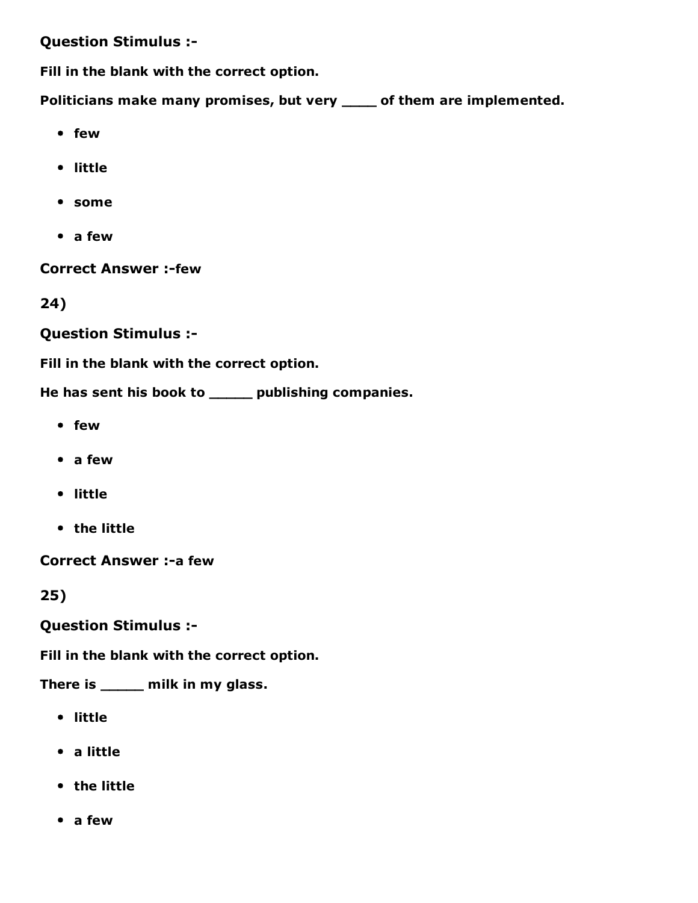**Question Stimulus :-**

**Fill in the blank with the correct option.**

**Politicians make many promises, but very ____ of them are implemented.**

- **few**
- **little**
- **some**
- **a few**

**Correct Answer :-few**

**24)**

**Question Stimulus :-**

**Fill in the blank with the correct option.**

**He has sent his book to _____ publishing companies.**

- **few**
- **a few**
- **little**
- **the little**

**Correct Answer :-a few**

**25)**

**Question Stimulus :-**

**Fill in the blank with the correct option.**

**There is _____ milk in my glass.**

- **little**
- **a little**
- **the little**
- **a few**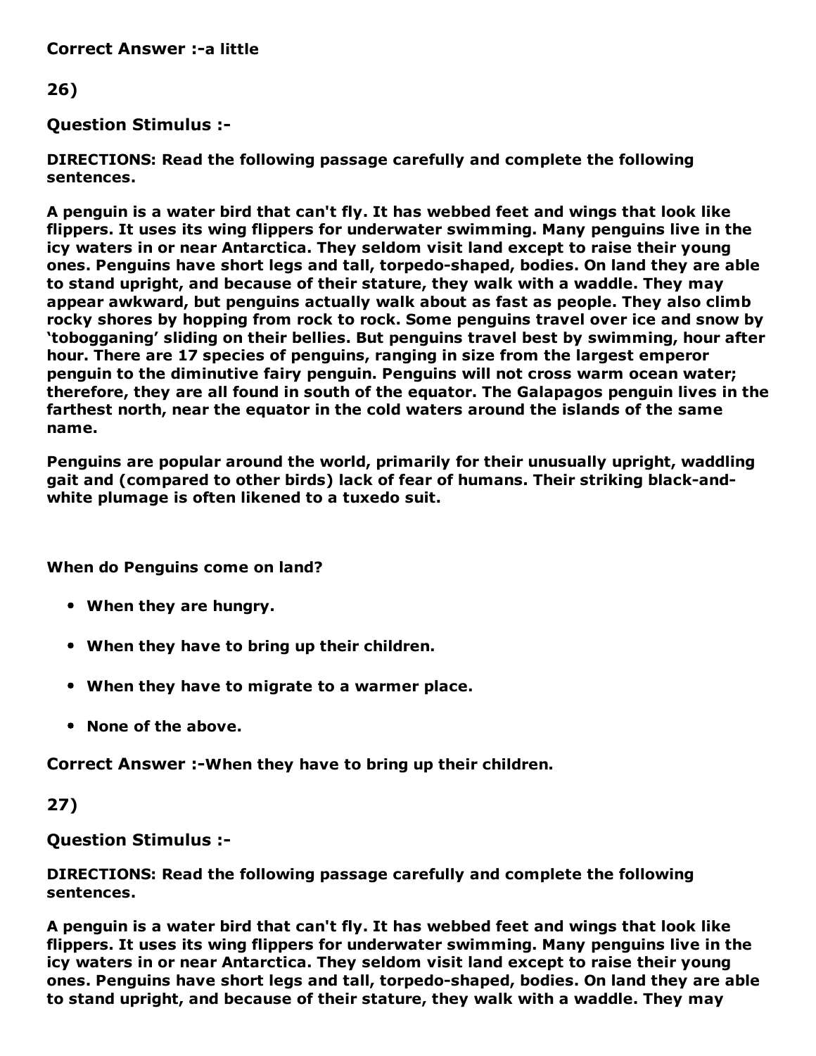**Correct Answer :-a little**

## 26)

**Question Stimulus :-**

**DIRECTIONS: Read the following passage carefully and complete the following sentences.**

**A penguin is a water bird that can't fly. It has webbed feet and wings that look like flippers. It uses its wing flippers for underwater swimming. Many penguins live in the icy waters in or near Antarctica. They seldom visit land except to raise their young ones. Penguins have short legs and tall, torpedo-shaped, bodies. On land they are able to stand upright, and because of their stature, they walk with a waddle. They may appear awkward, but penguins actually walk about as fast as people. They also climb rocky shores by hopping from rock to rock. Some penguins travel over ice and snow by 'tobogganing' sliding on their bellies. But penguins travel best by swimming, hour after hour. There are 17 species of penguins, ranging in size from the largest emperor penguin to the diminutive fairy penguin. Penguins will not cross warm ocean water; therefore, they are all found in south of the equator. The Galapagos penguin lives in the farthest north, near the equator in the cold waters around the islands of the same name.**

**Penguins are popular around the world, primarily for their unusually upright, waddling gait and (compared to other birds) lack of fear of humans. Their striking black-and-white plumage is often likened to a tuxedo suit.**

**When do Penguins come on land?**

- **When they are hungry.**
- **When they have to bring up their children.**
- **When they have to migrate to a warmer place.**
- **None of the above.**

**Correct Answer :-When they have to bring up their children.**

## 27)

**Question Stimulus :-**

**DIRECTIONS: Read the following passage carefully and complete the following sentences.**

**A penguin is a water bird that can't fly. It has webbed feet and wings that look like flippers. It uses its wing flippers for underwater swimming. Many penguins live in the icy waters in or near Antarctica. They seldom visit land except to raise their young ones. Penguins have short legs and tall, torpedo-shaped, bodies. On land they are able to stand upright, and because of their stature, they walk with a waddle. They may**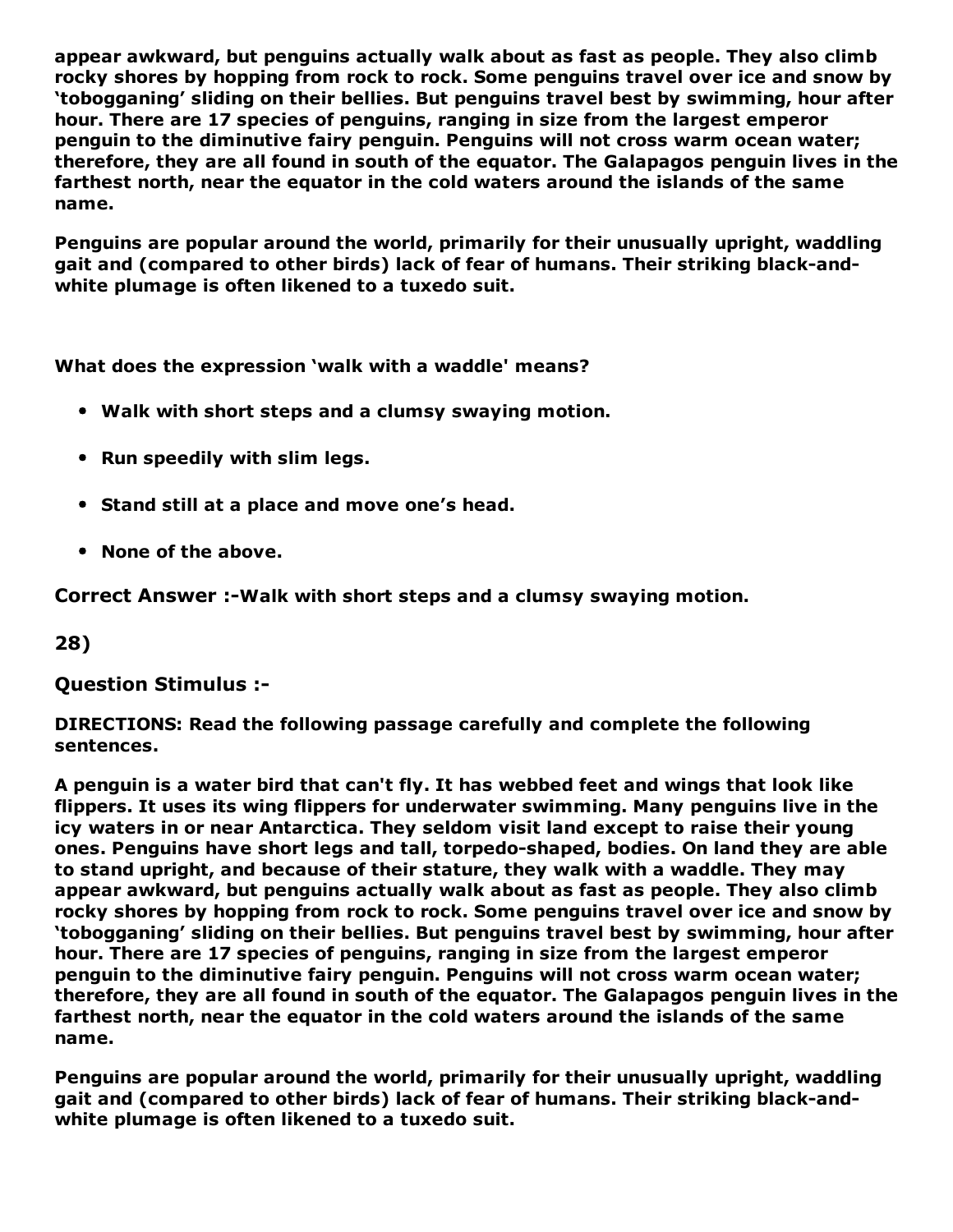**appear awkward, but penguins actually walk about as fast as people. They also climb rocky shores by hopping from rock to rock. Some penguins travel over ice and snow by 'tobogganing' sliding on their bellies. But penguins travel best by swimming, hour after hour. There are 17 species of penguins, ranging in size from the largest emperor penguin to the diminutive fairy penguin. Penguins will not cross warm ocean water; therefore, they are all found in south of the equator. The Galapagos penguin lives in the farthest north, near the equator in the cold waters around the islands of the same name.**

**Penguins are popular around the world, primarily for their unusually upright, waddling gait and (compared to other birds) lack of fear of humans. Their striking black-and-white plumage is often likened to a tuxedo suit.**

**What does the expression 'walk with a waddle' means?**

- **Walk with short steps and a clumsy swaying motion.**
- **Run speedily with slim legs.**
- **Stand still at a place and move one's head.**
- **None of the above.**

**Correct Answer :-Walk with short steps and a clumsy swaying motion.**

**28)**

**Question Stimulus :-**

**DIRECTIONS: Read the following passage carefully and complete the following sentences.**

**A penguin is a water bird that can't fly. It has webbed feet and wings that look like flippers. It uses its wing flippers for underwater swimming. Many penguins live in the icy waters in or near Antarctica. They seldom visit land except to raise their young ones. Penguins have short legs and tall, torpedo-shaped, bodies. On land they are able to stand upright, and because of their stature, they walk with a waddle. They may appear awkward, but penguins actually walk about as fast as people. They also climb rocky shores by hopping from rock to rock. Some penguins travel over ice and snow by 'tobogganing' sliding on their bellies. But penguins travel best by swimming, hour after hour. There are 17 species of penguins, ranging in size from the largest emperor penguin to the diminutive fairy penguin. Penguins will not cross warm ocean water; therefore, they are all found in south of the equator. The Galapagos penguin lives in the farthest north, near the equator in the cold waters around the islands of the same name.**

**Penguins are popular around the world, primarily for their unusually upright, waddling gait and (compared to other birds) lack of fear of humans. Their striking black-and-white plumage is often likened to a tuxedo suit.**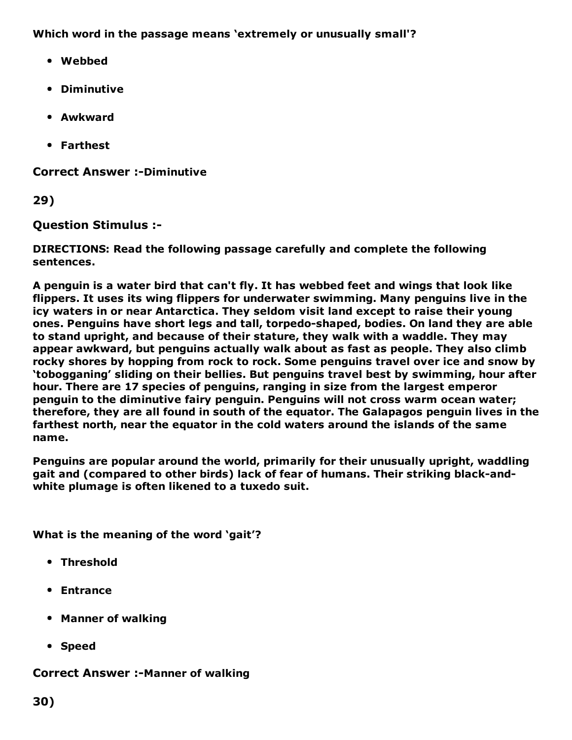**Which word in the passage means 'extremely or unusually small'?**

- **Webbed**
- **Diminutive**
- **Awkward**
- **Farthest**

**Correct Answer :-Diminutive**

**29)**

**Question Stimulus :-**

**DIRECTIONS: Read the following passage carefully and complete the following sentences.**

**A penguin is a water bird that can't fly. It has webbed feet and wings that look like flippers. It uses its wing flippers for underwater swimming. Many penguins live in the icy waters in or near Antarctica. They seldom visit land except to raise their young ones. Penguins have short legs and tall, torpedo-shaped, bodies. On land they are able to stand upright, and because of their stature, they walk with a waddle. They may appear awkward, but penguins actually walk about as fast as people. They also climb rocky shores by hopping from rock to rock. Some penguins travel over ice and snow by 'tobogganing' sliding on their bellies. But penguins travel best by swimming, hour after hour. There are 17 species of penguins, ranging in size from the largest emperor penguin to the diminutive fairy penguin. Penguins will not cross warm ocean water; therefore, they are all found in south of the equator. The Galapagos penguin lives in the farthest north, near the equator in the cold waters around the islands of the same name.**

**Penguins are popular around the world, primarily for their unusually upright, waddling gait and (compared to other birds) lack of fear of humans. Their striking black-and-white plumage is often likened to a tuxedo suit.**

**What is the meaning of the word 'gait'?**

- **Threshold**
- **Entrance**
- **Manner of walking**
- **Speed**

**Correct Answer :-Manner of walking**

**30)**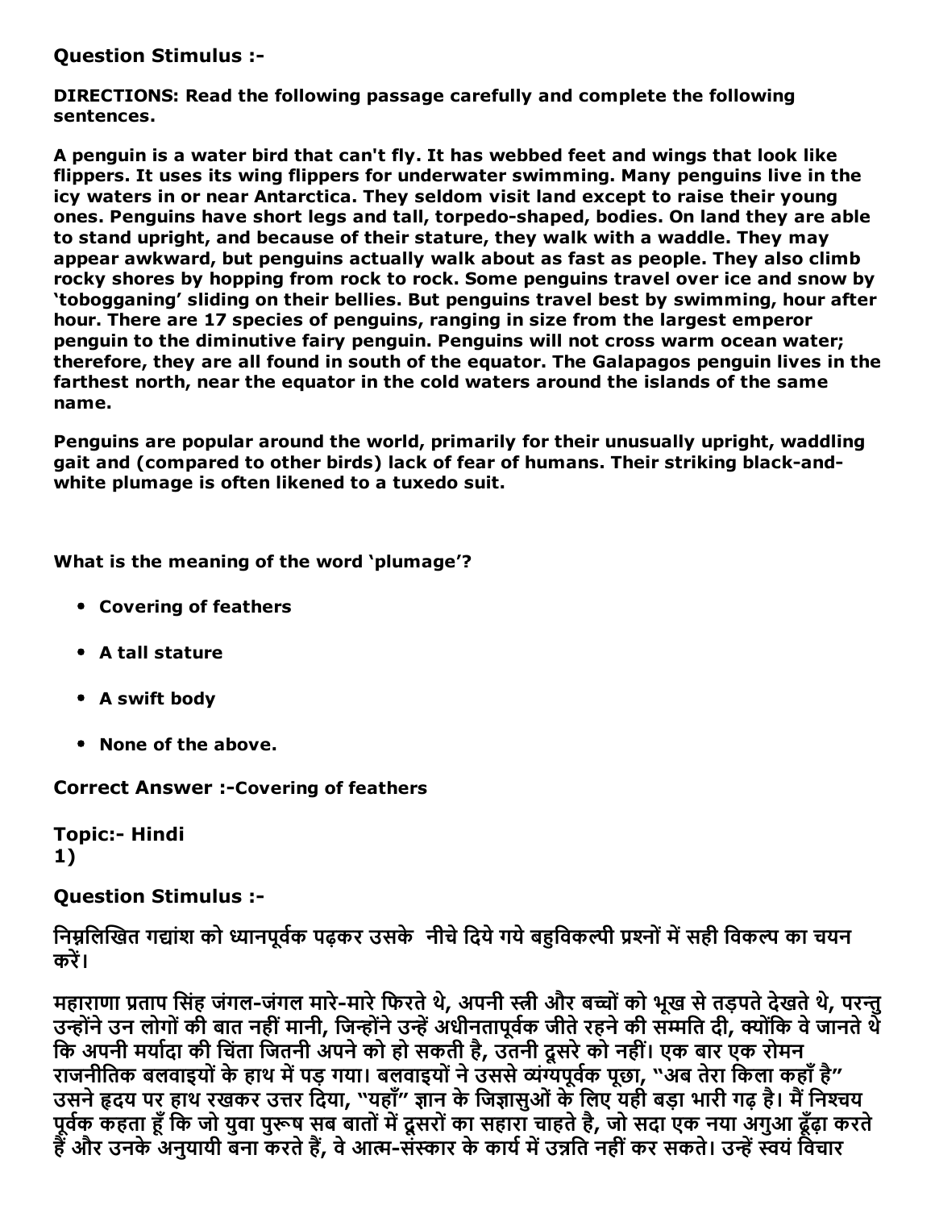**Question Stimulus :-**

**DIRECTIONS: Read the following passage carefully and complete the following sentences.**

**A penguin is a water bird that can't fly. It has webbed feet and wings that look like flippers. It uses its wing flippers for underwater swimming. Many penguins live in the icy waters in or near Antarctica. They seldom visit land except to raise their young ones. Penguins have short legs and tall, torpedo-shaped, bodies. On land they are able to stand upright, and because of their stature, they walk with a waddle. They may appear awkward, but penguins actually walk about as fast as people. They also climb rocky shores by hopping from rock to rock. Some penguins travel over ice and snow by 'tobogganing' sliding on their bellies. But penguins travel best by swimming, hour after hour. There are 17 species of penguins, ranging in size from the largest emperor penguin to the diminutive fairy penguin. Penguins will not cross warm ocean water; therefore, they are all found in south of the equator. The Galapagos penguin lives in the farthest north, near the equator in the cold waters around the islands of the same name.**

**Penguins are popular around the world, primarily for their unusually upright, waddling gait and (compared to other birds) lack of fear of humans. Their striking black-and-white plumage is often likened to a tuxedo suit.**

**What is the meaning of the word 'plumage'?**

- **Covering of feathers**
- **A tall stature**
- **A swift body**
- **None of the above.**

**Correct Answer :-Covering of feathers**

**Topic:- Hindi**
**1)**

**Question Stimulus :-**

**निम्नलिखित गद्यांश को ध्यानपूर्वक पढ़कर उसके नीचे दिये गये बहुविकल्पी प्रश्नों में सही विकल्प का चयन करें।**

**महाराणा प्रताप सिंह जंगल-जंगल मारे-मारे फिरते थे, अपनी स्त्री और बच्चों को भूख से तड़पते देखते थे, परन्तु उन्होंने उन लोगों की बात नहीं मानी, जिन्होंने उन्हें अधीनतापूर्वक जीते रहने की सम्मति दी, क्योंकि वे जानते थे कि अपनी मर्यादा की चिंता जितनी अपने को हो सकती है, उतनी दूसरे को नहीं। एक बार एक रोमन राजनीतिक बलवाइयों के हाथ में पड़ गया। बलवाइयों ने उससे व्यंग्यपूर्वक पूछा, "अब तेरा किला कहाँ है" उसने हृदय पर हाथ रखकर उत्तर दिया, "यहाँ" ज्ञान के जिज्ञासुओं के लिए यही बड़ा भारी गढ़ है। मैं निश्चय पूर्वक कहता हूँ कि जो युवा पुरूष सब बातों में दूसरों का सहारा चाहते है, जो सदा एक नया अगुआ ढूँढ़ा करते हैं और उनके अनुयायी बना करते हैं, वे आत्म-संस्कार के कार्य में उन्नति नहीं कर सकते। उन्हें स्वयं विचार**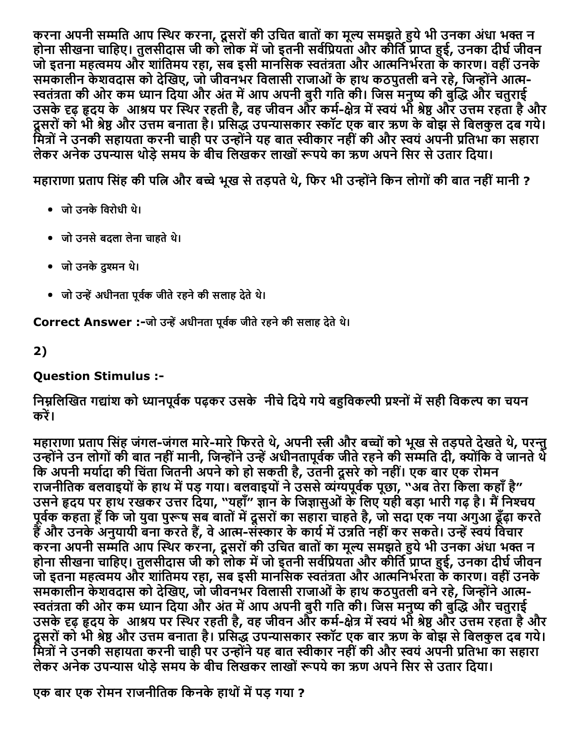करना अपनी सम्मति आप स्थिर करना, दूसरों की उचित बातों का मूल्य समझते हुये भी उनका अंधा भक्त न होना सीखना चाहिए। तुलसीदास जी को लोक में जो इतनी सर्वप्रियता और कीर्ति प्राप्त हुई, उनका दीर्घ जीवन जो इतना महत्वमय और शांतिमय रहा, सब इसी मानसिक स्वतंत्रता और आत्मनिर्भरता के कारण। वहीं उनके समकालीन केशवदास को देखिए, जो जीवनभर विलासी राजाओं के हाथ कठपुतली बने रहे, जिन्होंने आत्म-स्वतंत्रता की ओर कम ध्यान दिया और अंत में आप अपनी बुरी गति की। जिस मनुष्य की बुद्धि और चतुराई उसके दृढ़ हृदय के आश्रय पर स्थिर रहती है, वह जीवन और कर्म-क्षेत्र में स्वयं भी श्रेष्ठ और उत्तम रहता है और दूसरों को भी श्रेष्ठ और उत्तम बनाता है। प्रसिद्ध उपन्यासकार स्कॉट एक बार ऋण के बोझ से बिलकुल दब गये। मित्रों ने उनकी सहायता करनी चाही पर उन्होंने यह बात स्वीकार नहीं की और स्वयं अपनी प्रतिभा का सहारा लेकर अनेक उपन्यास थोड़े समय के बीच लिखकर लाखों रूपये का ऋण अपने सिर से उतार दिया।

**महाराणा प्रताप सिंह की पत्नि और बच्चे भूख से तड़पते थे, फिर भी उन्होंने किन लोगों की बात नहीं मानी ?**

- जो उनके विरोधी थे।
- जो उनसे बदला लेना चाहते थे।
- जो उनके दुश्मन थे।
- जो उन्हें अधीनता पूर्वक जीते रहने की सलाह देते थे।

**Correct Answer :-**जो उन्हें अधीनता पूर्वक जीते रहने की सलाह देते थे।

**2)**

**Question Stimulus :-**

**निम्नलिखित गद्यांश को ध्यानपूर्वक पढ़कर उसके नीचे दिये गये बहुविकल्पी प्रश्नों में सही विकल्प का चयन करें।**

**महाराणा प्रताप सिंह जंगल-जंगल मारे-मारे फिरते थे, अपनी स्त्री और बच्चों को भूख से तड़पते देखते थे, परन्तु उन्होंने उन लोगों की बात नहीं मानी, जिन्होंने उन्हें अधीनतापूर्वक जीते रहने की सम्मति दी, क्योंकि वे जानते थे कि अपनी मर्यादा की चिंता जितनी अपने को हो सकती है, उतनी दूसरे को नहीं। एक बार एक रोमन राजनीतिक बलवाइयों के हाथ में पड़ गया। बलवाइयों ने उससे व्यंग्यपूर्वक पूछा, "अब तेरा किला कहाँ है" उसने हृदय पर हाथ रखकर उत्तर दिया, "यहाँ" ज्ञान के जिज्ञासुओं के लिए यही बड़ा भारी गढ़ है। मैं निश्चय पूर्वक कहता हूँ कि जो युवा पुरूष सब बातों में दूसरों का सहारा चाहते है, जो सदा एक नया अगुआ ढूँढ़ा करते हैं और उनके अनुयायी बना करते हैं, वे आत्म-संस्कार के कार्य में उन्नति नहीं कर सकते। उन्हें स्वयं विचार करना अपनी सम्मति आप स्थिर करना, दूसरों की उचित बातों का मूल्य समझते हुये भी उनका अंधा भक्त न होना सीखना चाहिए। तुलसीदास जी को लोक में जो इतनी सर्वप्रियता और कीर्ति प्राप्त हुई, उनका दीर्घ जीवन जो इतना महत्वमय और शांतिमय रहा, सब इसी मानसिक स्वतंत्रता और आत्मनिर्भरता के कारण। वहीं उनके समकालीन केशवदास को देखिए, जो जीवनभर विलासी राजाओं के हाथ कठपुतली बने रहे, जिन्होंने आत्म-स्वतंत्रता की ओर कम ध्यान दिया और अंत में आप अपनी बुरी गति की। जिस मनुष्य की बुद्धि और चतुराई उसके दृढ़ हृदय के आश्रय पर स्थिर रहती है, वह जीवन और कर्म-क्षेत्र में स्वयं भी श्रेष्ठ और उत्तम रहता है और दूसरों को भी श्रेष्ठ और उत्तम बनाता है। प्रसिद्ध उपन्यासकार स्कॉट एक बार ऋण के बोझ से बिलकुल दब गये। मित्रों ने उनकी सहायता करनी चाही पर उन्होंने यह बात स्वीकार नहीं की और स्वयं अपनी प्रतिभा का सहारा लेकर अनेक उपन्यास थोड़े समय के बीच लिखकर लाखों रूपये का ऋण अपने सिर से उतार दिया।**

**एक बार एक रोमन राजनीतिक किनके हाथों में पड़ गया ?**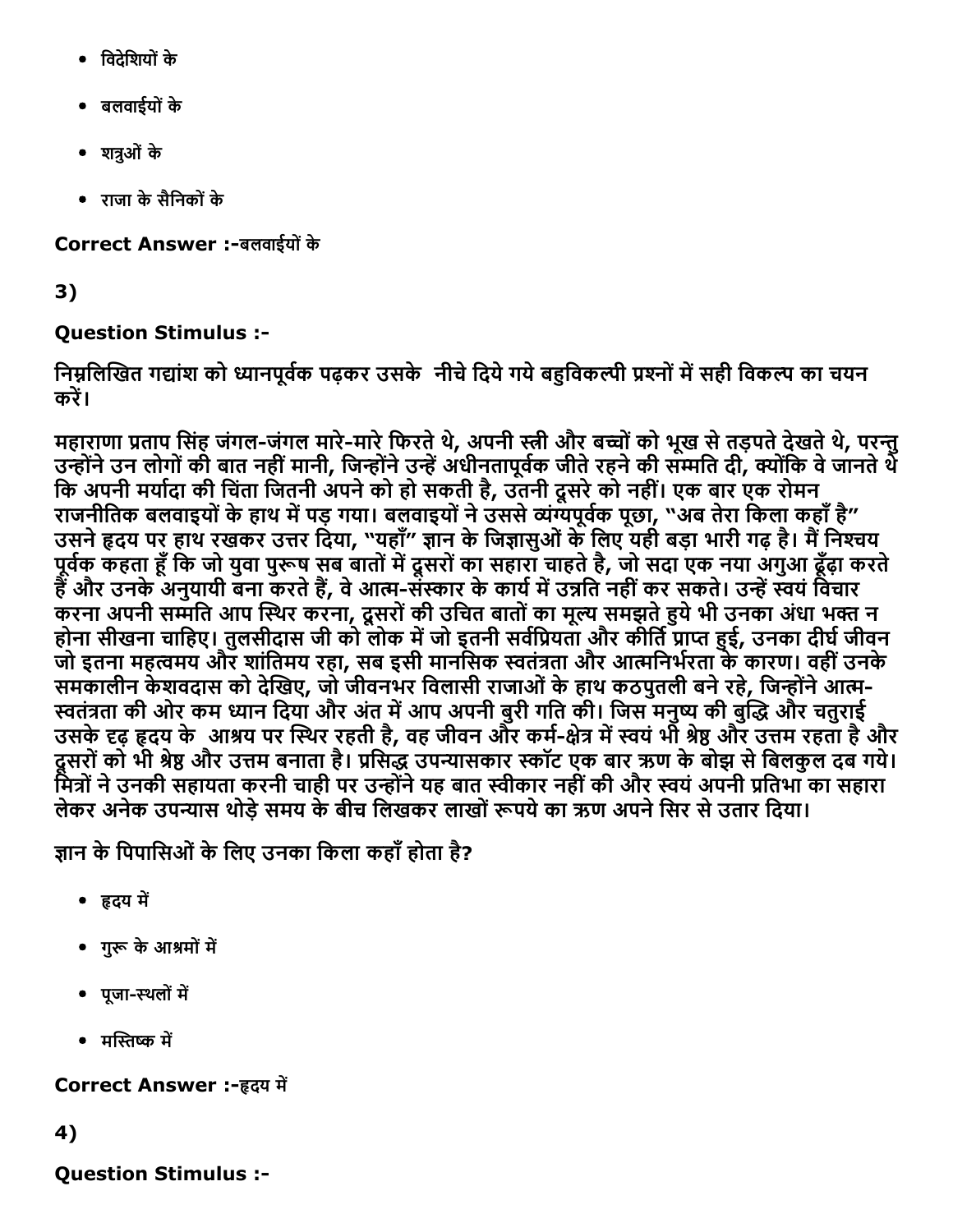- विदेशियों के
- बलवाईयों के
- शत्रुओं के
- राजा के सैनिकों के

**Correct Answer :-**बलवाईयों के

**3)**

**Question Stimulus :-**

**निम्नलिखित गद्यांश को ध्यानपूर्वक पढ़कर उसके नीचे दिये गये बहुविकल्पी प्रश्नों में सही विकल्प का चयन करें।**

**महाराणा प्रताप सिंह जंगल-जंगल मारे-मारे फिरते थे, अपनी स्त्री और बच्चों को भूख से तड़पते देखते थे, परन्तु उन्होंने उन लोगों की बात नहीं मानी, जिन्होंने उन्हें अधीनतापूर्वक जीते रहने की सम्मति दी, क्योंकि वे जानते थे कि अपनी मर्यादा की चिंता जितनी अपने को हो सकती है, उतनी दूसरे को नहीं। एक बार एक रोमन राजनीतिक बलवाइयों के हाथ में पड़ गया। बलवाइयों ने उससे व्यंग्यपूर्वक पूछा, "अब तेरा किला कहाँ है" उसने हृदय पर हाथ रखकर उत्तर दिया, "यहाँ" ज्ञान के जिज्ञासुओं के लिए यही बड़ा भारी गढ़ है। मैं निश्चय पूर्वक कहता हूँ कि जो युवा पुरूष सब बातों में दूसरों का सहारा चाहते है, जो सदा एक नया अगुआ ढूँढ़ा करते हैं और उनके अनुयायी बना करते हैं, वे आत्म-संस्कार के कार्य में उन्नति नहीं कर सकते। उन्हें स्वयं विचार करना अपनी सम्मति आप स्थिर करना, दूसरों की उचित बातों का मूल्य समझते हुये भी उनका अंधा भक्त न होना सीखना चाहिए। तुलसीदास जी को लोक में जो इतनी सर्वप्रियता और कीर्ति प्राप्त हुई, उनका दीर्घ जीवन जो इतना महत्वमय और शांतिमय रहा, सब इसी मानसिक स्वतंत्रता और आत्मनिर्भरता के कारण। वहीं उनके समकालीन केशवदास को देखिए, जो जीवनभर विलासी राजाओं के हाथ कठपुतली बने रहे, जिन्होंने आत्म-स्वतंत्रता की ओर कम ध्यान दिया और अंत में आप अपनी बुरी गति की। जिस मनुष्य की बुद्धि और चतुराई उसके दृढ़ हृदय के आश्रय पर स्थिर रहती है, वह जीवन और कर्म-क्षेत्र में स्वयं भी श्रेष्ठ और उत्तम रहता है और दूसरों को भी श्रेष्ठ और उत्तम बनाता है। प्रसिद्ध उपन्यासकार स्कॉट एक बार ऋण के बोझ से बिलकुल दब गये। मित्रों ने उनकी सहायता करनी चाही पर उन्होंने यह बात स्वीकार नहीं की और स्वयं अपनी प्रतिभा का सहारा लेकर अनेक उपन्यास थोड़े समय के बीच लिखकर लाखों रूपये का ऋण अपने सिर से उतार दिया।**

**ज्ञान के पिपासिओं के लिए उनका किला कहाँ होता है?**

- हृदय में
- गुरू के आश्रमों में
- पूजा-स्थलों में
- मस्तिष्क में

**Correct Answer :-**हृदय में

**4)**

**Question Stimulus :-**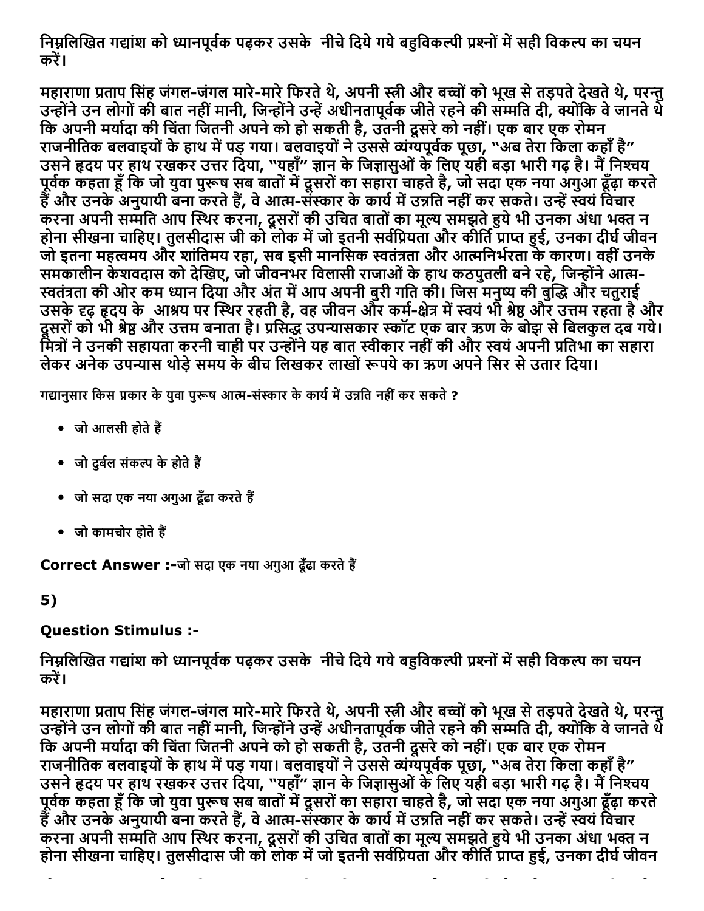निम्नलिखित गद्यांश को ध्यानपूर्वक पढ़कर उसके नीचे दिये गये बहुविकल्पी प्रश्नों में सही विकल्प का चयन करें।

महाराणा प्रताप सिंह जंगल-जंगल मारे-मारे फिरते थे, अपनी स्त्री और बच्चों को भूख से तड़पते देखते थे, परन्तु उन्होंने उन लोगों की बात नहीं मानी, जिन्होंने उन्हें अधीनतापूर्वक जीते रहने की सम्मति दी, क्योंकि वे जानते थे कि अपनी मर्यादा की चिंता जितनी अपने को हो सकती है, उतनी दूसरे को नहीं। एक बार एक रोमन राजनीतिक बलवाइयों के हाथ में पड़ गया। बलवाइयों ने उससे व्यंग्यपूर्वक पूछा, "अब तेरा किला कहाँ है" उसने हृदय पर हाथ रखकर उत्तर दिया, "यहाँ" ज्ञान के जिज्ञासुओं के लिए यही बड़ा भारी गढ़ है। मैं निश्चय पूर्वक कहता हूँ कि जो युवा पुरूष सब बातों में दूसरों का सहारा चाहते है, जो सदा एक नया अगुआ ढूँढ़ा करते हैं और उनके अनुयायी बना करते हैं, वे आत्म-संस्कार के कार्य में उन्नति नहीं कर सकते। उन्हें स्वयं विचार करना अपनी सम्मति आप स्थिर करना, दूसरों की उचित बातों का मूल्य समझते हुये भी उनका अंधा भक्त न होना सीखना चाहिए। तुलसीदास जी को लोक में जो इतनी सर्वप्रियता और कीर्ति प्राप्त हुई, उनका दीर्घ जीवन जो इतना महत्वमय और शांतिमय रहा, सब इसी मानसिक स्वतंत्रता और आत्मनिर्भरता के कारण। वहीं उनके समकालीन केशवदास को देखिए, जो जीवनभर विलासी राजाओं के हाथ कठपुतली बने रहे, जिन्होंने आत्म-स्वतंत्रता की ओर कम ध्यान दिया और अंत में आप अपनी बुरी गति की। जिस मनुष्य की बुद्धि और चतुराई उसके दृढ़ हृदय के आश्रय पर स्थिर रहती है, वह जीवन और कर्म-क्षेत्र में स्वयं भी श्रेष्ठ और उत्तम रहता है और दूसरों को भी श्रेष्ठ और उत्तम बनाता है। प्रसिद्ध उपन्यासकार स्कॉट एक बार ऋण के बोझ से बिलकुल दब गये। मित्रों ने उनकी सहायता करनी चाही पर उन्होंने यह बात स्वीकार नहीं की और स्वयं अपनी प्रतिभा का सहारा लेकर अनेक उपन्यास थोड़े समय के बीच लिखकर लाखों रूपये का ऋण अपने सिर से उतार दिया।

गद्यानुसार किस प्रकार के युवा पुरूष आत्म-संस्कार के कार्य में उन्नति नहीं कर सकते ?

- जो आलसी होते हैं
- जो दुर्बल संकल्प के होते हैं
- जो सदा एक नया अगुआ ढूँढा करते हैं
- जो कामचोर होते हैं

**Correct Answer :-**जो सदा एक नया अगुआ ढूँढा करते हैं

**5)**

**Question Stimulus :-**

निम्नलिखित गद्यांश को ध्यानपूर्वक पढ़कर उसके नीचे दिये गये बहुविकल्पी प्रश्नों में सही विकल्प का चयन करें।

महाराणा प्रताप सिंह जंगल-जंगल मारे-मारे फिरते थे, अपनी स्त्री और बच्चों को भूख से तड़पते देखते थे, परन्तु उन्होंने उन लोगों की बात नहीं मानी, जिन्होंने उन्हें अधीनतापूर्वक जीते रहने की सम्मति दी, क्योंकि वे जानते थे कि अपनी मर्यादा की चिंता जितनी अपने को हो सकती है, उतनी दूसरे को नहीं। एक बार एक रोमन राजनीतिक बलवाइयों के हाथ में पड़ गया। बलवाइयों ने उससे व्यंग्यपूर्वक पूछा, "अब तेरा किला कहाँ है" उसने हृदय पर हाथ रखकर उत्तर दिया, "यहाँ" ज्ञान के जिज्ञासुओं के लिए यही बड़ा भारी गढ़ है। मैं निश्चय पूर्वक कहता हूँ कि जो युवा पुरूष सब बातों में दूसरों का सहारा चाहते है, जो सदा एक नया अगुआ ढूँढ़ा करते हैं और उनके अनुयायी बना करते हैं, वे आत्म-संस्कार के कार्य में उन्नति नहीं कर सकते। उन्हें स्वयं विचार करना अपनी सम्मति आप स्थिर करना, दूसरों की उचित बातों का मूल्य समझते हुये भी उनका अंधा भक्त न होना सीखना चाहिए। तुलसीदास जी को लोक में जो इतनी सर्वप्रियता और कीर्ति प्राप्त हुई, उनका दीर्घ जीवन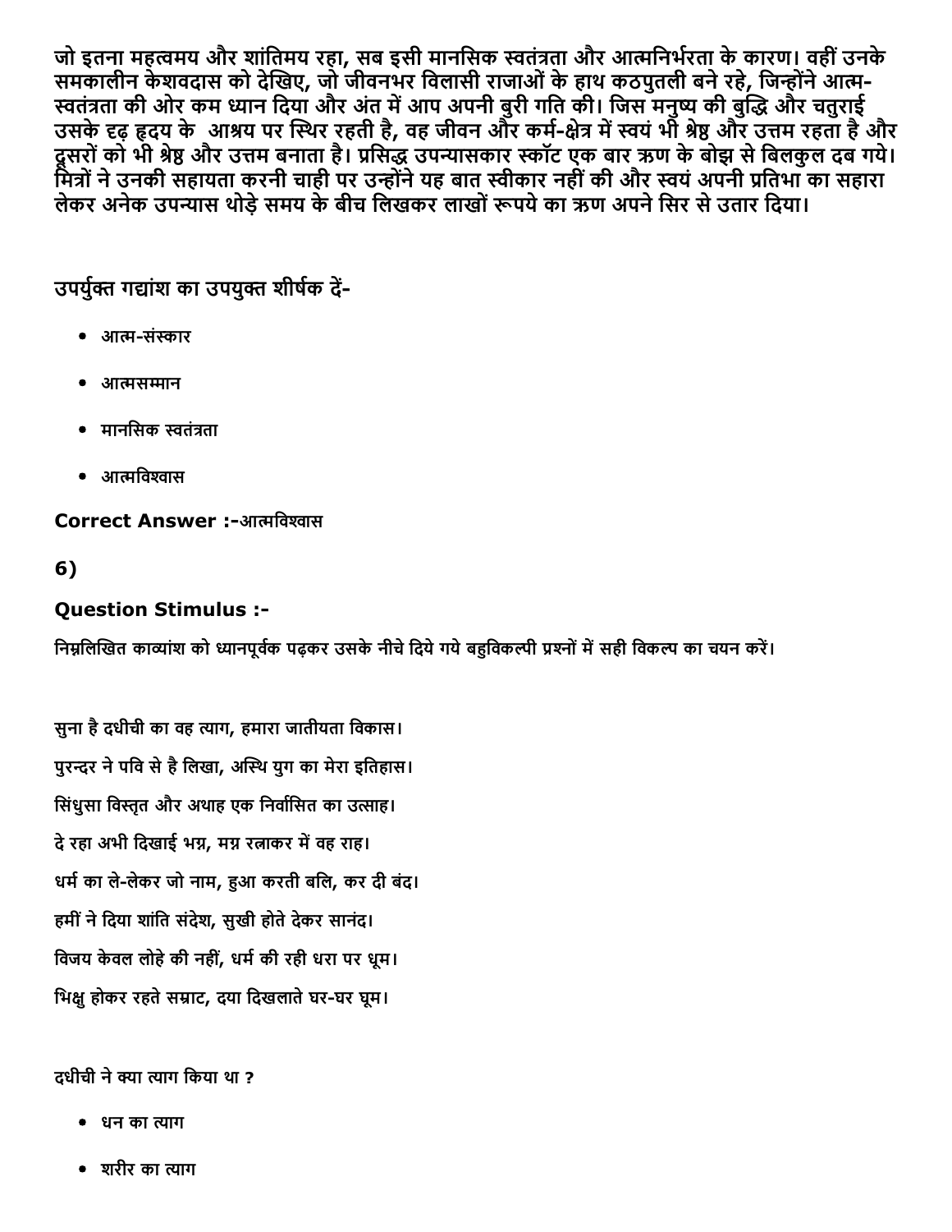**जो इतना महत्वमय और शांतिमय रहा, सब इसी मानसिक स्वतंत्रता और आत्मनिर्भरता के कारण। वहीं उनके समकालीन केशवदास को देखिए, जो जीवनभर विलासी राजाओं के हाथ कठपुतली बने रहे, जिन्होंने आत्म-स्वतंत्रता की ओर कम ध्यान दिया और अंत में आप अपनी बुरी गति की। जिस मनुष्य की बुद्धि और चतुराई उसके दृढ़ हृदय के आश्रय पर स्थिर रहती है, वह जीवन और कर्म-क्षेत्र में स्वयं भी श्रेष्ठ और उत्तम रहता है और दूसरों को भी श्रेष्ठ और उत्तम बनाता है। प्रसिद्ध उपन्यासकार स्कॉट एक बार ऋण के बोझ से बिलकुल दब गये। मित्रों ने उनकी सहायता करनी चाही पर उन्होंने यह बात स्वीकार नहीं की और स्वयं अपनी प्रतिभा का सहारा लेकर अनेक उपन्यास थोड़े समय के बीच लिखकर लाखों रूपये का ऋण अपने सिर से उतार दिया।**

उपर्युक्त गद्यांश का उपयुक्त शीर्षक दें-

- आत्म-संस्कार
- आत्मसम्मान
- मानसिक स्वतंत्रता
- आत्मविश्वास

**Correct Answer :-**आत्मविश्वास

**6)**

### Question Stimulus :-

निम्नलिखित काव्यांश को ध्यानपूर्वक पढ़कर उसके नीचे दिये गये बहुविकल्पी प्रश्नों में सही विकल्प का चयन करें।

सुना है दधीची का वह त्याग, हमारा जातीयता विकास।

पुरन्दर ने पवि से है लिखा, अस्थि युग का मेरा इतिहास।

सिंधुसा विस्तृत और अथाह एक निर्वासित का उत्साह।

दे रहा अभी दिखाई भग्न, मग्न रत्नाकर में वह राह।

धर्म का ले-लेकर जो नाम, हुआ करती बलि, कर दी बंद।

हमीं ने दिया शांति संदेश, सुखी होते देकर सानंद।

विजय केवल लोहे की नहीं, धर्म की रही धरा पर धूम।

भिक्षु होकर रहते सम्राट, दया दिखलाते घर-घर घूम।

दधीची ने क्या त्याग किया था ?

- धन का त्याग
- शरीर का त्याग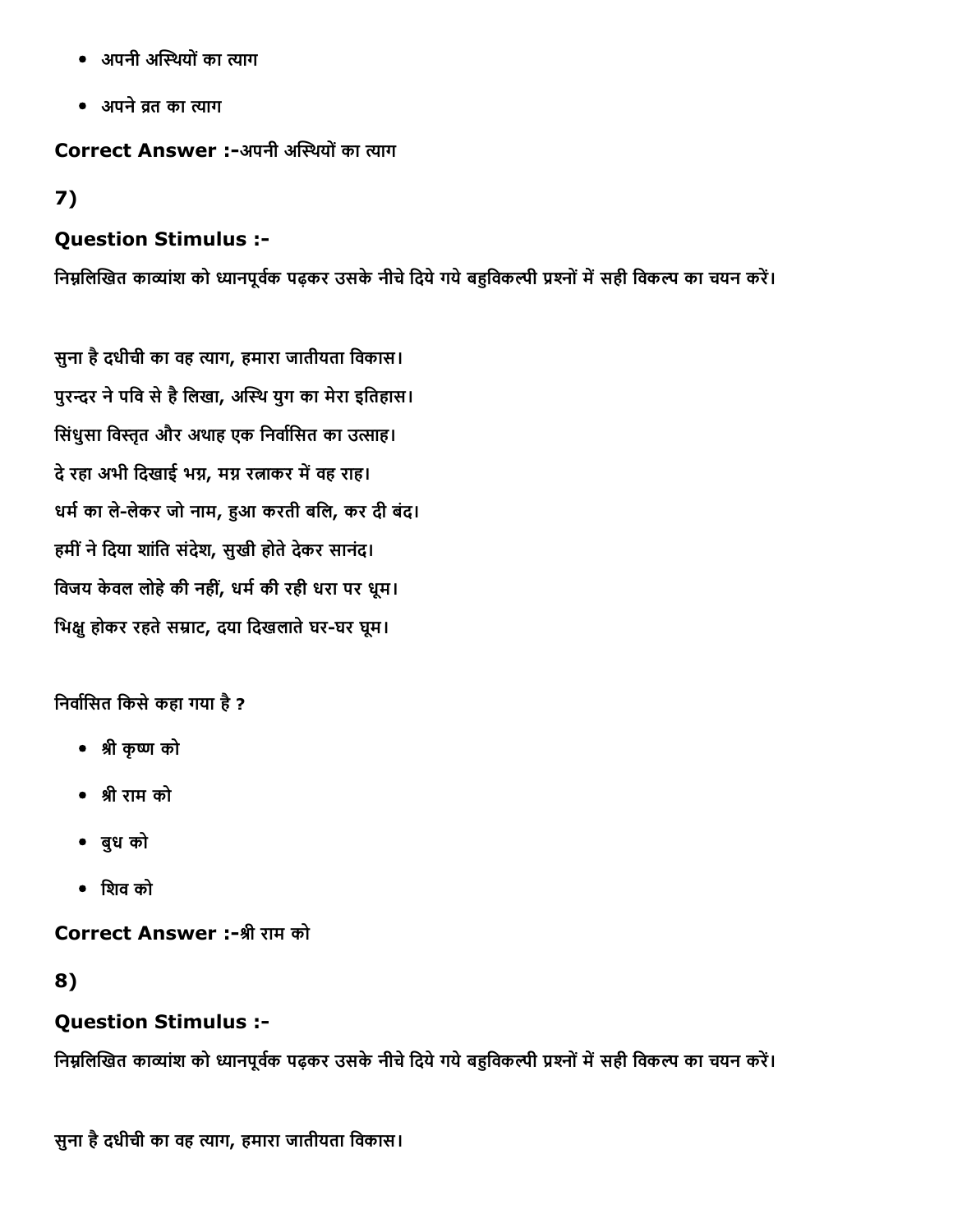- अपनी अस्थियों का त्याग
- अपने व्रत का त्याग

**Correct Answer :-**अपनी अस्थियों का त्याग

**7)**

**Question Stimulus :-**

निम्नलिखित काव्यांश को ध्यानपूर्वक पढ़कर उसके नीचे दिये गये बहुविकल्पी प्रश्नों में सही विकल्प का चयन करें।

सुना है दधीची का वह त्याग, हमारा जातीयता विकास।
पुरन्दर ने पवि से है लिखा, अस्थि युग का मेरा इतिहास।
सिंधुसा विस्तृत और अथाह एक निर्वासित का उत्साह।
दे रहा अभी दिखाई भग्न, मग्न रत्नाकर में वह राह।
धर्म का ले-लेकर जो नाम, हुआ करती बलि, कर दी बंद।
हमीं ने दिया शांति संदेश, सुखी होते देकर सानंद।
विजय केवल लोहे की नहीं, धर्म की रही धरा पर धूम।
भिक्षु होकर रहते सम्राट, दया दिखलाते घर-घर घूम।

निर्वासित किसे कहा गया है ?

- श्री कृष्ण को
- श्री राम को
- बुध को
- शिव को

**Correct Answer :-**श्री राम को

**8)**

**Question Stimulus :-**

निम्नलिखित काव्यांश को ध्यानपूर्वक पढ़कर उसके नीचे दिये गये बहुविकल्पी प्रश्नों में सही विकल्प का चयन करें।

सुना है दधीची का वह त्याग, हमारा जातीयता विकास।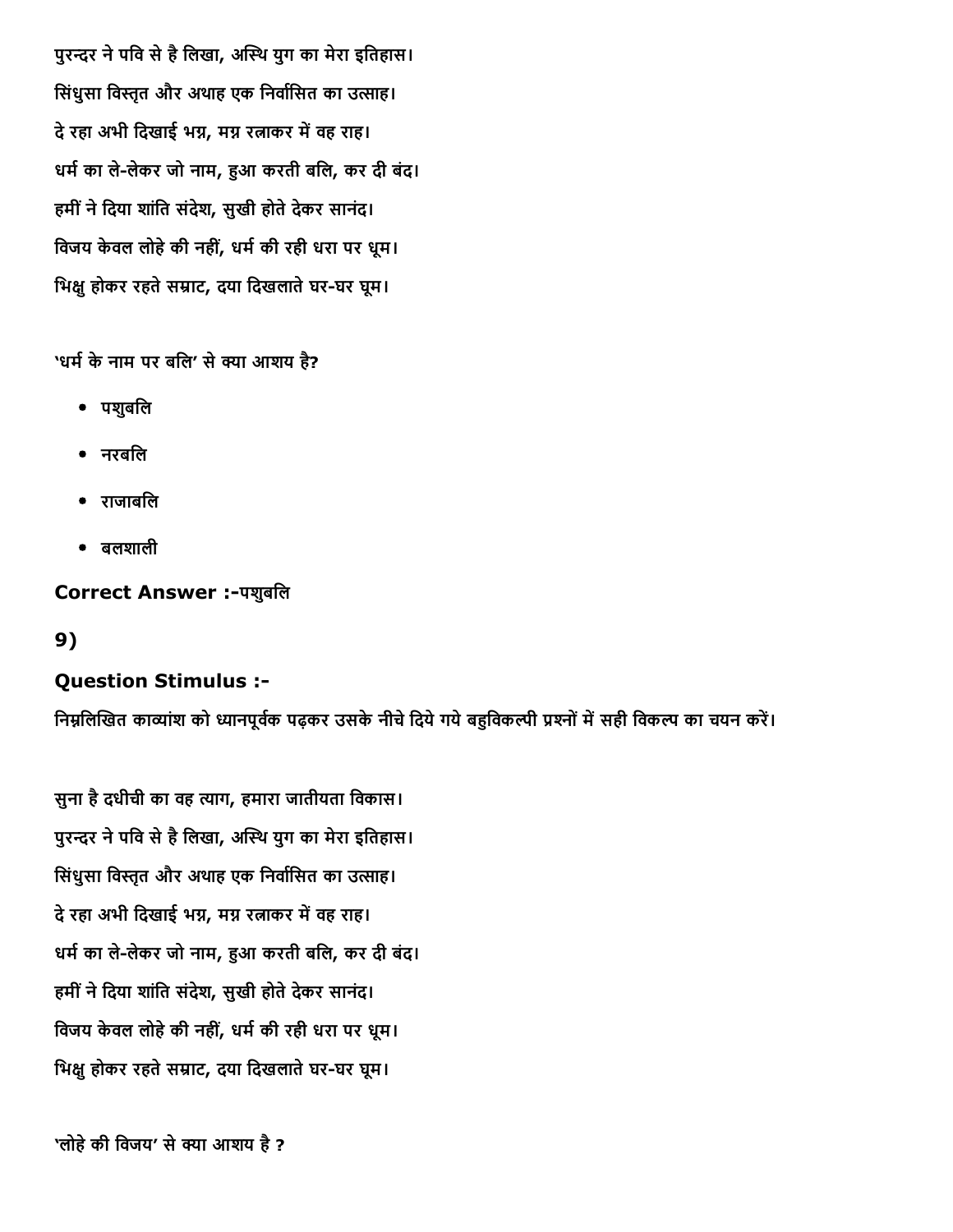पुरन्दर ने पवि से है लिखा, अस्थि युग का मेरा इतिहास।

सिंधुसा विस्तृत और अथाह एक निर्वासित का उत्साह।

दे रहा अभी दिखाई भग्न, मग्न रत्नाकर में वह राह।

धर्म का ले-लेकर जो नाम, हुआ करती बलि, कर दी बंद।

हमीं ने दिया शांति संदेश, सुखी होते देकर सानंद।

विजय केवल लोहे की नहीं, धर्म की रही धरा पर धूम।

भिक्षु होकर रहते सम्राट, दया दिखलाते घर-घर घूम।

'धर्म के नाम पर बलि' से क्या आशय है?

- पशुबलि
- नरबलि
- राजाबलि
- बलशाली

**Correct Answer :-**पशुबलि

**9)**

**Question Stimulus :-**

निम्नलिखित काव्यांश को ध्यानपूर्वक पढ़कर उसके नीचे दिये गये बहुविकल्पी प्रश्नों में सही विकल्प का चयन करें।

सुना है दधीची का वह त्याग, हमारा जातीयता विकास।

पुरन्दर ने पवि से है लिखा, अस्थि युग का मेरा इतिहास।

सिंधुसा विस्तृत और अथाह एक निर्वासित का उत्साह।

दे रहा अभी दिखाई भग्न, मग्न रत्नाकर में वह राह।

धर्म का ले-लेकर जो नाम, हुआ करती बलि, कर दी बंद।

हमीं ने दिया शांति संदेश, सुखी होते देकर सानंद।

विजय केवल लोहे की नहीं, धर्म की रही धरा पर धूम।

भिक्षु होकर रहते सम्राट, दया दिखलाते घर-घर घूम।

'लोहे की विजय' से क्या आशय है ?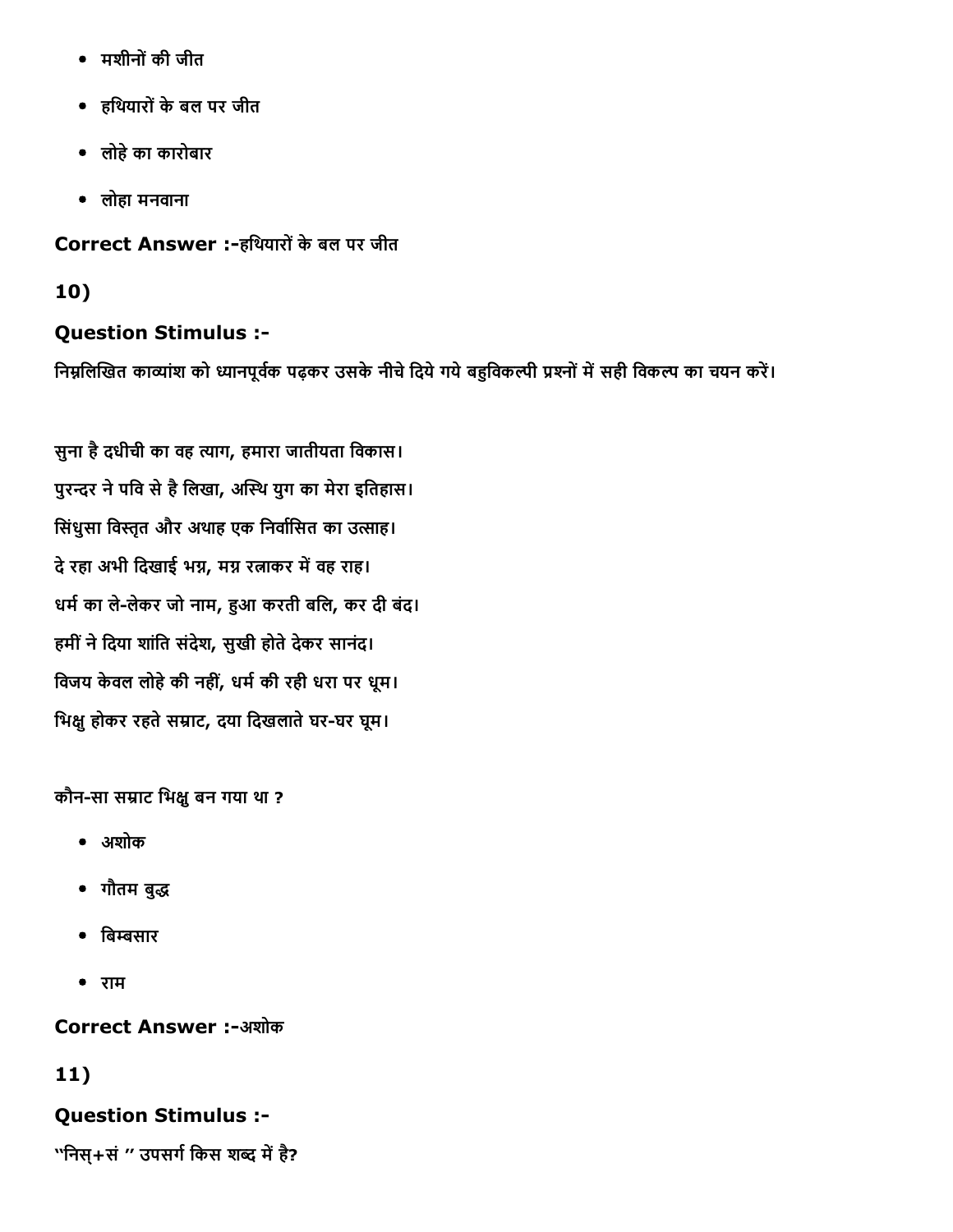- मशीनों की जीत
- हथियारों के बल पर जीत
- लोहे का कारोबार
- लोहा मनवाना

**Correct Answer :-**हथियारों के बल पर जीत

**10)**

**Question Stimulus :-**

निम्नलिखित काव्यांश को ध्यानपूर्वक पढ़कर उसके नीचे दिये गये बहुविकल्पी प्रश्नों में सही विकल्प का चयन करें।

सुना है दधीची का वह त्याग, हमारा जातीयता विकास।
पुरन्दर ने पवि से है लिखा, अस्थि युग का मेरा इतिहास।
सिंधुसा विस्तृत और अथाह एक निर्वासित का उत्साह।
दे रहा अभी दिखाई भग्न, मग्न रत्नाकर में वह राह।
धर्म का ले-लेकर जो नाम, हुआ करती बलि, कर दी बंद।
हमीं ने दिया शांति संदेश, सुखी होते देकर सानंद।
विजय केवल लोहे की नहीं, धर्म की रही धरा पर धूम।
भिक्षु होकर रहते सम्राट, दया दिखलाते घर-घर घूम।

कौन-सा सम्राट भिक्षु बन गया था ?

- अशोक
- गौतम बुद्ध
- बिम्बसार
- राम

**Correct Answer :-**अशोक

**11)**

**Question Stimulus :-**

''निस्+सं '' उपसर्ग किस शब्द में है?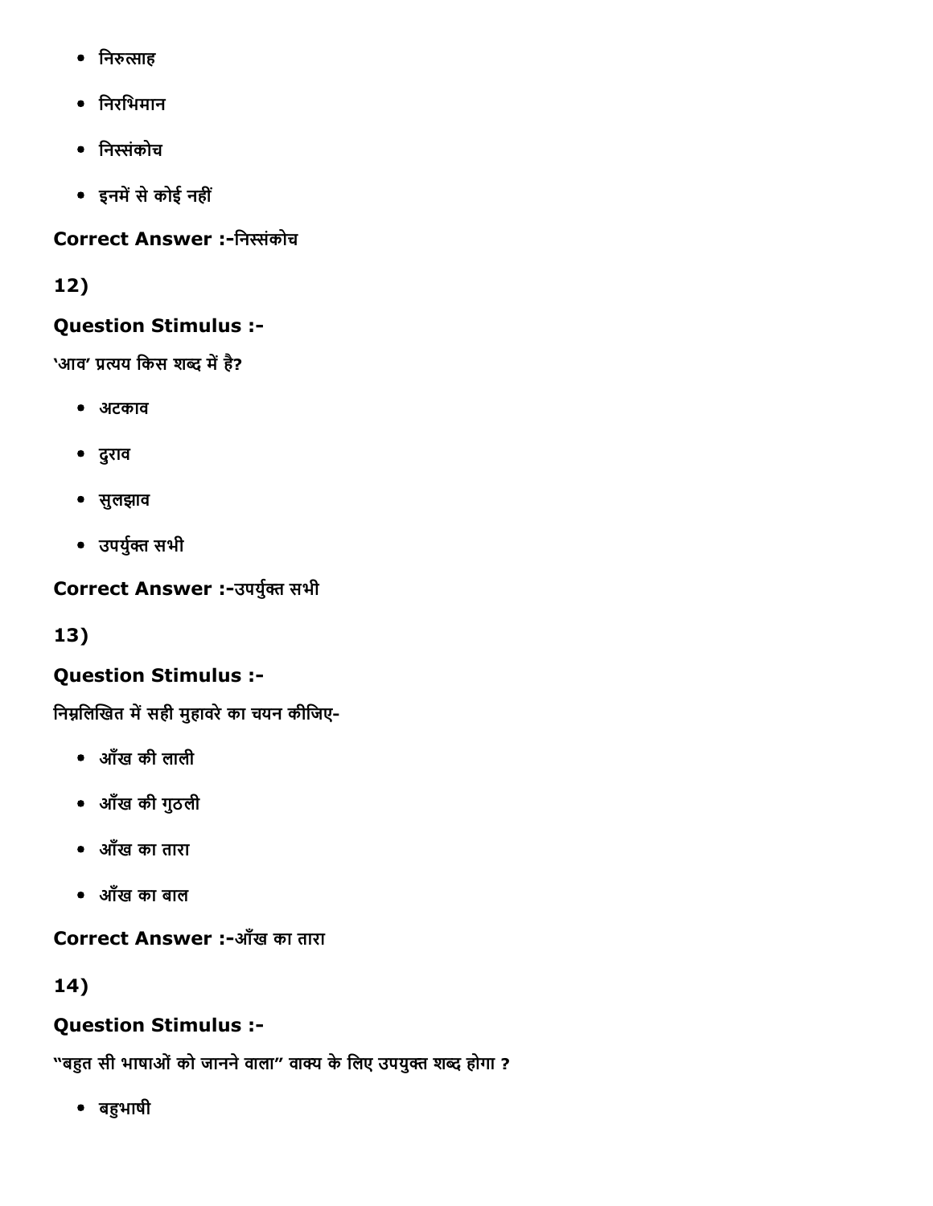- निरुत्साह
- निरभिमान
- निस्संकोच
- इनमें से कोई नहीं

**Correct Answer :-**निस्संकोच

**12)**

**Question Stimulus :-**

'आव' प्रत्यय किस शब्द में है?

- अटकाव
- दुराव
- सुलझाव
- उपर्युक्त सभी

**Correct Answer :-**उपर्युक्त सभी

**13)**

**Question Stimulus :-**

निम्नलिखित में सही मुहावरे का चयन कीजिए-

- आँख की लाली
- आँख की गुठली
- आँख का तारा
- आँख का बाल

**Correct Answer :-**आँख का तारा

**14)**

**Question Stimulus :-**

"बहुत सी भाषाओं को जानने वाला" वाक्य के लिए उपयुक्त शब्द होगा ?

- बहुभाषी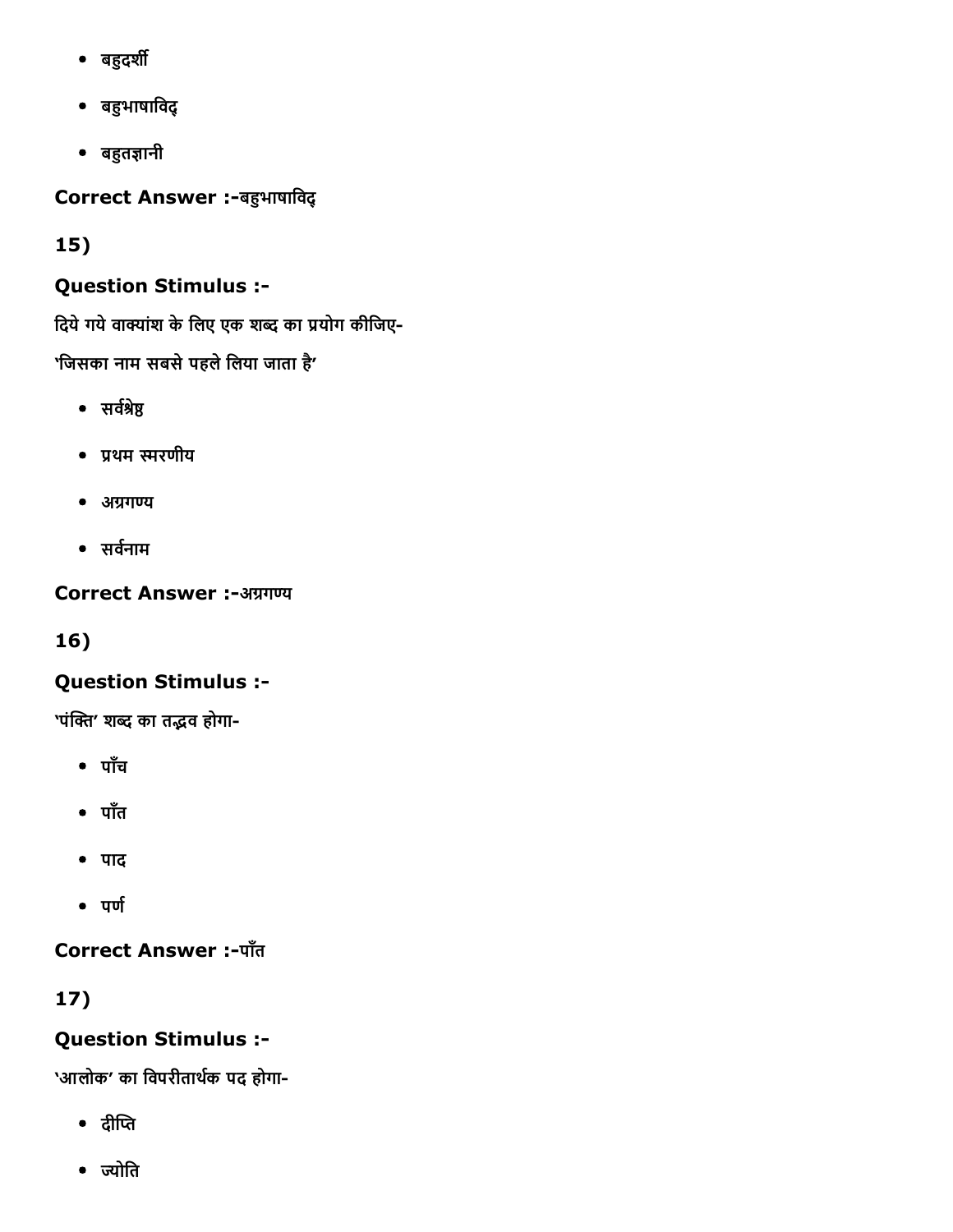- बहुदर्शी
- बहुभाषाविद्
- बहुतज्ञानी

**Correct Answer :-**बहुभाषाविद्

**15)**

**Question Stimulus :-**

दिये गये वाक्यांश के लिए एक शब्द का प्रयोग कीजिए-

'जिसका नाम सबसे पहले लिया जाता है'

- सर्वश्रेष्ठ
- प्रथम स्मरणीय
- अग्रगण्य
- सर्वनाम

**Correct Answer :-**अग्रगण्य

**16)**

**Question Stimulus :-**

'पंक्ति' शब्द का तद्भव होगा-

- पाँच
- पाँत
- पाद
- पर्ण

**Correct Answer :-**पाँत

**17)**

**Question Stimulus :-**

'आलोक' का विपरीतार्थक पद होगा-

- दीप्ति
- ज्योति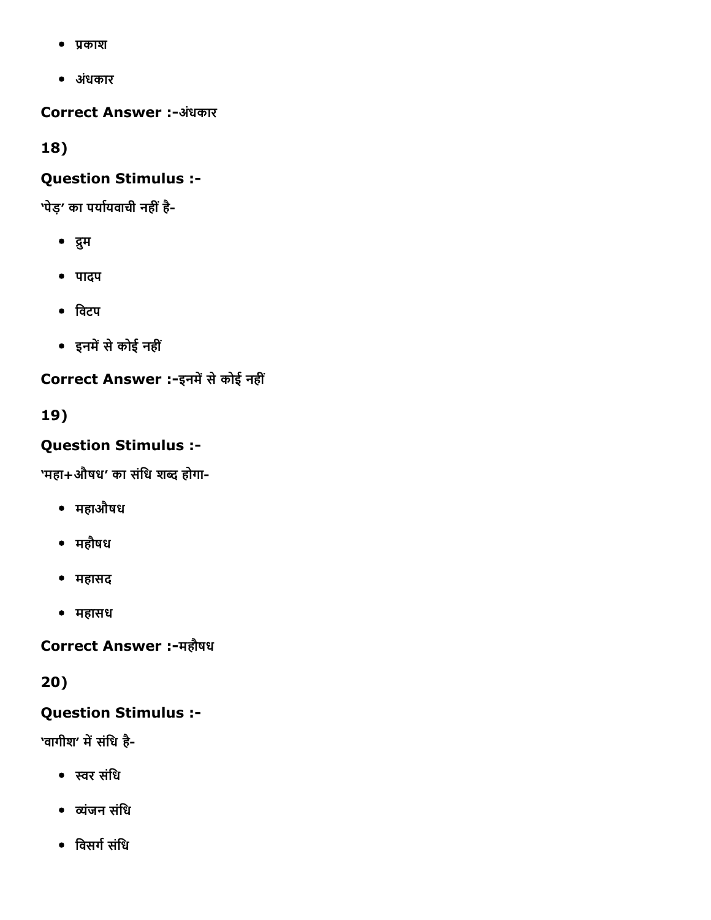- प्रकाश
- अंधकार

**Correct Answer :-**अंधकार

**18)**

**Question Stimulus :-**

'पेड़' का पर्यायवाची नहीं है-

- द्रुम
- पादप
- विटप
- इनमें से कोई नहीं

**Correct Answer :-**इनमें से कोई नहीं

**19)**

**Question Stimulus :-**

'महा+औषध' का संधि शब्द होगा-

- महाऔषध
- महौषध
- महासद
- महासध

**Correct Answer :-**महौषध

**20)**

**Question Stimulus :-**

'वागीश' में संधि है-

- स्वर संधि
- व्यंजन संधि
- विसर्ग संधि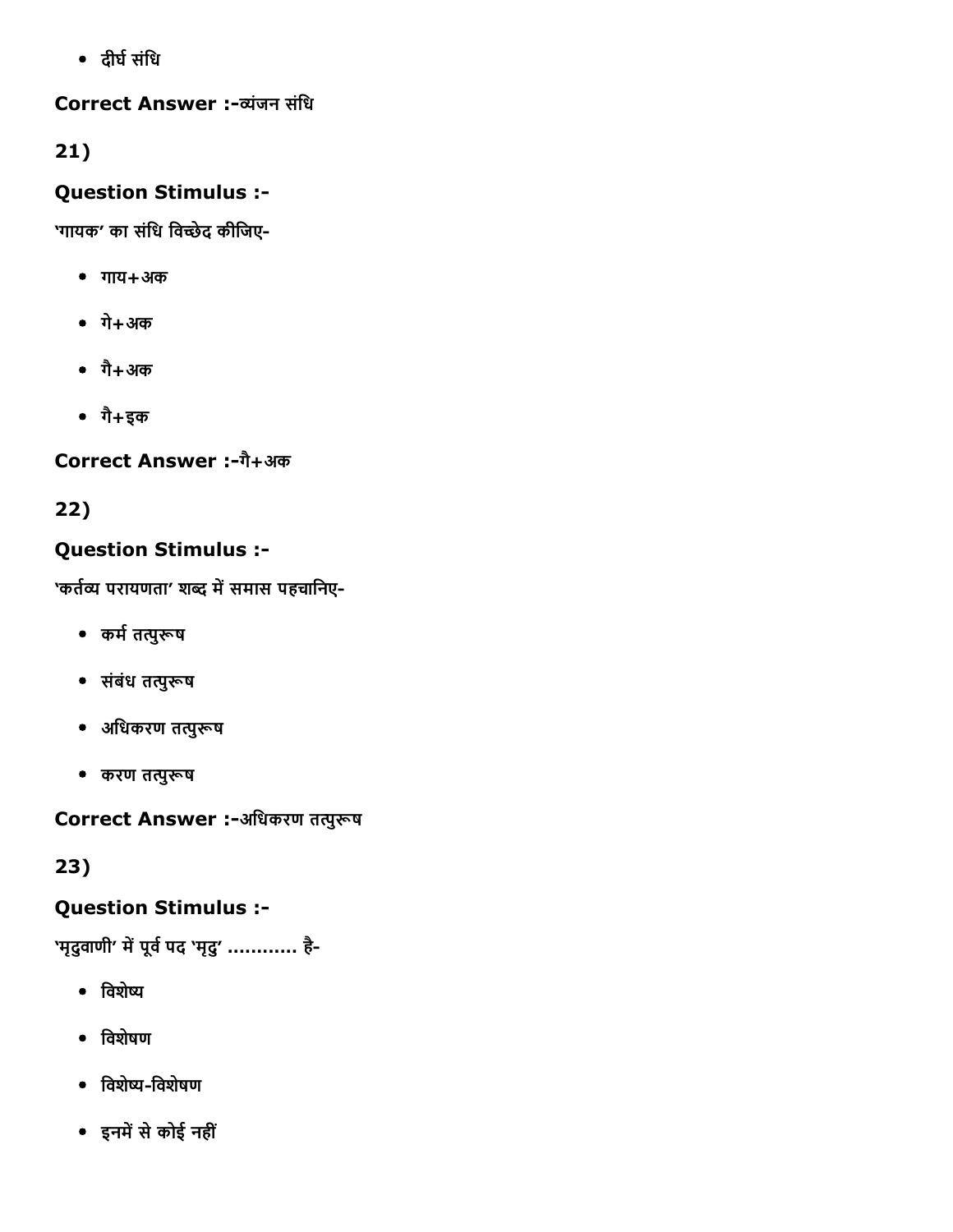- दीर्घ संधि

**Correct Answer :-**व्यंजन संधि

**21)**

**Question Stimulus :-**

'गायक' का संधि विच्छेद कीजिए-

- गाय+अक
- गे+अक
- गै+अक
- गै+इक

**Correct Answer :-**गै+अक

**22)**

**Question Stimulus :-**

'कर्तव्य परायणता' शब्द में समास पहचानिए-

- कर्म तत्पुरूष
- संबंध तत्पुरूष
- अधिकरण तत्पुरूष
- करण तत्पुरूष

**Correct Answer :-**अधिकरण तत्पुरूष

**23)**

**Question Stimulus :-**

'मृदुवाणी' में पूर्व पद 'मृदु' ............ है-

- विशेष्य
- विशेषण
- विशेष्य-विशेषण
- इनमें से कोई नहीं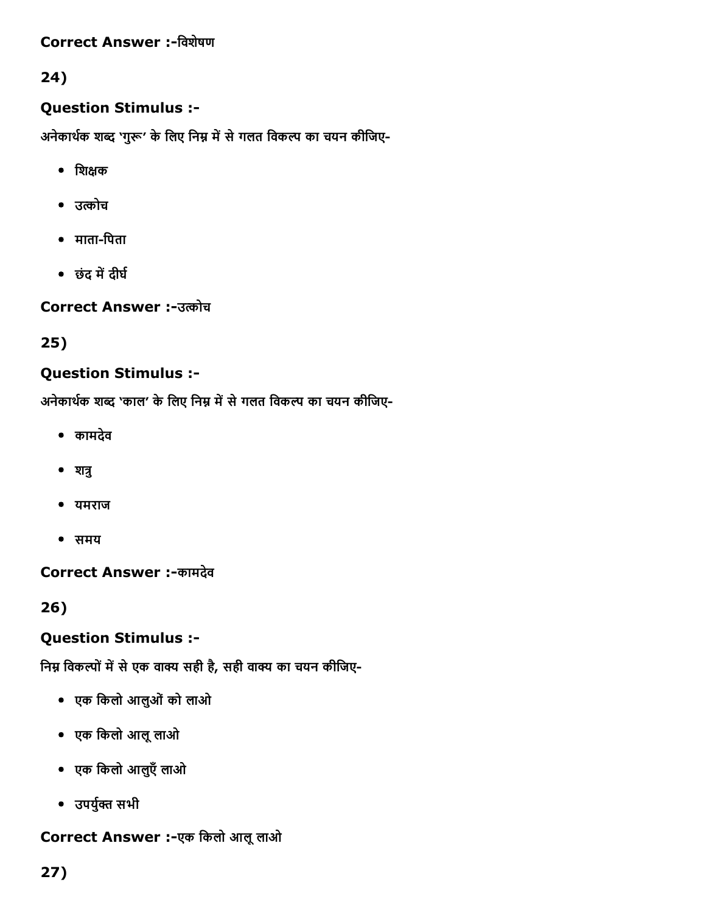**Correct Answer :-**विशेषण

**24)**

**Question Stimulus :-**

अनेकार्थक शब्द 'गुरू' के लिए निम्न में से गलत विकल्प का चयन कीजिए-

- शिक्षक
- उत्कोच
- माता-पिता
- छंद में दीर्घ

**Correct Answer :-**उत्कोच

**25)**

**Question Stimulus :-**

अनेकार्थक शब्द 'काल' के लिए निम्न में से गलत विकल्प का चयन कीजिए-

- कामदेव
- शत्रु
- यमराज
- समय

**Correct Answer :-**कामदेव

**26)**

**Question Stimulus :-**

निम्न विकल्पों में से एक वाक्य सही है, सही वाक्य का चयन कीजिए-

- एक किलो आलुओं को लाओ
- एक किलो आलू लाओ
- एक किलो आलुएँ लाओ
- उपर्युक्त सभी

**Correct Answer :-**एक किलो आलू लाओ

**27)**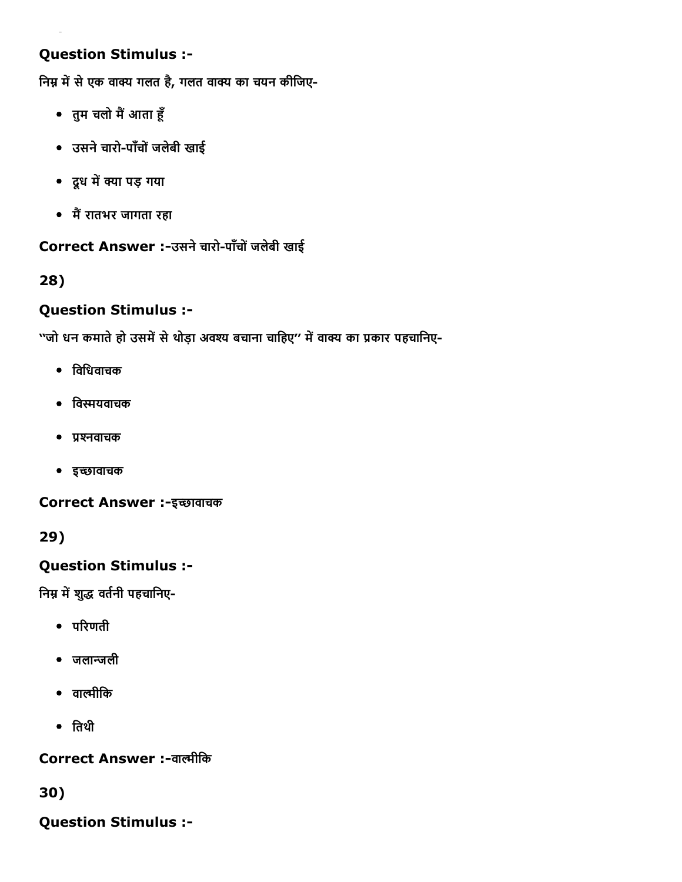**Question Stimulus :-**

निम्न में से एक वाक्य गलत है, गलत वाक्य का चयन कीजिए-

- तुम चलो मैं आता हूँ
- उसने चारो-पाँचों जलेबी खाई
- दूध में क्या पड़ गया
- मैं रातभर जागता रहा

**Correct Answer :-**उसने चारो-पाँचों जलेबी खाई

**28)**

**Question Stimulus :-**

"जो धन कमाते हो उसमें से थोड़ा अवश्य बचाना चाहिए" में वाक्य का प्रकार पहचानिए-

- विधिवाचक
- विस्मयवाचक
- प्रश्नवाचक
- इच्छावाचक

**Correct Answer :-**इच्छावाचक

**29)**

**Question Stimulus :-**

निम्न में शुद्ध वर्तनी पहचानिए-

- परिणती
- जलान्जली
- वाल्मीकि
- तिथी

**Correct Answer :-**वाल्मीकि

**30)**

**Question Stimulus :-**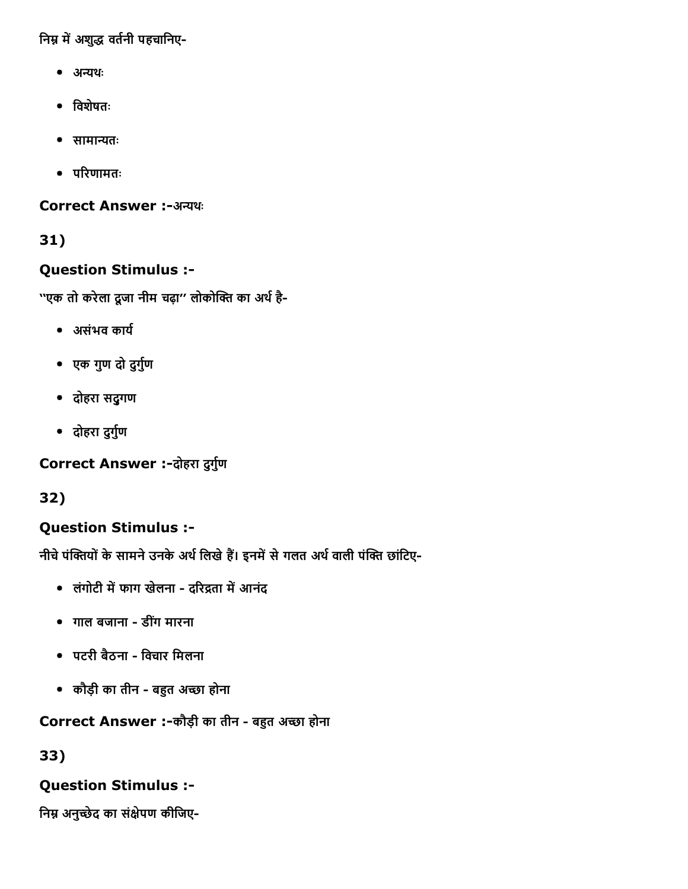निम्न में अशुद्ध वर्तनी पहचानिए-

- अन्यथः
- विशेषतः
- सामान्यतः
- परिणामतः

**Correct Answer :-**अन्यथः

**31)**

**Question Stimulus :-**

''एक तो करेला दूजा नीम चढ़ा'' लोकोक्ति का अर्थ है-

- असंभव कार्य
- एक गुण दो दुर्गुण
- दोहरा सद्गुण
- दोहरा दुर्गुण

**Correct Answer :-**दोहरा दुर्गुण

**32)**

**Question Stimulus :-**

नीचे पंक्तियों के सामने उनके अर्थ लिखे हैं। इनमें से गलत अर्थ वाली पंक्ति छांटिए-

- लंगोटी में फाग खेलना - दरिद्रता में आनंद
- गाल बजाना - डींग मारना
- पटरी बैठना - विचार मिलना
- कौड़ी का तीन - बहुत अच्छा होना

**Correct Answer :-**कौड़ी का तीन - बहुत अच्छा होना

**33)**

**Question Stimulus :-**

निम्न अनुच्छेद का संक्षेपण कीजिए-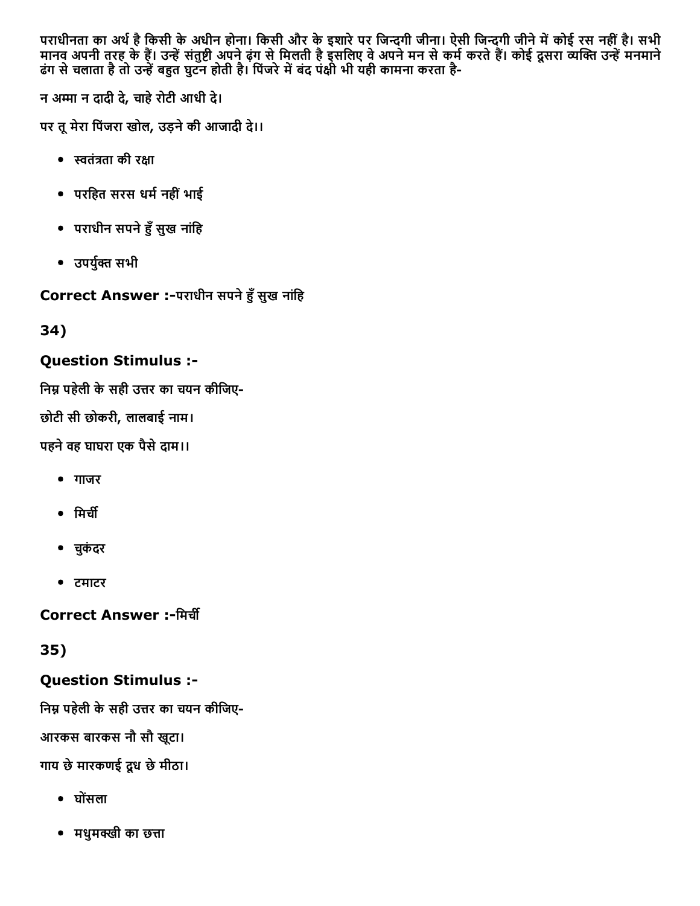पराधीनता का अर्थ है किसी के अधीन होना। किसी और के इशारे पर जिन्दगी जीना। ऐसी जिन्दगी जीने में कोई रस नहीं है। सभी मानव अपनी तरह के हैं। उन्हें संतुष्टी अपने ढ़ंग से मिलती है इसलिए वे अपने मन से कर्म करते हैं। कोई दूसरा व्यक्ति उन्हें मनमाने ढंग से चलाता है तो उन्हें बहुत घुटन होती है। पिंजरे में बंद पंक्षी भी यही कामना करता है-

न अम्मा न दादी दे, चाहे रोटी आधी दे।

पर तू मेरा पिंजरा खोल, उड़ने की आजादी दे।।

- स्वतंत्रता की रक्षा
- परहित सरस धर्म नहीं भाई
- पराधीन सपने हुँ सुख नांहि
- उपर्युक्त सभी

**Correct Answer :-**पराधीन सपने हुँ सुख नांहि

## 34)

### Question Stimulus :-

निम्न पहेली के सही उत्तर का चयन कीजिए-

छोटी सी छोकरी, लालबाई नाम।

पहने वह घाघरा एक पैसे दाम।।

- गाजर
- मिर्ची
- चुकंदर
- टमाटर

**Correct Answer :-**मिर्ची

## 35)

### Question Stimulus :-

निम्न पहेली के सही उत्तर का चयन कीजिए-

आरकस बारकस नौ सौ खूटा।

गाय छे मारकणई दूध छे मीठा।

- घोंसला
- मधुमक्खी का छत्ता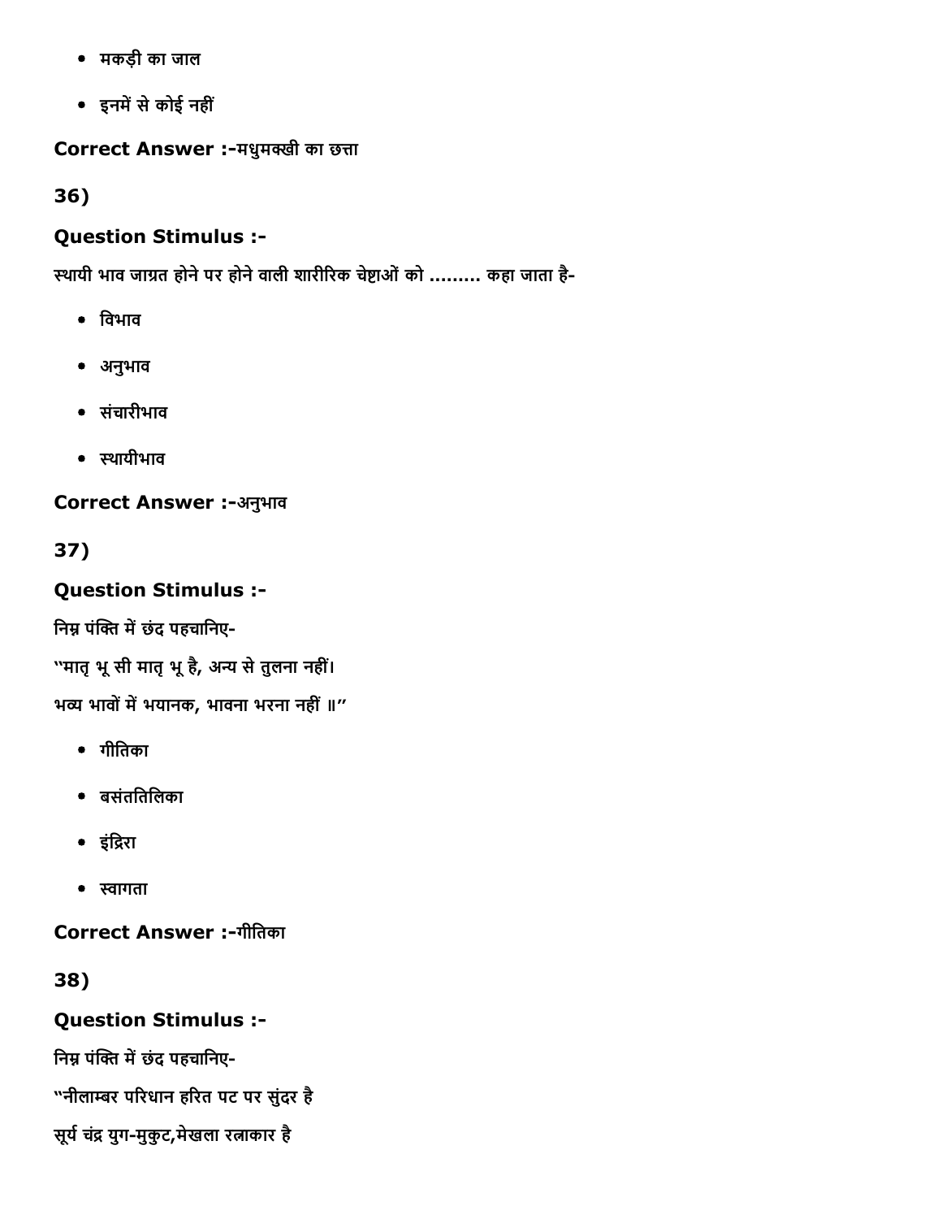- मकड़ी का जाल
- इनमें से कोई नहीं

**Correct Answer :-**मधुमक्खी का छत्ता

**36)**

**Question Stimulus :-**

स्थायी भाव जाग्रत होने पर होने वाली शारीरिक चेष्टाओं को ......... कहा जाता है-

- विभाव
- अनुभाव
- संचारीभाव
- स्थायीभाव

**Correct Answer :-**अनुभाव

**37)**

**Question Stimulus :-**

निम्न पंक्ति में छंद पहचानिए-

"मातृ भू सी मातृ भू है, अन्य से तुलना नहीं।
भव्य भावों में भयानक, भावना भरना नहीं ॥"

- गीतिका
- बसंततिलिका
- इंद्रिरा
- स्वागता

**Correct Answer :-**गीतिका

**38)**

**Question Stimulus :-**

निम्न पंक्ति में छंद पहचानिए-

"नीलाम्बर परिधान हरित पट पर सुंदर है
सूर्य चंद्र युग-मुकुट,मेखला रत्नाकार है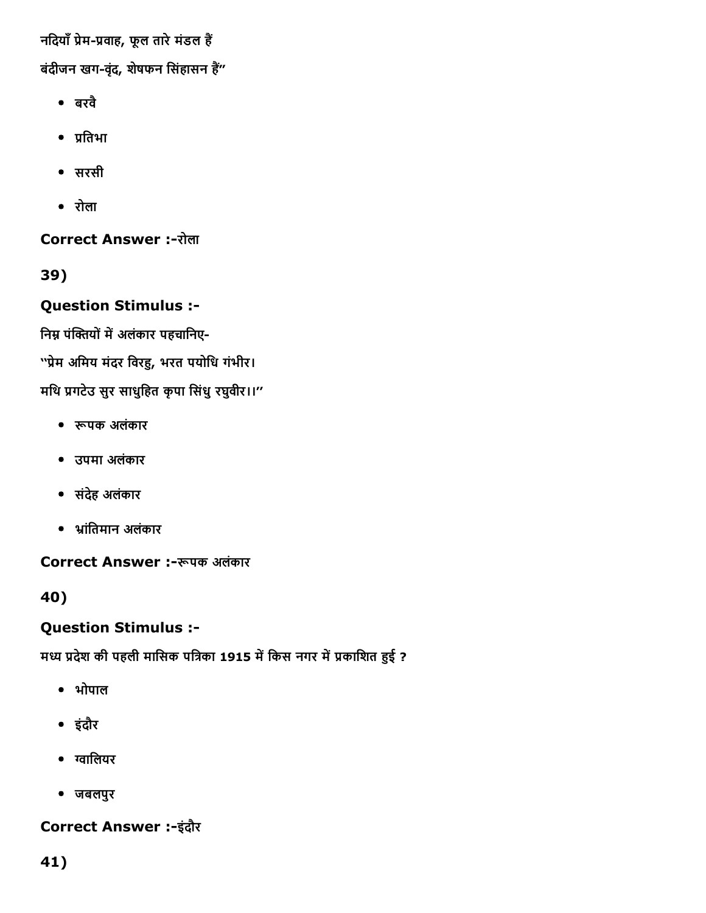नदियाँ प्रेम-प्रवाह, फूल तारे मंडल हैं

बंदीजन खग-वृंद, शेषफन सिंहासन हैं”

- बरवै
- प्रतिभा
- सरसी
- रोला

**Correct Answer :-**रोला

**39)**

**Question Stimulus :-**

निम्न पंक्तियों में अलंकार पहचानिए-

“प्रेम अमिय मंदर विरहु, भरत पयोधि गंभीर।

मथि प्रगटेउ सुर साधुहित कृपा सिंधु रघुवीर।।”

- रूपक अलंकार
- उपमा अलंकार
- संदेह अलंकार
- भ्रांतिमान अलंकार

**Correct Answer :-**रूपक अलंकार

**40)**

**Question Stimulus :-**

मध्य प्रदेश की पहली मासिक पत्रिका 1915 में किस नगर में प्रकाशित हुई ?

- भोपाल
- इंदौर
- ग्वालियर
- जबलपुर

**Correct Answer :-**इंदौर

**41)**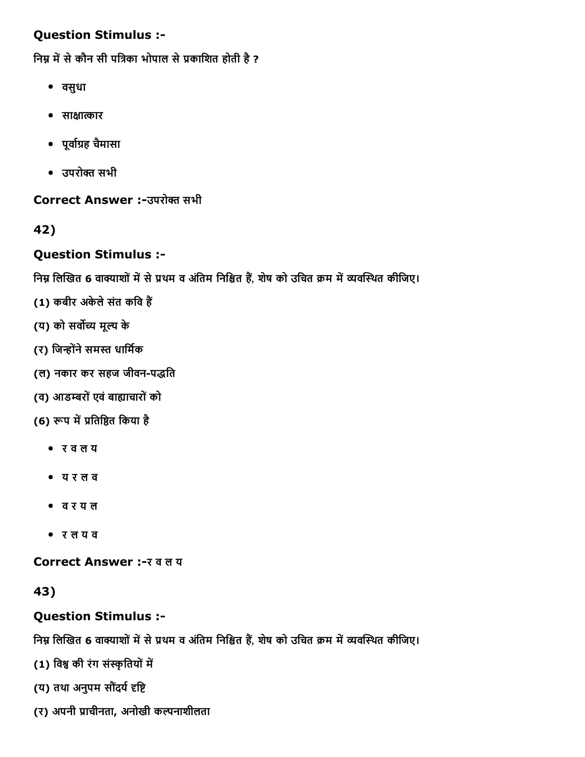### Question Stimulus :-

निम्न में से कौन सी पत्रिका भोपाल से प्रकाशित होती है ?

- वसुधा
- साक्षात्कार
- पूर्वाग्रह चैमासा
- उपरोक्त सभी

**Correct Answer :-**उपरोक्त सभी

### 42)

### Question Stimulus :-

निम्न लिखित 6 वाक्याशों में से प्रथम व अंतिम निश्चित हैं, शेष को उचित क्रम में व्यवस्थित कीजिए।

(1) कबीर अकेले संत कवि हैं

(य) को सर्वोच्य मूल्य के

(र) जिन्होंने समस्त धार्मिक

(ल) नकार कर सहज जीवन-पद्धति

(व) आडम्बरों एवं बाह्याचारों को

(6) रूप में प्रतिष्ठित किया है

- र व ल य
- य र ल व
- व र य ल
- र ल य व

**Correct Answer :-**र व ल य

### 43)

### Question Stimulus :-

निम्न लिखित 6 वाक्याशों में से प्रथम व अंतिम निश्चित हैं, शेष को उचित क्रम में व्यवस्थित कीजिए।

(1) विश्व की रंग संस्कृतियों में

(य) तथा अनुपम सौंदर्य दृष्टि

(र) अपनी प्राचीनता, अनोखी कल्पनाशीलता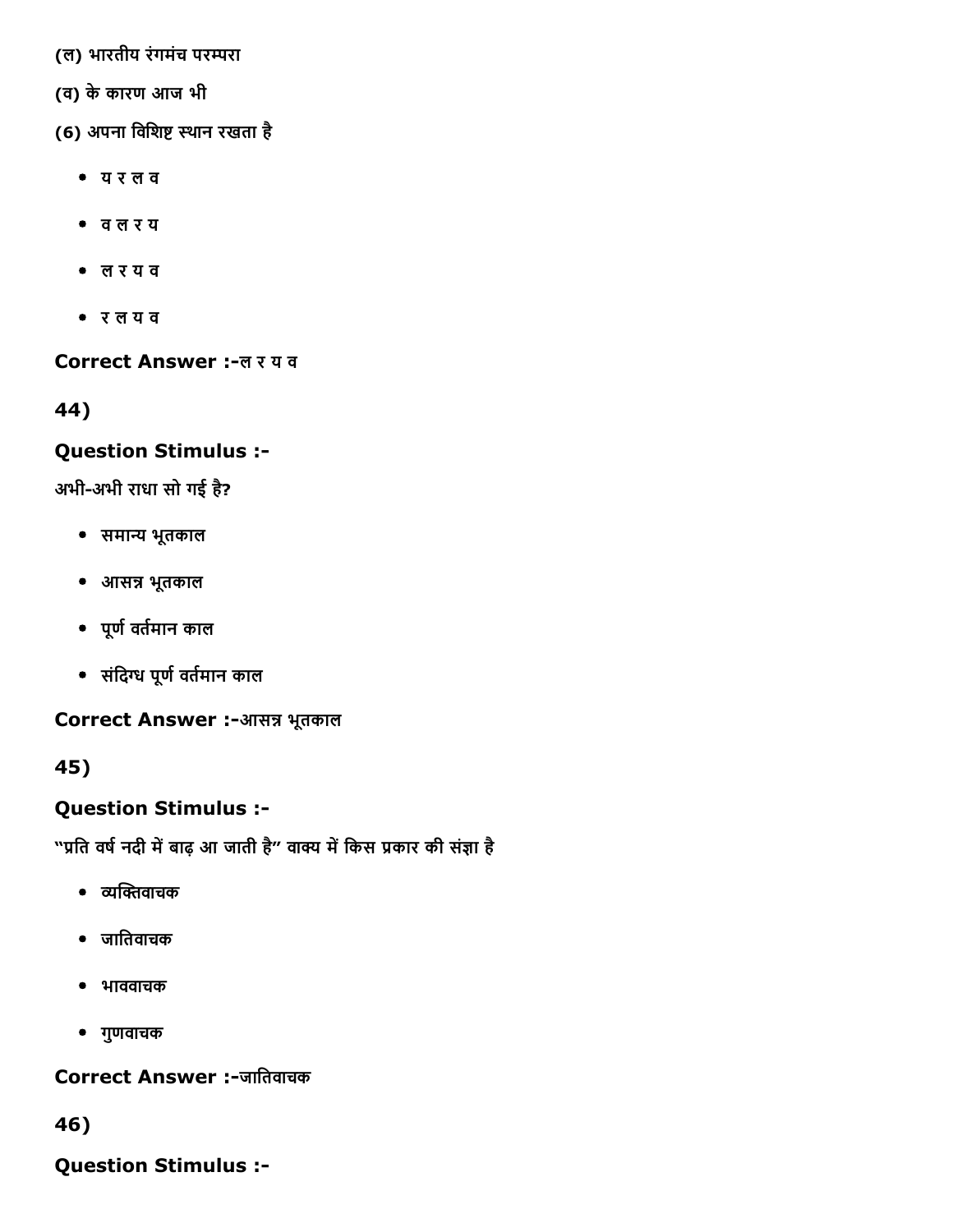(ल) भारतीय रंगमंच परम्परा

(व) के कारण आज भी

(6) अपना विशिष्ट स्थान रखता है

- य र ल व
- व ल र य
- ल र य व
- र ल य व

**Correct Answer :-**ल र य व

**44)**

**Question Stimulus :-**

अभी-अभी राधा सो गई है?

- समान्य भूतकाल
- आसन्न भूतकाल
- पूर्ण वर्तमान काल
- संदिग्ध पूर्ण वर्तमान काल

**Correct Answer :-**आसन्न भूतकाल

**45)**

**Question Stimulus :-**

"प्रति वर्ष नदी में बाढ़ आ जाती है" वाक्य में किस प्रकार की संज्ञा है

- व्यक्तिवाचक
- जातिवाचक
- भाववाचक
- गुणवाचक

**Correct Answer :-**जातिवाचक

**46)**

**Question Stimulus :-**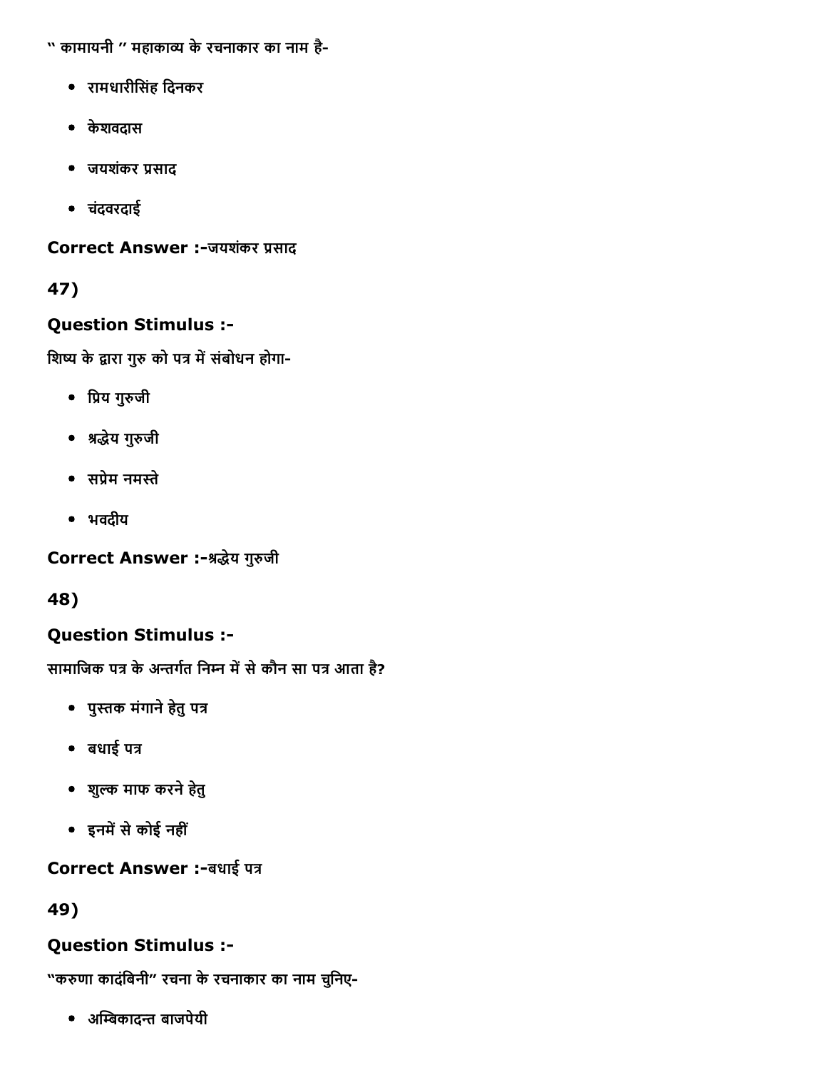" कामायनी " महाकाव्य के रचनाकार का नाम है-

- रामधारीसिंह दिनकर
- केशवदास
- जयशंकर प्रसाद
- चंदवरदाई

**Correct Answer :-**जयशंकर प्रसाद

**47)**

**Question Stimulus :-**

शिष्य के द्वारा गुरु को पत्र में संबोधन होगा-

- प्रिय गुरुजी
- श्रद्धेय गुरुजी
- सप्रेम नमस्ते
- भवदीय

**Correct Answer :-**श्रद्धेय गुरुजी

**48)**

**Question Stimulus :-**

सामाजिक पत्र के अन्तर्गत निम्न में से कौन सा पत्र आता है?

- पुस्तक मंगाने हेतु पत्र
- बधाई पत्र
- शुल्क माफ करने हेतु
- इनमें से कोई नहीं

**Correct Answer :-**बधाई पत्र

**49)**

**Question Stimulus :-**

"करुणा कादंबिनी" रचना के रचनाकार का नाम चुनिए-

- अम्बिकादन्त बाजपेयी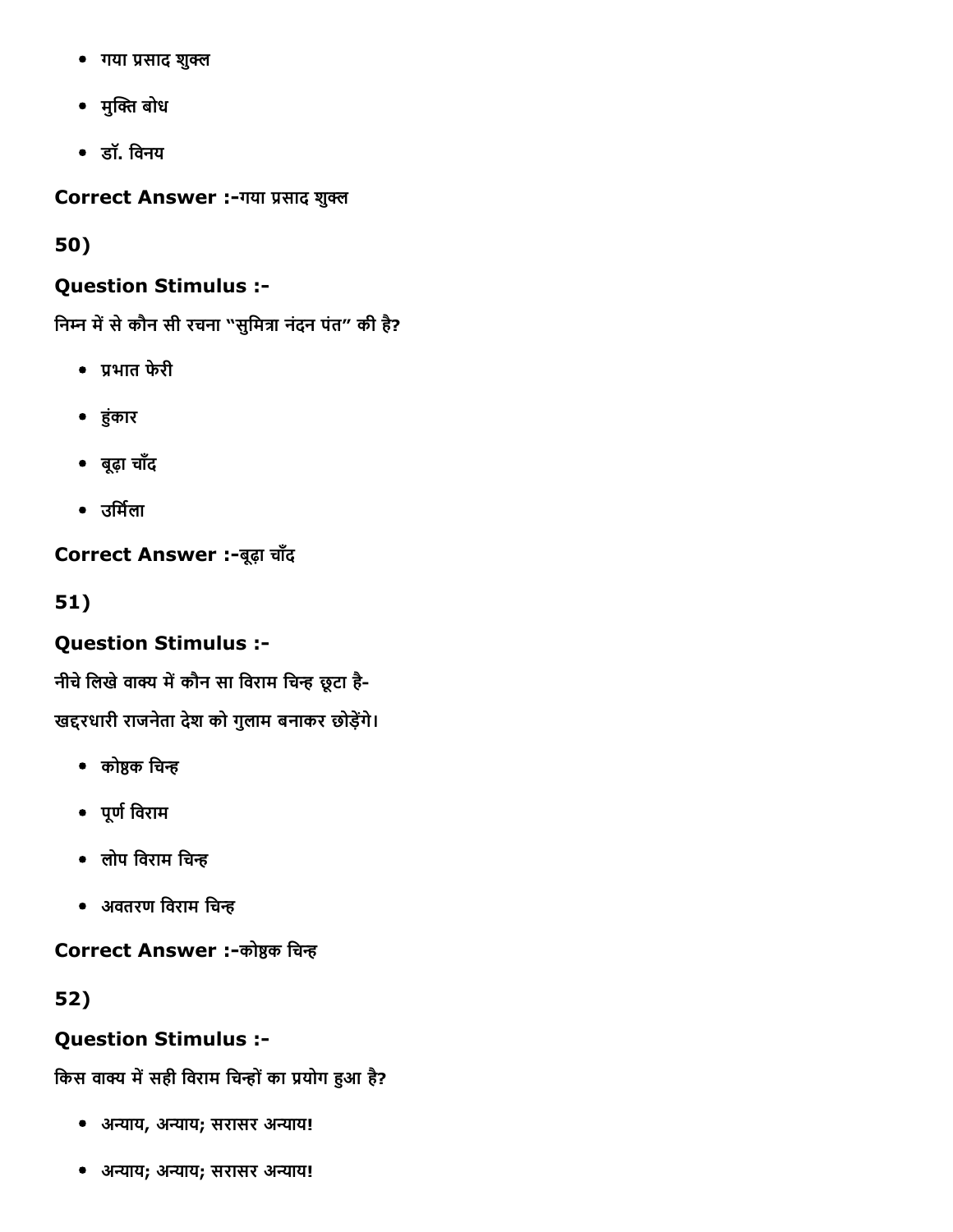- गया प्रसाद शुक्ल
- मुक्ति बोध
- डॉ. विनय

**Correct Answer :-**गया प्रसाद शुक्ल

**50)**

**Question Stimulus :-**

निम्न में से कौन सी रचना "सुमित्रा नंदन पंत" की है?

- प्रभात फेरी
- हुंकार
- बूढ़ा चाँद
- उर्मिला

**Correct Answer :-**बूढ़ा चाँद

**51)**

**Question Stimulus :-**

नीचे लिखे वाक्य में कौन सा विराम चिन्ह छूटा है-

खद्दरधारी राजनेता देश को गुलाम बनाकर छोड़ेंगे।

- कोष्ठक चिन्ह
- पूर्ण विराम
- लोप विराम चिन्ह
- अवतरण विराम चिन्ह

**Correct Answer :-**कोष्ठक चिन्ह

**52)**

**Question Stimulus :-**

किस वाक्य में सही विराम चिन्हों का प्रयोग हुआ है?

- अन्याय, अन्याय; सरासर अन्याय!
- अन्याय; अन्याय; सरासर अन्याय!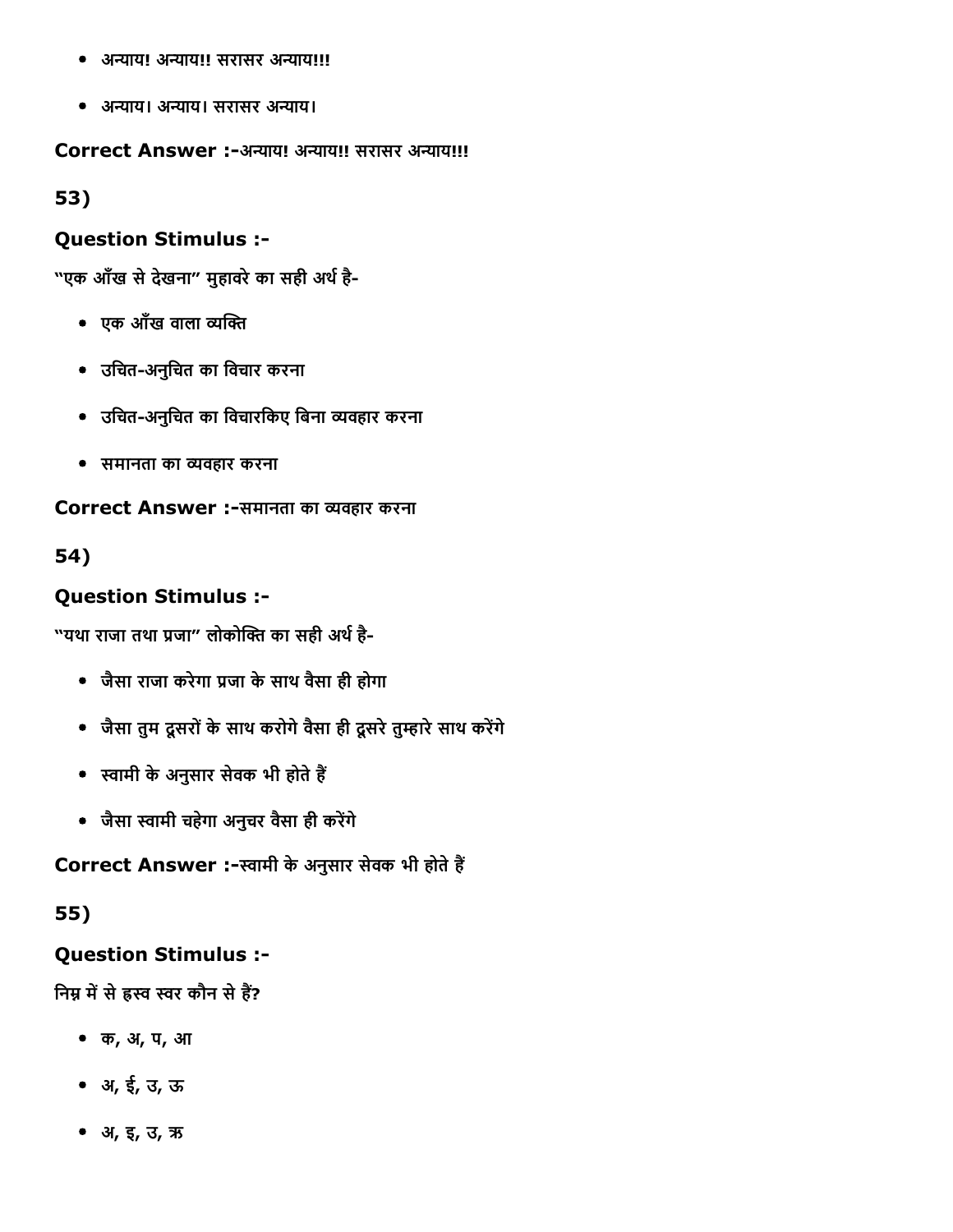- अन्याय! अन्याय!! सरासर अन्याय!!!
- अन्याय। अन्याय। सरासर अन्याय।

**Correct Answer :-**अन्याय! अन्याय!! सरासर अन्याय!!!

## 53)

### Question Stimulus :-

"एक आँख से देखना" मुहावरे का सही अर्थ है-

- एक आँख वाला व्यक्ति
- उचित-अनुचित का विचार करना
- उचित-अनुचित का विचारकिए बिना व्यवहार करना
- समानता का व्यवहार करना

**Correct Answer :-**समानता का व्यवहार करना

## 54)

### Question Stimulus :-

"यथा राजा तथा प्रजा" लोकोक्ति का सही अर्थ है-

- जैसा राजा करेगा प्रजा के साथ वैसा ही होगा
- जैसा तुम दूसरों के साथ करोगे वैसा ही दूसरे तुम्हारे साथ करेंगे
- स्वामी के अनुसार सेवक भी होते हैं
- जैसा स्वामी चहेगा अनुचर वैसा ही करेंगे

**Correct Answer :-**स्वामी के अनुसार सेवक भी होते हैं

## 55)

### Question Stimulus :-

निम्न में से ह्रस्व स्वर कौन से हैं?

- क, अ, प, आ
- अ, ई, उ, ऊ
- अ, इ, उ, ऋ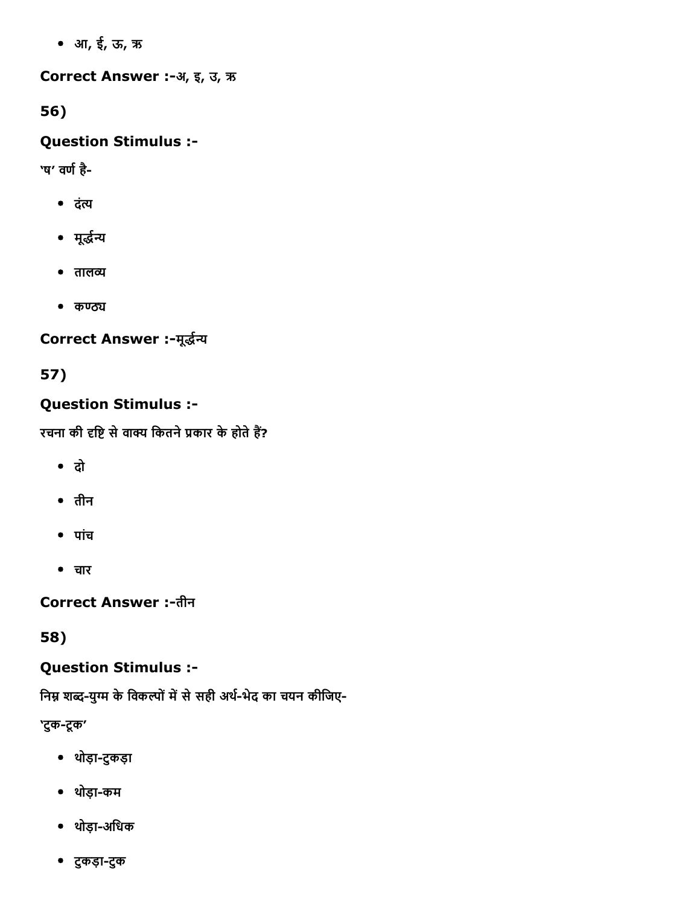- आ, ई, ऊ, ऋ

**Correct Answer :-**अ, इ, उ, ऋ

**56)**

**Question Stimulus :-**

'ष' वर्ण है-

- दंत्य
- मूर्द्धन्य
- तालव्य
- कण्ठ्य

**Correct Answer :-**मूर्द्धन्य

**57)**

**Question Stimulus :-**

रचना की दृष्टि से वाक्य कितने प्रकार के होते हैं?

- दो
- तीन
- पांच
- चार

**Correct Answer :-**तीन

**58)**

**Question Stimulus :-**

निम्न शब्द-युग्म के विकल्पों में से सही अर्थ-भेद का चयन कीजिए-

'टुक-टूक'

- थोड़ा-टुकड़ा
- थोड़ा-कम
- थोड़ा-अधिक
- टुकड़ा-टुक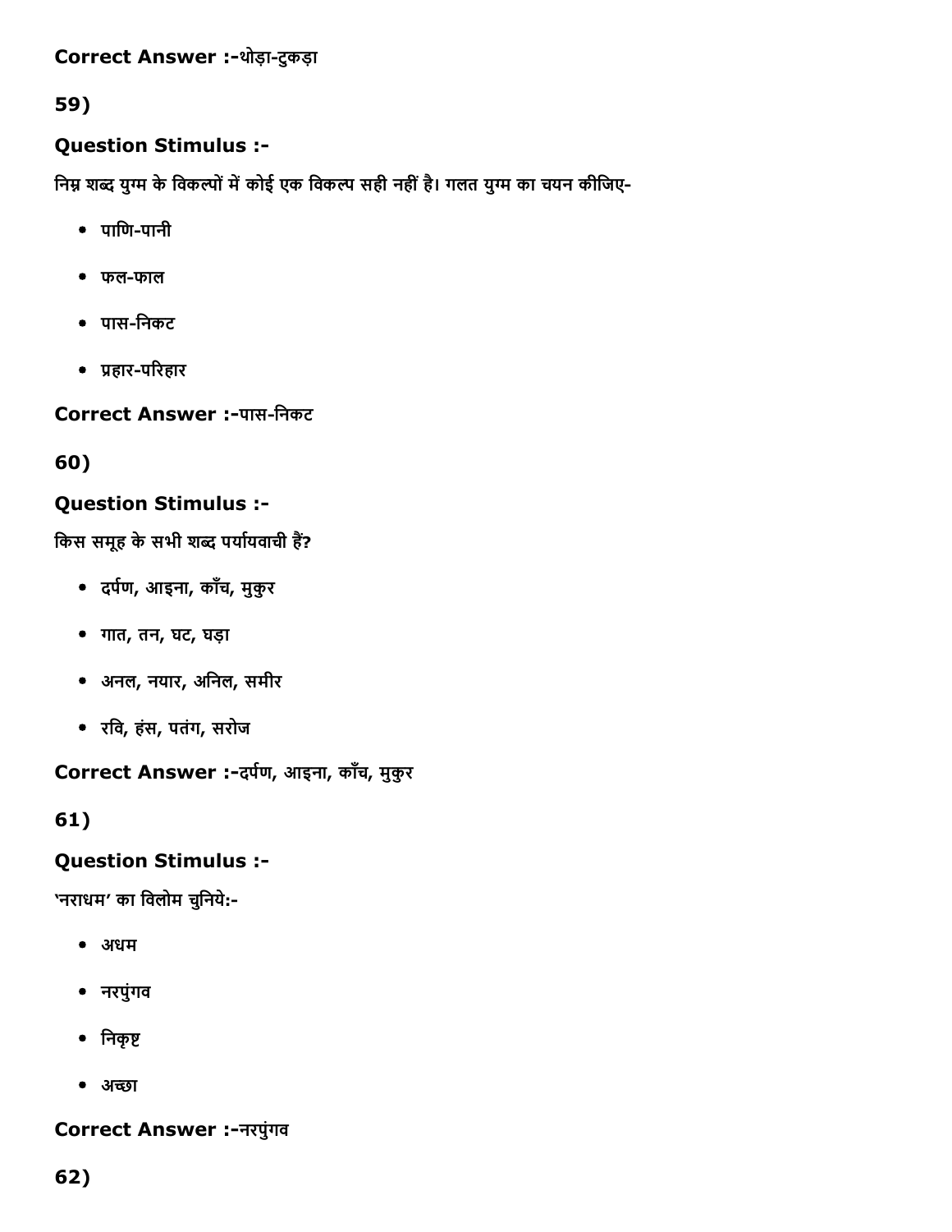**Correct Answer :-**थोड़ा-टुकड़ा

59)

### Question Stimulus :-

निम्न शब्द युग्म के विकल्पों में कोई एक विकल्प सही नहीं है। गलत युग्म का चयन कीजिए-

- पाणि-पानी
- फल-फाल
- पास-निकट
- प्रहार-परिहार

**Correct Answer :-**पास-निकट

60)

### Question Stimulus :-

किस समूह के सभी शब्द पर्यायवाची हैं?

- दर्पण, आइना, काँच, मुकुर
- गात, तन, घट, घड़ा
- अनल, नयार, अनिल, समीर
- रवि, हंस, पतंग, सरोज

**Correct Answer :-**दर्पण, आइना, काँच, मुकुर

61)

### Question Stimulus :-

'नराधम' का विलोम चुनिये:-

- अधम
- नरपुंगव
- निकृष्ट
- अच्छा

**Correct Answer :-**नरपुंगव

62)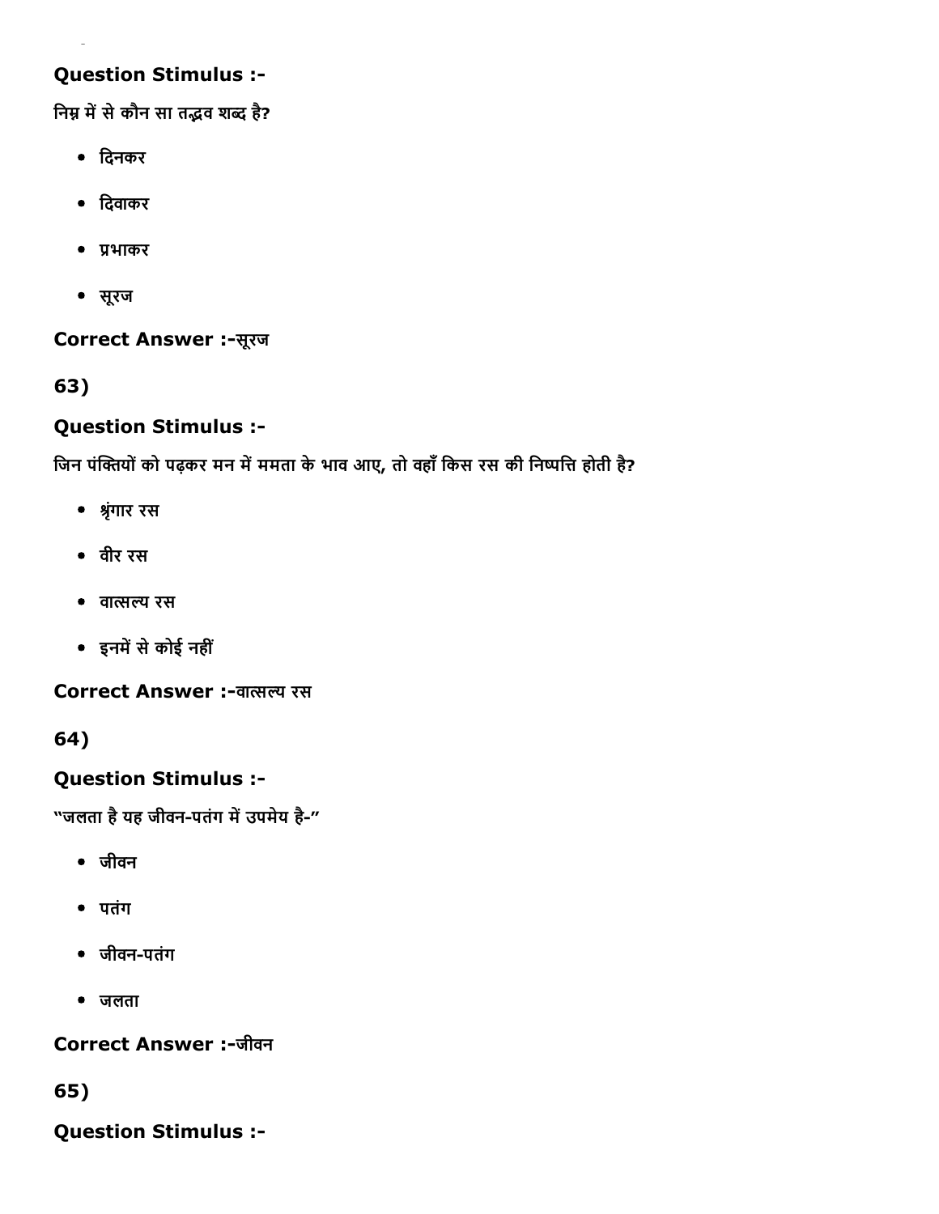**Question Stimulus :-**

निम्न में से कौन सा तद्भव शब्द है?

- दिनकर
- दिवाकर
- प्रभाकर
- सूरज

**Correct Answer :-**सूरज

**63)**

**Question Stimulus :-**

जिन पंक्तियों को पढ़कर मन में ममता के भाव आए, तो वहाँ किस रस की निष्पत्ति होती है?

- श्रृंगार रस
- वीर रस
- वात्सल्य रस
- इनमें से कोई नहीं

**Correct Answer :-**वात्सल्य रस

**64)**

**Question Stimulus :-**

"जलता है यह जीवन-पतंग में उपमेय है-"

- जीवन
- पतंग
- जीवन-पतंग
- जलता

**Correct Answer :-**जीवन

**65)**

**Question Stimulus :-**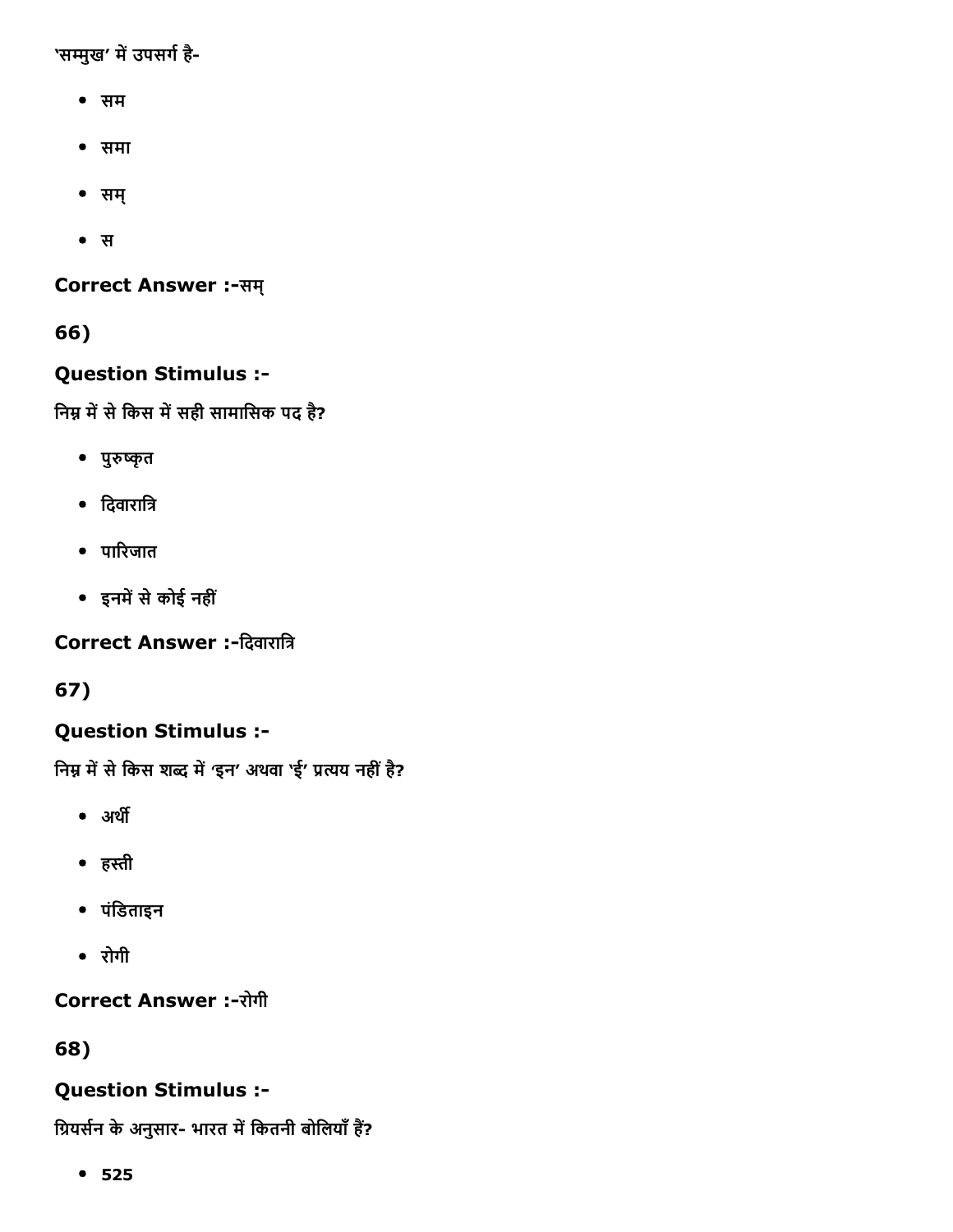'सम्मुख' में उपसर्ग है-

- सम
- समा
- सम्
- स

**Correct Answer :-**सम्

**66)**

### Question Stimulus :-

निम्न में से किस में सही सामासिक पद है?

- पुरुष्कृत
- दिवारात्रि
- पारिजात
- इनमें से कोई नहीं

**Correct Answer :-**दिवारात्रि

**67)**

### Question Stimulus :-

निम्न में से किस शब्द में 'इन' अथवा 'ई' प्रत्यय नहीं है?

- अर्थी
- हस्ती
- पंडिताइन
- रोगी

**Correct Answer :-**रोगी

**68)**

### Question Stimulus :-

ग्रियर्सन के अनुसार- भारत में कितनी बोलियाँ हैं?

- 525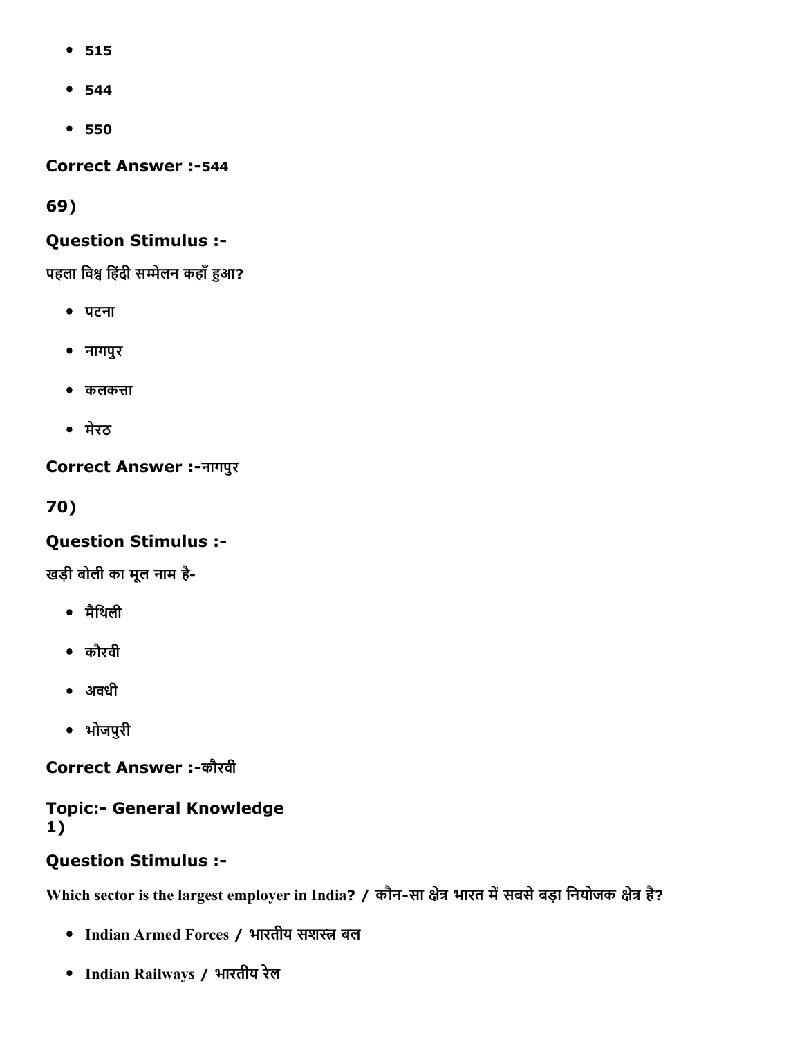- 515
- 544
- 550

**Correct Answer :-**544

**69)**

**Question Stimulus :-**

पहला विश्व हिंदी सम्मेलन कहाँ हुआ?

- पटना
- नागपुर
- कलकत्ता
- मेरठ

**Correct Answer :-**नागपुर

**70)**

**Question Stimulus :-**

खड़ी बोली का मूल नाम है-

- मैथिली
- कौरवी
- अवधी
- भोजपुरी

**Correct Answer :-**कौरवी

**Topic:- General Knowledge**
**1)**

**Question Stimulus :-**

**Which sector is the largest employer in India? / कौन-सा क्षेत्र भारत में सबसे बड़ा नियोजक क्षेत्र है?**

- **Indian Armed Forces / भारतीय सशस्त्र बल**
- **Indian Railways / भारतीय रेल**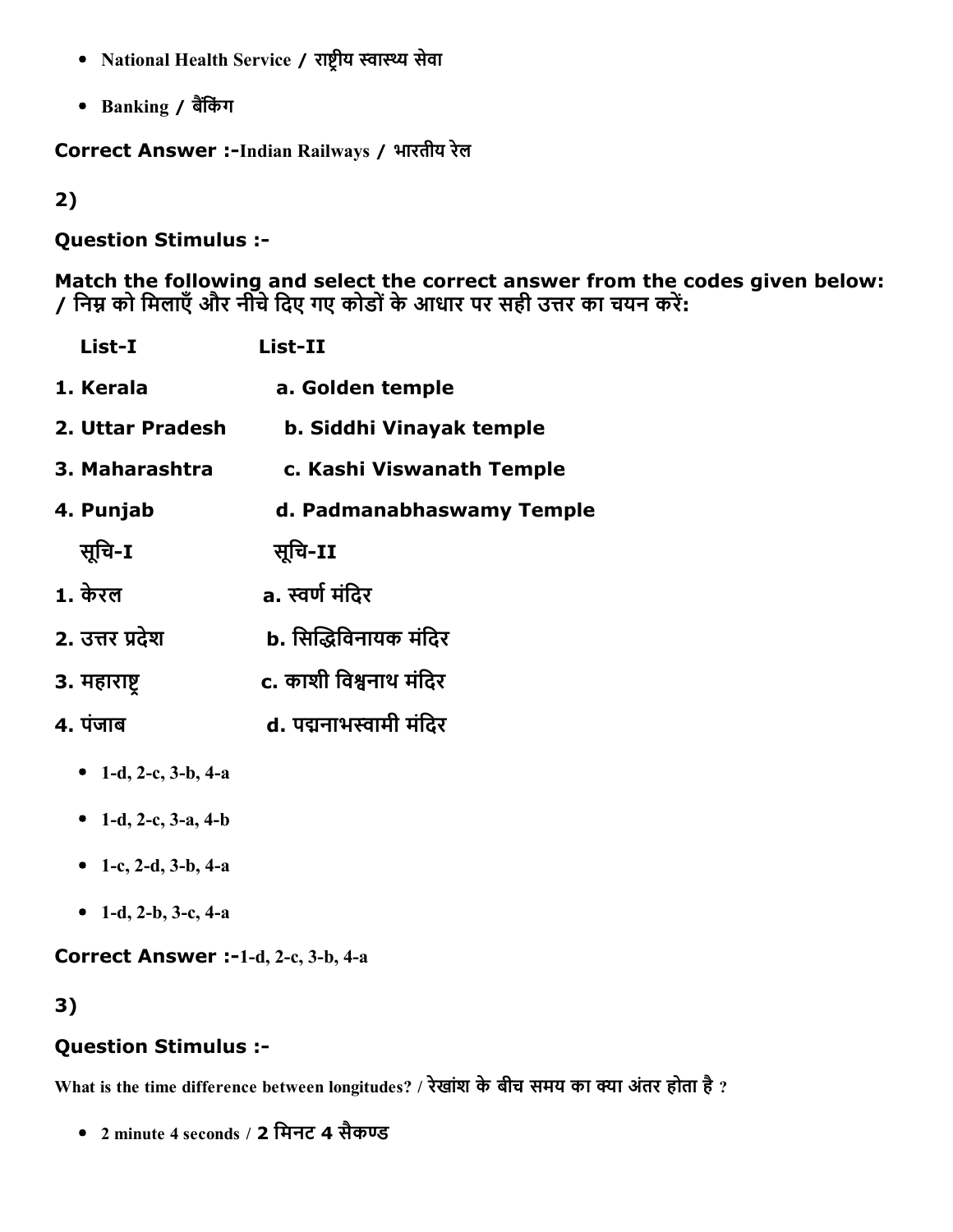- National Health Service / राष्ट्रीय स्वास्थ्य सेवा
- Banking / बैंकिंग

**Correct Answer :-**Indian Railways / भारतीय रेल

**2)**

**Question Stimulus :-**

**Match the following and select the correct answer from the codes given below: / निम्न को मिलाएँ और नीचे दिए गए कोडों के आधार पर सही उत्तर का चयन करें:**

| List-I | List-II |
|---|---|
| 1. Kerala | a. Golden temple |
| 2. Uttar Pradesh | b. Siddhi Vinayak temple |
| 3. Maharashtra | c. Kashi Viswanath Temple |
| 4. Punjab | d. Padmanabhaswamy Temple |

| सूचि-I | सूचि-II |
|---|---|
| 1. केरल | a. स्वर्ण मंदिर |
| 2. उत्तर प्रदेश | b. सिद्धिविनायक मंदिर |
| 3. महाराष्ट्र | c. काशी विश्वनाथ मंदिर |
| 4. पंजाब | d. पद्मनाभस्वामी मंदिर |

- 1-d, 2-c, 3-b, 4-a
- 1-d, 2-c, 3-a, 4-b
- 1-c, 2-d, 3-b, 4-a
- 1-d, 2-b, 3-c, 4-a

**Correct Answer :-**1-d, 2-c, 3-b, 4-a

**3)**

**Question Stimulus :-**

What is the time difference between longitudes? / रेखांश के बीच समय का क्या अंतर होता है ?

- 2 minute 4 seconds / 2 मिनट 4 सैकण्ड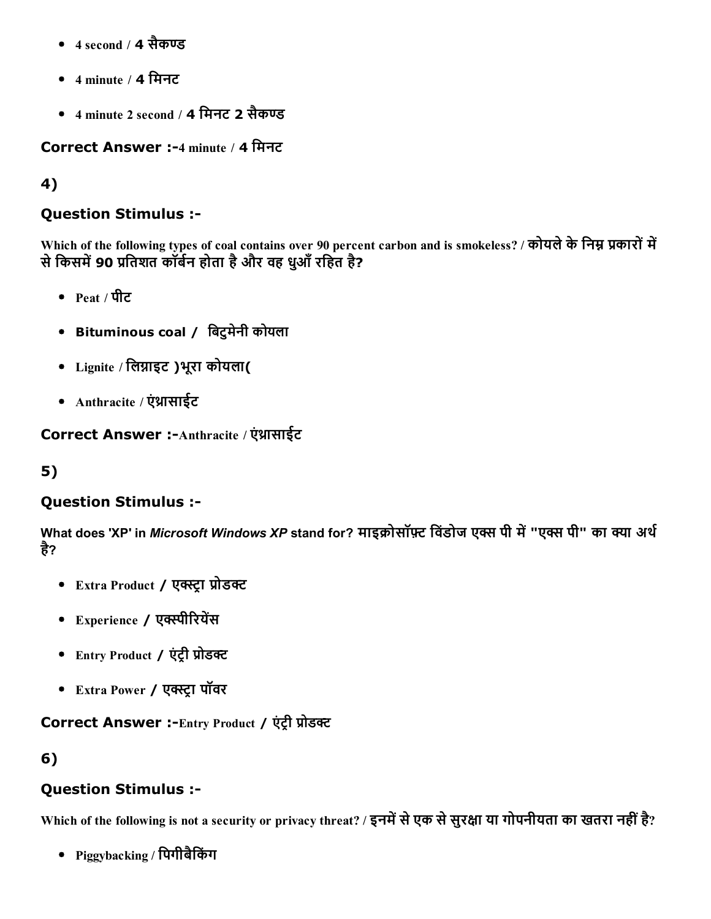- 4 second / 4 सैकण्ड
- 4 minute / 4 मिनट
- 4 minute 2 second / 4 मिनट 2 सैकण्ड

**Correct Answer :-**4 minute / 4 मिनट

4)

### Question Stimulus :-

Which of the following types of coal contains over 90 percent carbon and is smokeless? / कोयले के निम्न प्रकारों में से किसमें 90 प्रतिशत कॉर्बन होता है और वह धुआँ रहित है?

- Peat / पीट
- **Bituminous coal /** बिटुमेनी कोयला
- Lignite / लिग्नाइट )भूरा कोयला(
- Anthracite / एंथ्रासाईट

**Correct Answer :-**Anthracite / एंथ्रासाईट

5)

### Question Stimulus :-

What does 'XP' in *Microsoft Windows XP* stand for? माइक्रोसॉफ़्ट विंडोज एक्स पी में "एक्स पी" का क्या अर्थ है?

- Extra Product / एक्स्ट्रा प्रोडक्ट
- Experience / एक्स्पीरियेंस
- Entry Product / एंट्री प्रोडक्ट
- Extra Power / एक्स्ट्रा पॉवर

**Correct Answer :-**Entry Product / एंट्री प्रोडक्ट

6)

### Question Stimulus :-

Which of the following is not a security or privacy threat? / इनमें से एक से सुरक्षा या गोपनीयता का खतरा नहीं है?

- Piggybacking / पिगीबैकिंग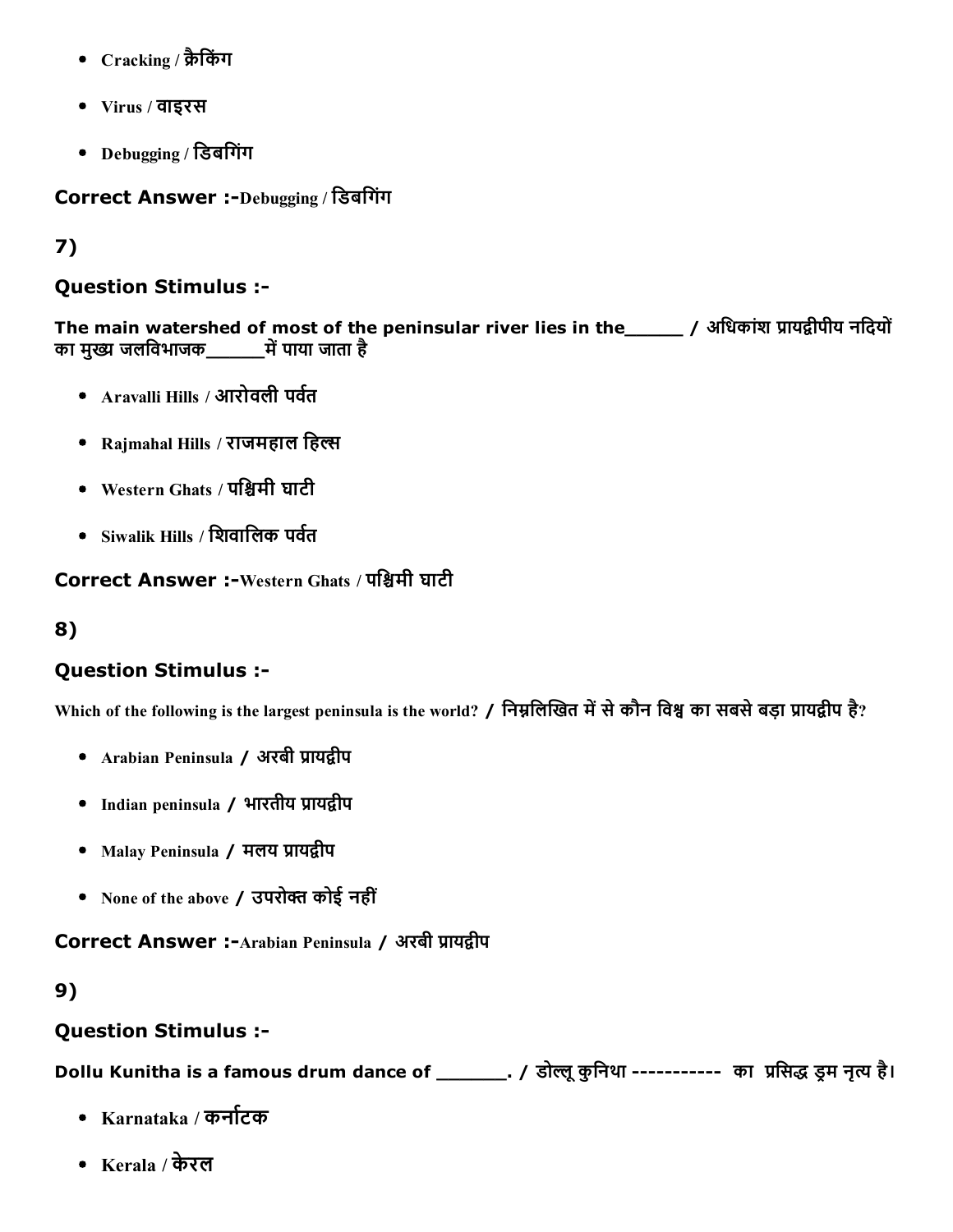- Cracking / क्रैकिंग
- Virus / वाइरस
- Debugging / डिबगिंग

**Correct Answer :-**Debugging / डिबगिंग

## 7)

### Question Stimulus :-

**The main watershed of most of the peninsular river lies in the______ / अधिकांश प्रायद्वीपीय नदियों का मुख्य जलविभाजक______में पाया जाता है**

- Aravalli Hills / आरोवली पर्वत
- Rajmahal Hills / राजमहाल हिल्स
- Western Ghats / पश्चिमी घाटी
- Siwalik Hills / शिवालिक पर्वत

**Correct Answer :-**Western Ghats / पश्चिमी घाटी

## 8)

### Question Stimulus :-

**Which of the following is the largest peninsula is the world? / निम्नलिखित में से कौन विश्व का सबसे बड़ा प्रायद्वीप है?**

- Arabian Peninsula / अरबी प्रायद्वीप
- Indian peninsula / भारतीय प्रायद्वीप
- Malay Peninsula / मलय प्रायद्वीप
- None of the above / उपरोक्त कोई नहीं

**Correct Answer :-**Arabian Peninsula / अरबी प्रायद्वीप

## 9)

### Question Stimulus :-

**Dollu Kunitha is a famous drum dance of _______. / डोल्लू कुनिथा ----------- का प्रसिद्ध ड्रम नृत्य है।**

- Karnataka / कर्नाटक
- Kerala / केरल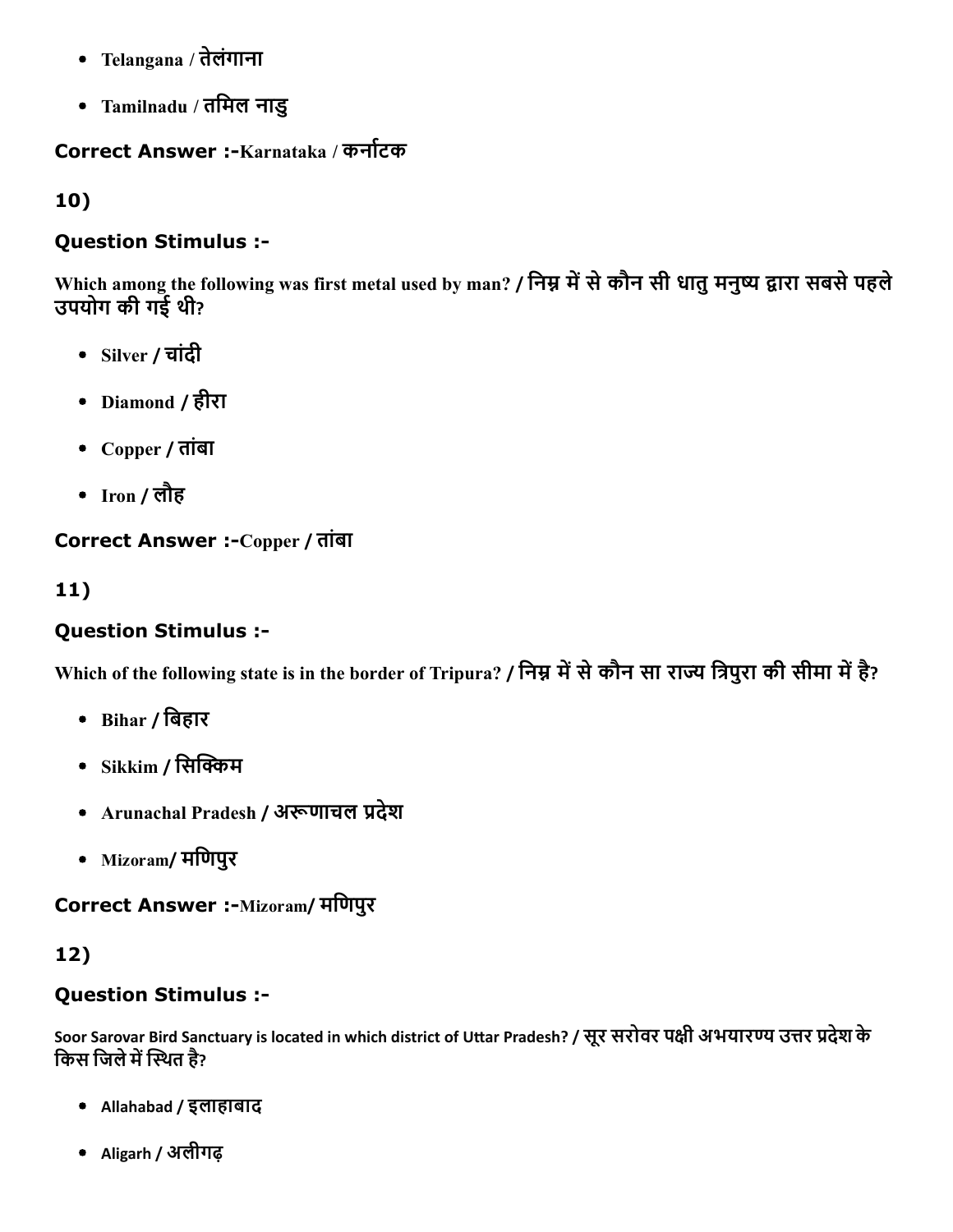- Telangana / तेलंगाना
- Tamilnadu / तमिल नाडु

**Correct Answer :-**Karnataka / कर्नाटक

**10)**

**Question Stimulus :-**

Which among the following was first metal used by man? / निम्न में से कौन सी धातु मनुष्य द्वारा सबसे पहले उपयोग की गई थी?

- Silver / चांदी
- Diamond / हीरा
- Copper / तांबा
- Iron / लौह

**Correct Answer :-**Copper / तांबा

**11)**

**Question Stimulus :-**

Which of the following state is in the border of Tripura? / निम्न में से कौन सा राज्य त्रिपुरा की सीमा में है?

- Bihar / बिहार
- Sikkim / सिक्किम
- Arunachal Pradesh / अरूणाचल प्रदेश
- Mizoram/ मणिपुर

**Correct Answer :-**Mizoram/ मणिपुर

**12)**

**Question Stimulus :-**

Soor Sarovar Bird Sanctuary is located in which district of Uttar Pradesh? / सूर सरोवर पक्षी अभयारण्य उत्तर प्रदेश के किस जिले में स्थित है?

- Allahabad / इलाहाबाद
- Aligarh / अलीगढ़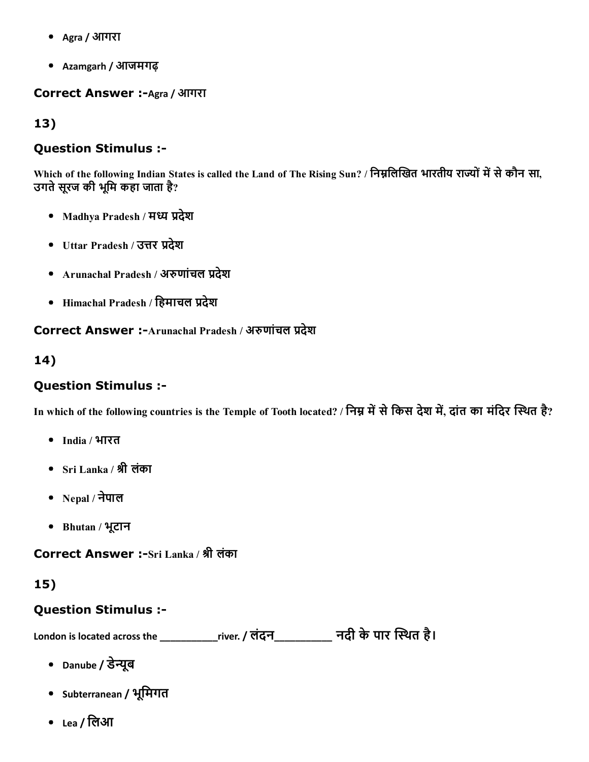- Agra / आगरा
- Azamgarh / आजमगढ़

**Correct Answer :-**Agra / आगरा

## 13)

### Question Stimulus :-

Which of the following Indian States is called the Land of The Rising Sun? / निम्नलिखित भारतीय राज्यों में से कौन सा, उगते सूरज की भूमि कहा जाता है?

- Madhya Pradesh / मध्य प्रदेश
- Uttar Pradesh / उत्तर प्रदेश
- Arunachal Pradesh / अरुणांचल प्रदेश
- Himachal Pradesh / हिमाचल प्रदेश

**Correct Answer :-**Arunachal Pradesh / अरुणांचल प्रदेश

## 14)

### Question Stimulus :-

In which of the following countries is the Temple of Tooth located? / निम्न में से किस देश में, दांत का मंदिर स्थित है?

- India / भारत
- Sri Lanka / श्री लंका
- Nepal / नेपाल
- Bhutan / भूटान

**Correct Answer :-**Sri Lanka / श्री लंका

## 15)

### Question Stimulus :-

London is located across the ___________river. / लंदन__________ नदी के पार स्थित है।

- Danube / डेन्यूब
- Subterranean / भूमिगत
- Lea / लिआ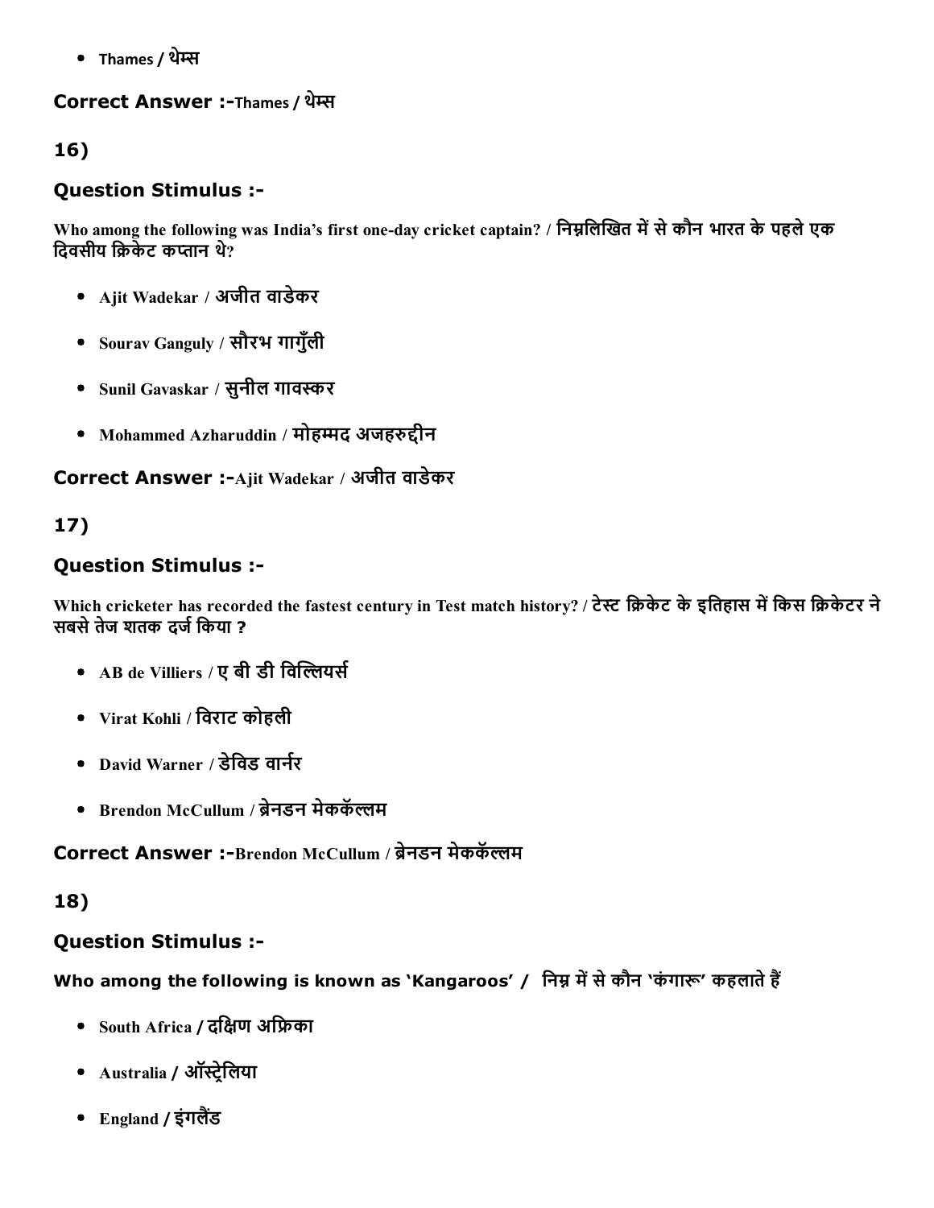- Thames / थेम्स

**Correct Answer :-**Thames / थेम्स

**16)**

### Question Stimulus :-

Who among the following was India's first one-day cricket captain? / निम्नलिखित में से कौन भारत के पहले एक दिवसीय क्रिकेट कप्तान थे?

- Ajit Wadekar / अजीत वाडेकर
- Sourav Ganguly / सौरभ गागुँली
- Sunil Gavaskar / सुनील गावस्कर
- Mohammed Azharuddin / मोहम्मद अजहरुद्दीन

**Correct Answer :-**Ajit Wadekar / अजीत वाडेकर

**17)**

### Question Stimulus :-

Which cricketer has recorded the fastest century in Test match history? / टेस्ट क्रिकेट के इतिहास में किस क्रिकेटर ने सबसे तेज शतक दर्ज किया ?

- AB de Villiers / ए बी डी विल्लियर्स
- Virat Kohli / विराट कोहली
- David Warner / डेविड वार्नर
- Brendon McCullum / ब्रेनडन मेकक‍ॅल्लम

**Correct Answer :-**Brendon McCullum / ब्रेनडन मेकक‍ॅल्लम

**18)**

### Question Stimulus :-

**Who among the following is known as 'Kangaroos' / निम्न में से कौन 'कंगारू' कहलाते हैं**

- South Africa / दक्षिण अफ्रिका
- Australia / ऑस्ट्रेलिया
- England / इंगलैंड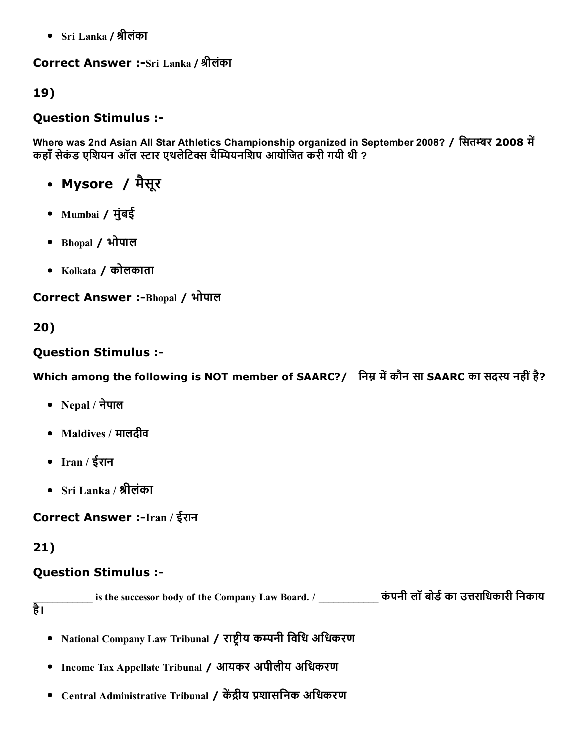- Sri Lanka / श्रीलंका

**Correct Answer :-**Sri Lanka / श्रीलंका

**19)**

### Question Stimulus :-

Where was 2nd Asian All Star Athletics Championship organized in September 2008? / सितम्बर 2008 में कहाँ सेकंड एशियन ऑल स्टार एथलेटिक्स चैम्पियनशिप आयोजित करी गयी थी ?

- Mysore / मैसूर
- Mumbai / मुंबई
- Bhopal / भोपाल
- Kolkata / कोलकाता

**Correct Answer :-**Bhopal / भोपाल

**20)**

### Question Stimulus :-

Which among the following is NOT member of SAARC?/ निम्न में कौन सा SAARC का सदस्य नहीं है?

- Nepal / नेपाल
- Maldives / मालदीव
- Iran / ईरान
- Sri Lanka / श्रीलंका

**Correct Answer :-**Iran / ईरान

**21)**

### Question Stimulus :-

___________ is the successor body of the Company Law Board. / ___________ कंपनी लॉ बोर्ड का उत्तराधिकारी निकाय है।

- National Company Law Tribunal / राष्ट्रीय कम्पनी विधि अधिकरण
- Income Tax Appellate Tribunal / आयकर अपीलीय अधिकरण
- Central Administrative Tribunal / केंद्रीय प्रशासनिक अधिकरण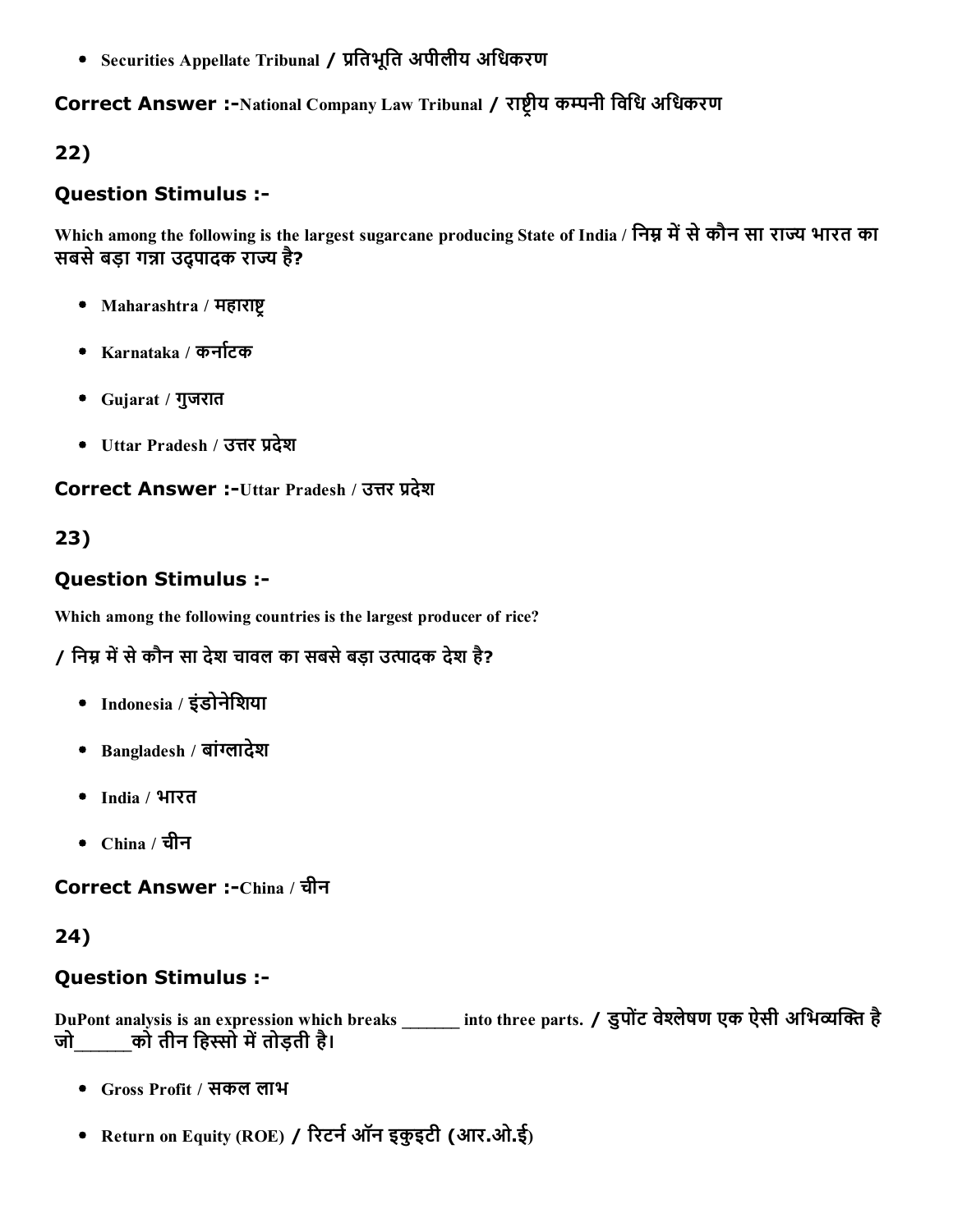- Securities Appellate Tribunal / प्रतिभूति अपीलीय अधिकरण

**Correct Answer :-**National Company Law Tribunal / राष्ट्रीय कम्पनी विधि अधिकरण

## 22)

### Question Stimulus :-

Which among the following is the largest sugarcane producing State of India / निम्न में से कौन सा राज्य भारत का सबसे बड़ा गन्ना उद्पादक राज्य है?

- Maharashtra / महाराष्ट्र
- Karnataka / कर्नाटक
- Gujarat / गुजरात
- Uttar Pradesh / उत्तर प्रदेश

**Correct Answer :-**Uttar Pradesh / उत्तर प्रदेश

## 23)

### Question Stimulus :-

Which among the following countries is the largest producer of rice?

/ निम्न में से कौन सा देश चावल का सबसे बड़ा उत्पादक देश है?

- Indonesia / इंडोनेशिया
- Bangladesh / बांग्लादेश
- India / भारत
- China / चीन

**Correct Answer :-**China / चीन

## 24)

### Question Stimulus :-

DuPont analysis is an expression which breaks _______ into three parts. / डुपोंट वेश्लेषण एक ऐसी अभिव्यक्ति है जो_______को तीन हिस्सो में तोड़ती है।

- Gross Profit / सकल लाभ
- Return on Equity (ROE) / रिटर्न ऑन इकुइटी (आर.ओ.ई)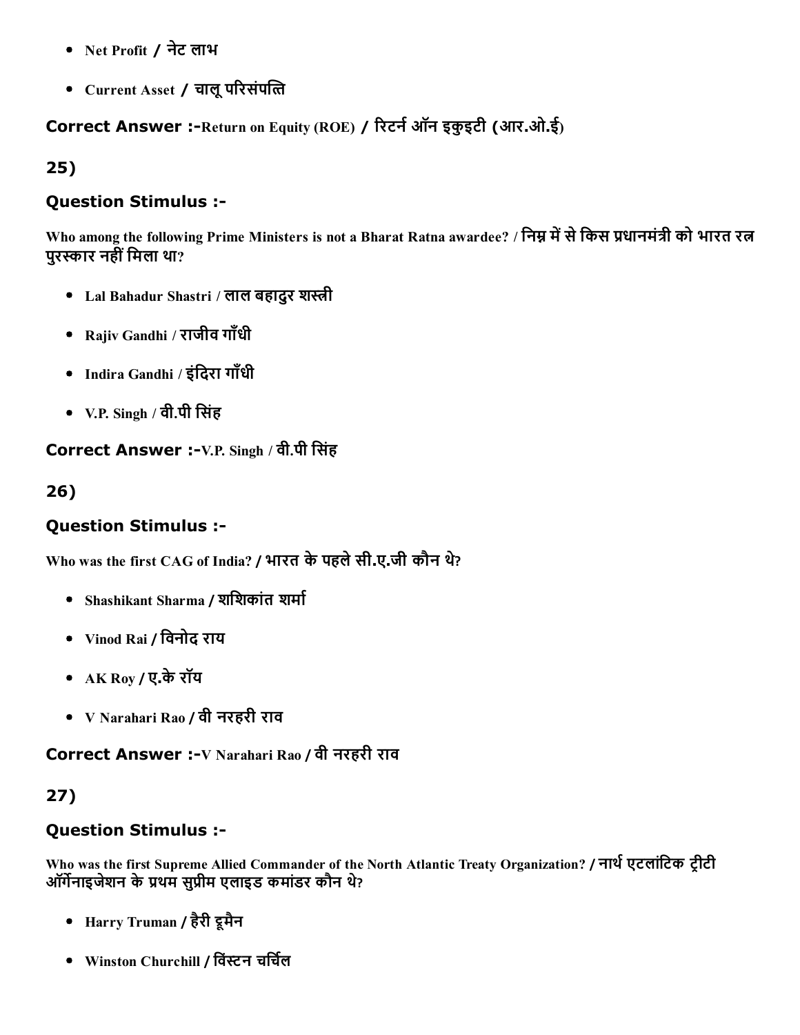- Net Profit / नेट लाभ
- Current Asset / चालू परिसंपत्ति

**Correct Answer :-**Return on Equity (ROE) / रिटर्न ऑन इकुइटी (आर.ओ.ई)

## 25)

### Question Stimulus :-

Who among the following Prime Ministers is not a Bharat Ratna awardee? / निम्न में से किस प्रधानमंत्री को भारत रत्न पुरस्कार नहीं मिला था?

- Lal Bahadur Shastri / लाल बहादुर शस्त्री
- Rajiv Gandhi / राजीव गाँधी
- Indira Gandhi / इंदिरा गाँधी
- V.P. Singh / वी.पी सिंह

**Correct Answer :-**V.P. Singh / वी.पी सिंह

## 26)

### Question Stimulus :-

Who was the first CAG of India? / भारत के पहले सी.ए.जी कौन थे?

- Shashikant Sharma / शशिकांत शर्मा
- Vinod Rai / विनोद राय
- AK Roy / ए.के रॉय
- V Narahari Rao / वी नरहरी राव

**Correct Answer :-**V Narahari Rao / वी नरहरी राव

## 27)

### Question Stimulus :-

Who was the first Supreme Allied Commander of the North Atlantic Treaty Organization? / नार्थ एटलांटिक ट्रीटी ऑर्गेनाइजेशन के प्रथम सुप्रीम एलाइड कमांडर कौन थे?

- Harry Truman / हैरी ट्रूमैन
- Winston Churchill / विंस्टन चर्चिल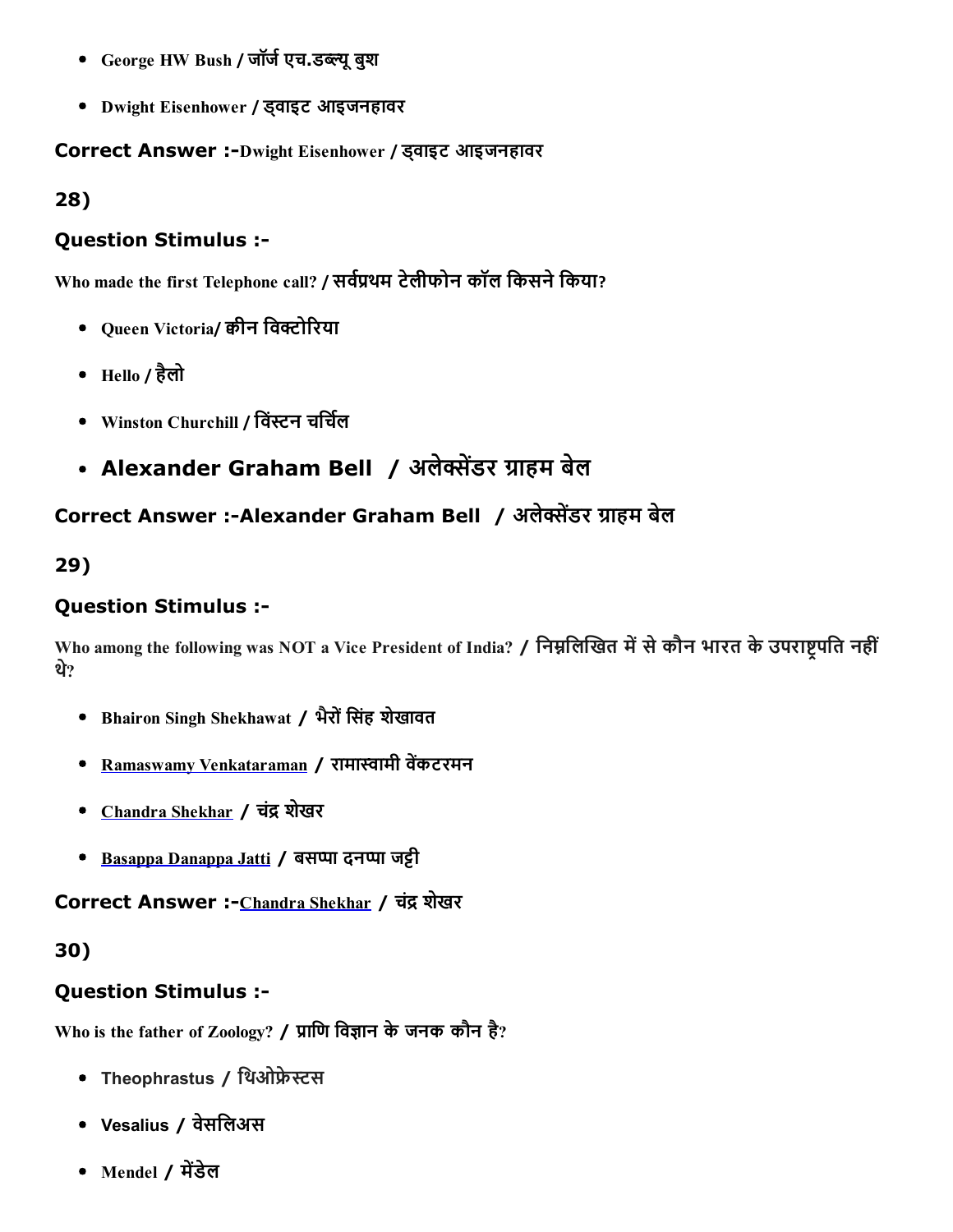- George HW Bush / जॉर्ज एच.डब्ल्यू बुश
- Dwight Eisenhower / ड्वाइट आइजनहावर

**Correct Answer :-**Dwight Eisenhower / ड्वाइट आइजनहावर

**28)**

**Question Stimulus :-**

Who made the first Telephone call? / सर्वप्रथम टेलीफोन कॉल किसने किया?

- Queen Victoria/ क्वीन विक्टोरिया
- Hello / हैलो
- Winston Churchill / विंस्टन चर्चिल
- Alexander Graham Bell / अलेक्सेंडर ग्राहम बेल

**Correct Answer :-**Alexander Graham Bell / अलेक्सेंडर ग्राहम बेल

**29)**

**Question Stimulus :-**

Who among the following was NOT a Vice President of India? / निम्नलिखित में से कौन भारत के उपराष्ट्रपति नहीं थे?

- Bhairon Singh Shekhawat / भैरों सिंह शेखावत
- Ramaswamy Venkataraman / रामास्वामी वेंकटरमन
- Chandra Shekhar / चंद्र शेखर
- Basappa Danappa Jatti / बसप्पा दनप्पा जट्टी

**Correct Answer :-**Chandra Shekhar / चंद्र शेखर

**30)**

**Question Stimulus :-**

Who is the father of Zoology? / प्राणि विज्ञान के जनक कौन है?

- Theophrastus / थिओफ्रेस्टस
- Vesalius / वेसलिअस
- Mendel / मेंडेल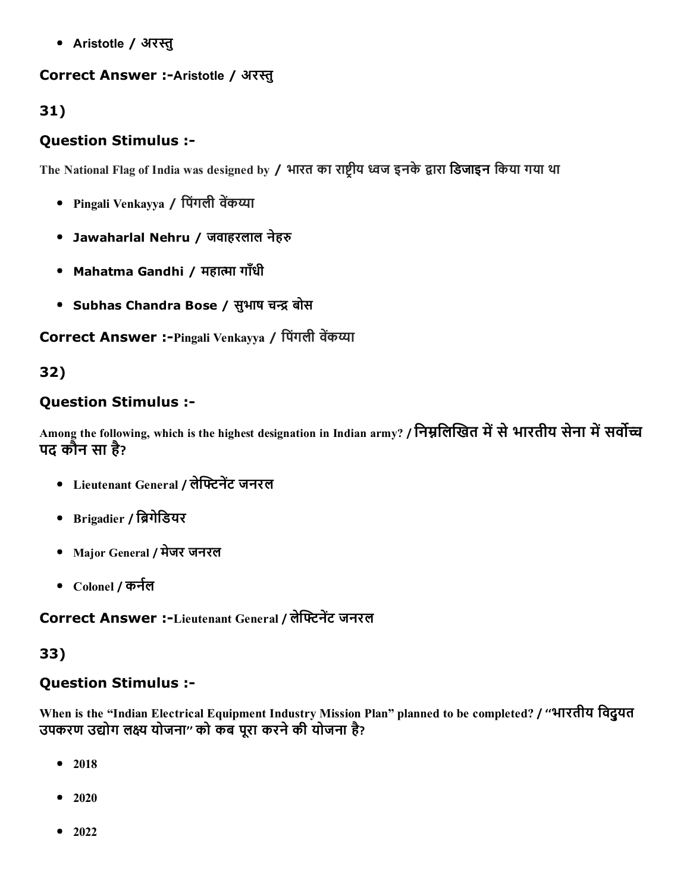- Aristotle / अरस्तु

**Correct Answer :-Aristotle / अरस्तु**

## 31)

### Question Stimulus :-

The National Flag of India was designed by / भारत का राष्ट्रीय ध्वज इनके द्वारा डिजाइन किया गया था

- Pingali Venkayya / पिंगली वेंकय्या
- Jawaharlal Nehru / जवाहरलाल नेहरु
- Mahatma Gandhi / महात्मा गाँधी
- Subhas Chandra Bose / सुभाष चन्द्र बोस

**Correct Answer :-Pingali Venkayya / पिंगली वेंकय्या**

## 32)

### Question Stimulus :-

Among the following, which is the highest designation in Indian army? / निम्नलिखित में से भारतीय सेना में सर्वोच्च पद कौन सा है?

- Lieutenant General / लेफ्टिनेंट जनरल
- Brigadier / ब्रिगेडियर
- Major General / मेजर जनरल
- Colonel / कर्नल

**Correct Answer :-Lieutenant General / लेफ्टिनेंट जनरल**

## 33)

### Question Stimulus :-

When is the "Indian Electrical Equipment Industry Mission Plan" planned to be completed? / "भारतीय विदुयत उपकरण उद्योग लक्ष्य योजना" को कब पूरा करने की योजना है?

- 2018
- 2020
- 2022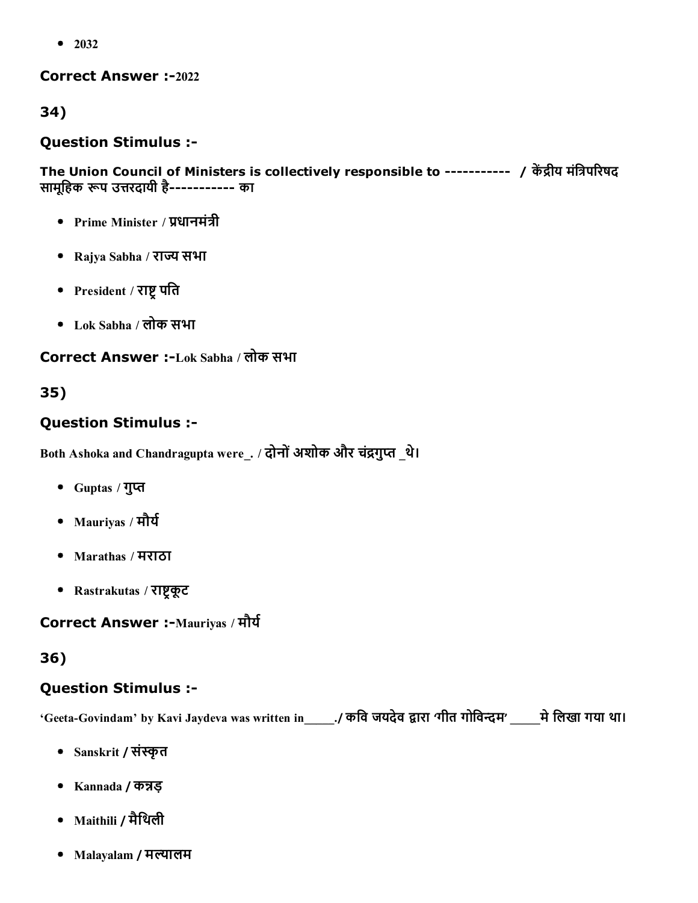- 2032

**Correct Answer :-**2022

## 34)

### Question Stimulus :-

**The Union Council of Ministers is collectively responsible to ----------- / केंद्रीय मंत्रिपरिषद सामूहिक रूप उत्तरदायी है----------- का**

- Prime Minister / प्रधानमंत्री
- Rajya Sabha / राज्य सभा
- President / राष्ट्र पति
- Lok Sabha / लोक सभा

**Correct Answer :-**Lok Sabha / लोक सभा

## 35)

### Question Stimulus :-

Both Ashoka and Chandragupta were_. / दोनों अशोक और चंद्रगुप्त _थे।

- Guptas / गुप्त
- Mauriyas / मौर्य
- Marathas / मराठा
- Rastrakutas / राष्ट्रकूट

**Correct Answer :-**Mauriyas / मौर्य

## 36)

### Question Stimulus :-

'Geeta-Govindam' by Kavi Jaydeva was written in_____./ कवि जयदेव द्वारा 'गीत गोविन्दम' _____मे लिखा गया था।

- Sanskrit / संस्कृत
- Kannada / कन्नड़
- Maithili / मैथिली
- Malayalam / मल्यालम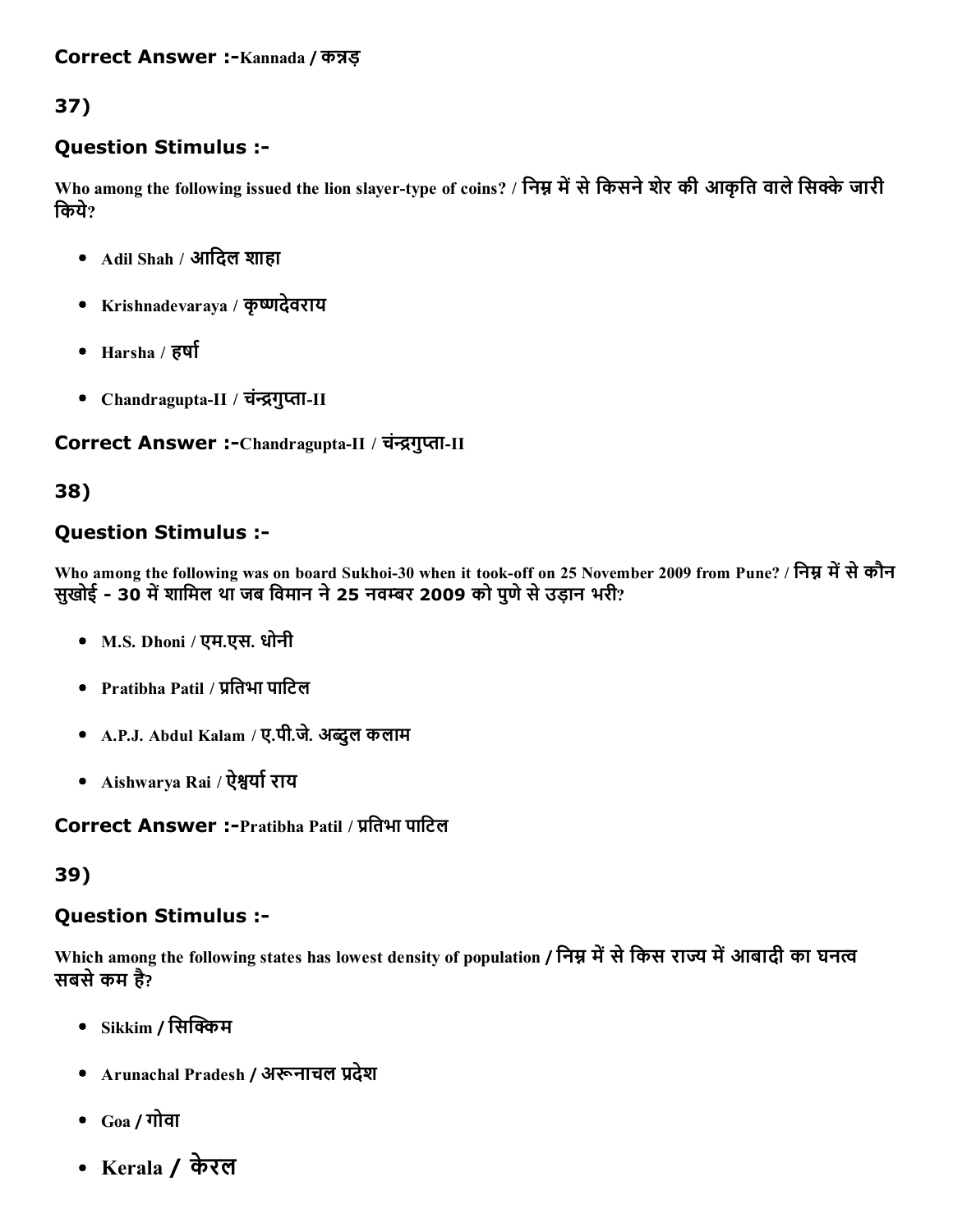**Correct Answer :-**Kannada / कन्नड़

37)

### Question Stimulus :-

Who among the following issued the lion slayer-type of coins? / निम्न में से किसने शेर की आकृति वाले सिक्के जारी किये?

- Adil Shah / आदिल शाहा
- Krishnadevaraya / कृष्णदेवराय
- Harsha / हर्षा
- Chandragupta-II / चंन्द्रगुप्ता-II

**Correct Answer :-**Chandragupta-II / चंन्द्रगुप्ता-II

38)

### Question Stimulus :-

Who among the following was on board Sukhoi-30 when it took-off on 25 November 2009 from Pune? / निम्न में से कौन सुखोई - 30 में शामिल था जब विमान ने 25 नवम्बर 2009 को पुणे से उड़ान भरी?

- M.S. Dhoni / एम.एस. धोनी
- Pratibha Patil / प्रतिभा पाटिल
- A.P.J. Abdul Kalam / ए.पी.जे. अब्दुल कलाम
- Aishwarya Rai / ऐश्वर्या राय

**Correct Answer :-**Pratibha Patil / प्रतिभा पाटिल

39)

### Question Stimulus :-

Which among the following states has lowest density of population / निम्न में से किस राज्य में आबादी का घनत्व सबसे कम है?

- Sikkim / सिक्किम
- Arunachal Pradesh / अरूनाचल प्रदेश
- Goa / गोवा
- Kerala / केरल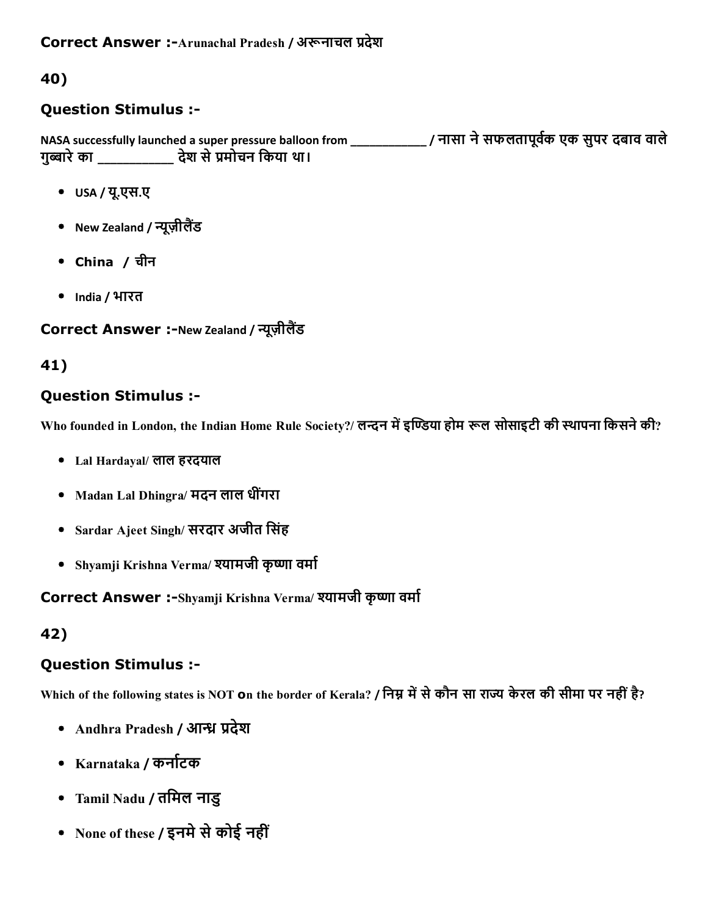**Correct Answer :-**Arunachal Pradesh / अरूनाचल प्रदेश

## 40)

### Question Stimulus :-

NASA successfully launched a super pressure balloon from ___________ / नासा ने सफलतापूर्वक एक सुपर दबाव वाले गुब्बारे का __________ देश से प्रमोचन किया था।

- USA / यू.एस.ए
- New Zealand / न्यूज़ीलैंड
- China / चीन
- India / भारत

**Correct Answer :-**New Zealand / न्यूज़ीलैंड

## 41)

### Question Stimulus :-

Who founded in London, the Indian Home Rule Society?/ लन्दन में इण्डिया होम रूल सोसाइटी की स्थापना किसने की?

- Lal Hardayal/ लाल हरदयाल
- Madan Lal Dhingra/ मदन लाल धींगरा
- Sardar Ajeet Singh/ सरदार अजीत सिंह
- Shyamji Krishna Verma/ श्यामजी कृष्णा वर्मा

**Correct Answer :-**Shyamji Krishna Verma/ श्यामजी कृष्णा वर्मा

## 42)

### Question Stimulus :-

Which of the following states is NOT on the border of Kerala? / निम्न में से कौन सा राज्य केरल की सीमा पर नहीं है?

- Andhra Pradesh / आन्ध्र प्रदेश
- Karnataka / कर्नाटक
- Tamil Nadu / तमिल नाडु
- None of these / इनमे से कोई नहीं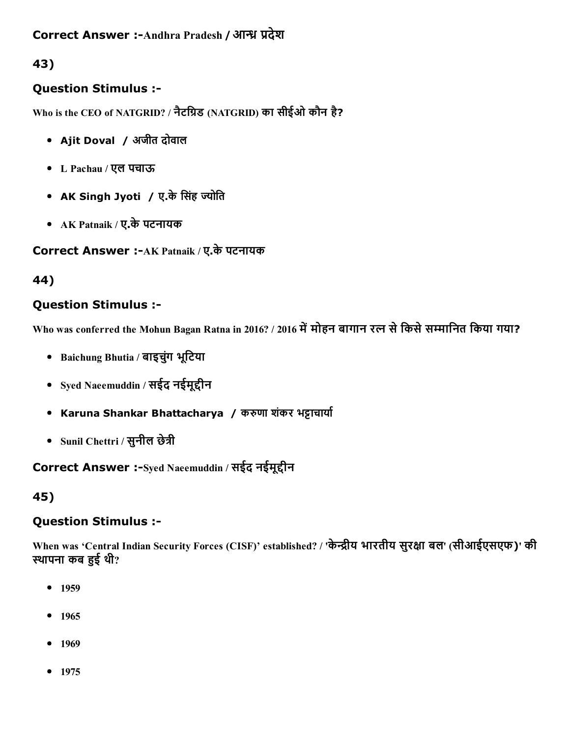**Correct Answer :-**Andhra Pradesh / आन्ध्र प्रदेश

**43)**

### Question Stimulus :-

Who is the CEO of NATGRID? / नैटग्रिड (NATGRID) का सीईओ कौन है?

- Ajit Doval / अजीत दोवाल
- L Pachau / एल पचाऊ
- AK Singh Jyoti / ए.के सिंह ज्योति
- AK Patnaik / ए.के पटनायक

**Correct Answer :-**AK Patnaik / ए.के पटनायक

**44)**

### Question Stimulus :-

Who was conferred the Mohun Bagan Ratna in 2016? / 2016 में मोहन बागान रत्न से किसे सम्मानित किया गया?

- Baichung Bhutia / बाइचुंग भूटिया
- Syed Naeemuddin / सईद नईमूद्दीन
- Karuna Shankar Bhattacharya / करुणा शंकर भट्टाचार्या
- Sunil Chettri / सुनील छेत्री

**Correct Answer :-**Syed Naeemuddin / सईद नईमूद्दीन

**45)**

### Question Stimulus :-

When was 'Central Indian Security Forces (CISF)' established? / 'केन्द्रीय भारतीय सुरक्षा बल' (सीआईएसएफ)' की स्थापना कब हुई थी?

- 1959
- 1965
- 1969
- 1975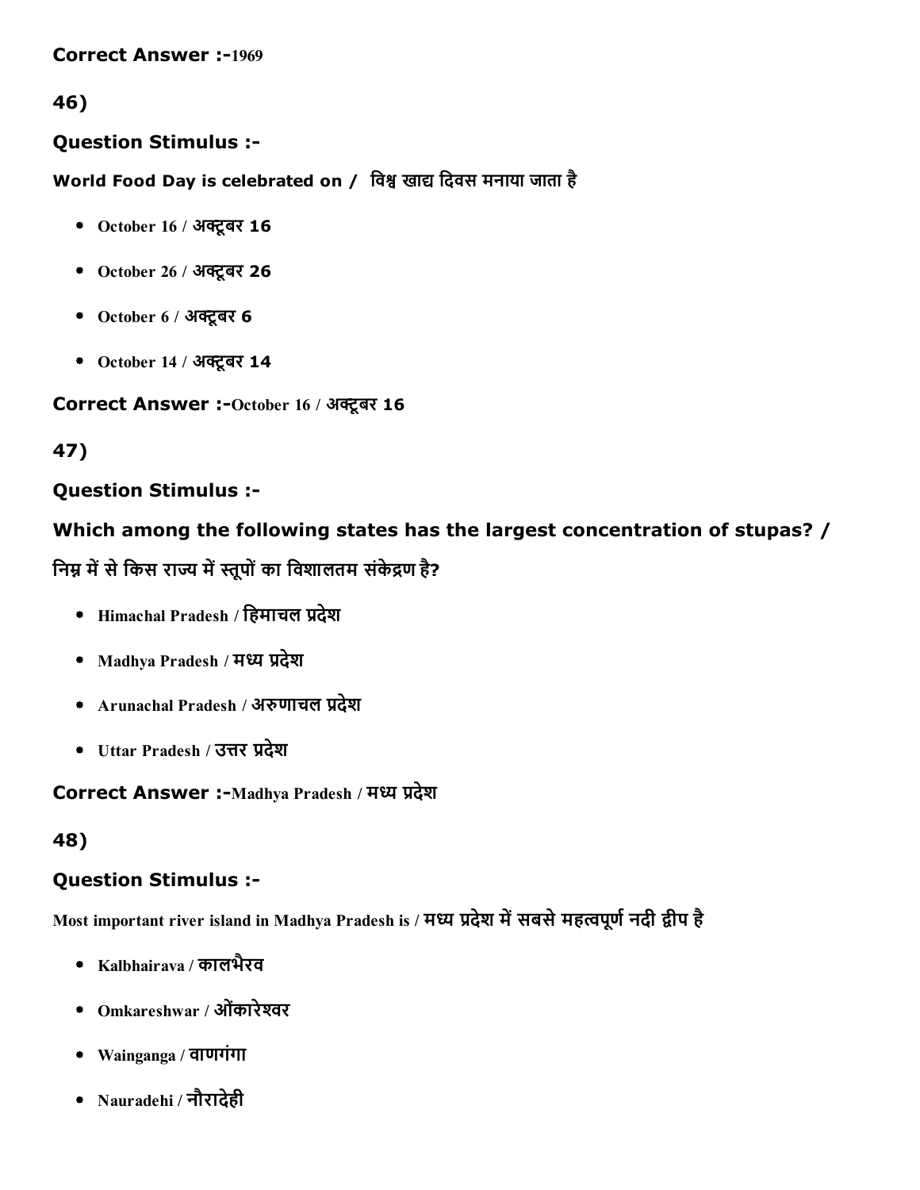**Correct Answer :-**1969

**46)**

**Question Stimulus :-**

**World Food Day is celebrated on / विश्व खाद्य दिवस मनाया जाता है**

- October 16 / अक्टूबर 16
- October 26 / अक्टूबर 26
- October 6 / अक्टूबर 6
- October 14 / अक्टूबर 14

**Correct Answer :-**October 16 / अक्टूबर 16

**47)**

**Question Stimulus :-**

**Which among the following states has the largest concentration of stupas? / निम्न में से किस राज्य में स्तूपों का विशालतम संकेद्रण है?**

- Himachal Pradesh / हिमाचल प्रदेश
- Madhya Pradesh / मध्य प्रदेश
- Arunachal Pradesh / अरुणाचल प्रदेश
- Uttar Pradesh / उत्तर प्रदेश

**Correct Answer :-**Madhya Pradesh / मध्य प्रदेश

**48)**

**Question Stimulus :-**

**Most important river island in Madhya Pradesh is / मध्य प्रदेश में सबसे महत्वपूर्ण नदी द्वीप है**

- Kalbhairava / कालभैरव
- Omkareshwar / ओंकारेश्वर
- Wainganga / वाणगंगा
- Nauradehi / नौरादेही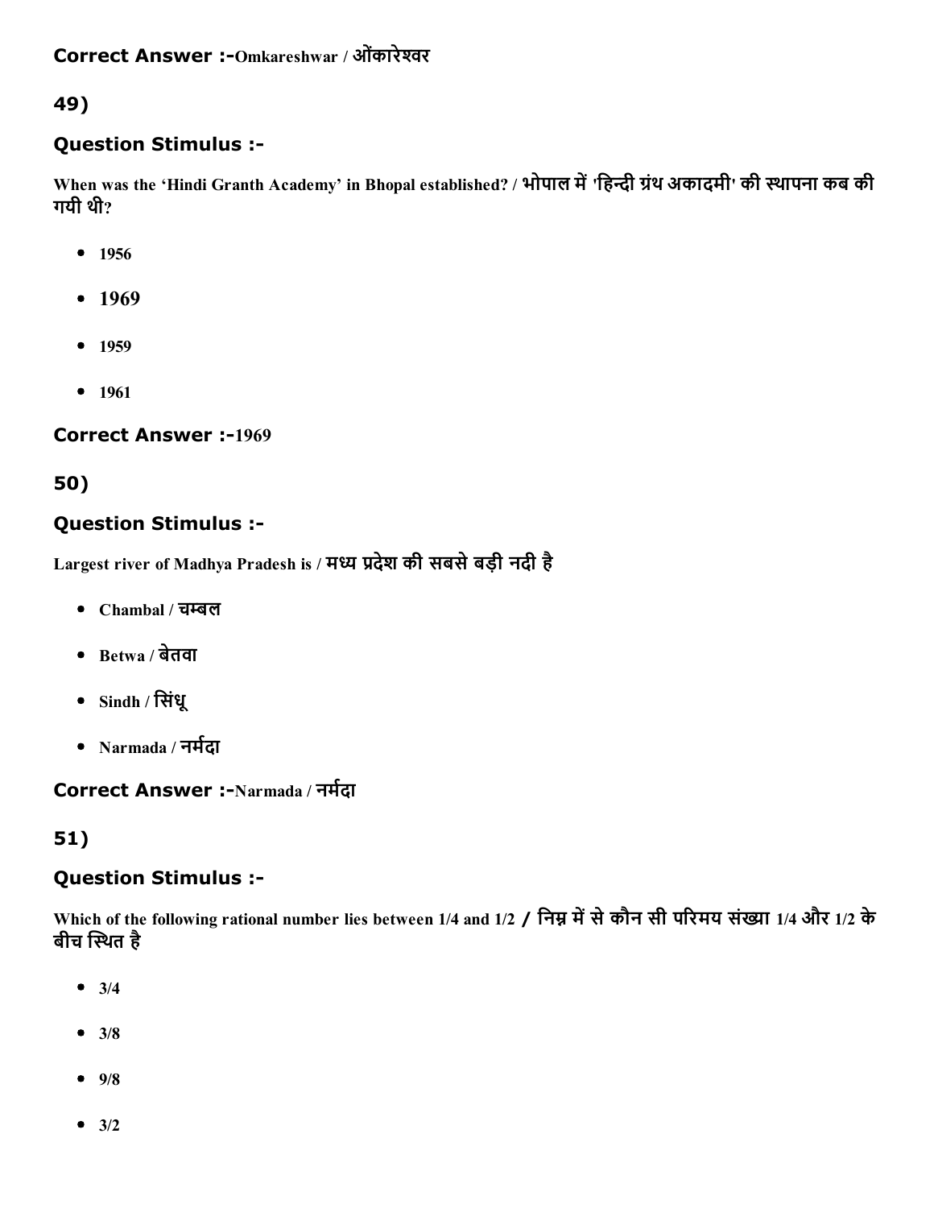**Correct Answer :-**Omkareshwar / ओंकारेश्वर

## 49)

### Question Stimulus :-

When was the 'Hindi Granth Academy' in Bhopal established? / भोपाल में 'हिन्दी ग्रंथ अकादमी' की स्थापना कब की गयी थी?

- 1956
- 1969
- 1959
- 1961

**Correct Answer :-**1969

## 50)

### Question Stimulus :-

Largest river of Madhya Pradesh is / मध्य प्रदेश की सबसे बड़ी नदी है

- Chambal / चम्बल
- Betwa / बेतवा
- Sindh / सिंधू
- Narmada / नर्मदा

**Correct Answer :-**Narmada / नर्मदा

## 51)

### Question Stimulus :-

Which of the following rational number lies between 1/4 and 1/2 / निम्न में से कौन सी परिमय संख्या 1/4 और 1/2 के बीच स्थित है

- 3/4
- 3/8
- 9/8
- 3/2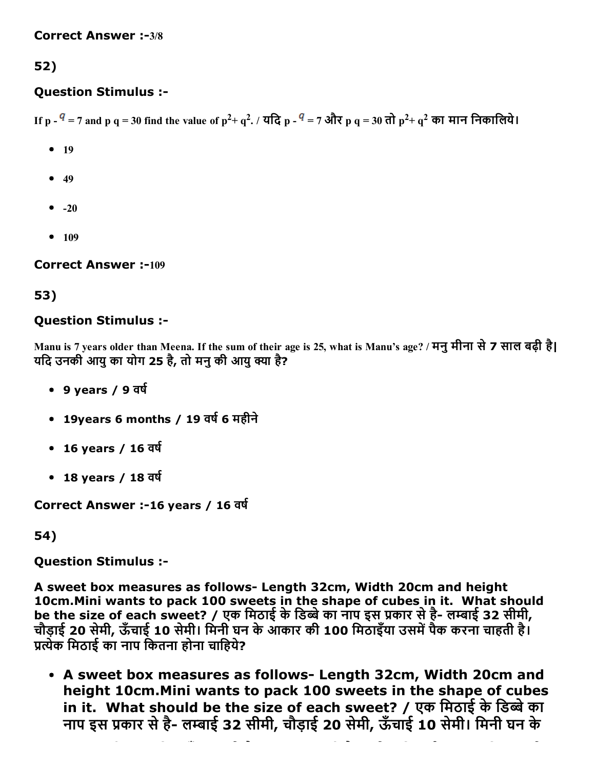Correct Answer :-3/8

52)

### Question Stimulus :-

If p - $q$ = 7 and p q = 30 find the value of $p^2$+ $q^2$. / यदि p - $q$ = 7 और p q = 30 तो $p^2$+ $q^2$ का मान निकालिये।

- 19
- 49
- -20
- 109

Correct Answer :-109

53)

### Question Stimulus :-

Manu is 7 years older than Meena. If the sum of their age is 25, what is Manu's age? / मनु मीना से 7 साल बढ़ी है| यदि उनकी आयु का योग 25 है, तो मनु की आयु क्या है?

- 9 years / 9 वर्ष
- 19years 6 months / 19 वर्ष 6 महीने
- 16 years / 16 वर्ष
- 18 years / 18 वर्ष

Correct Answer :-16 years / 16 वर्ष

54)

### Question Stimulus :-

**A sweet box measures as follows- Length 32cm, Width 20cm and height 10cm.Mini wants to pack 100 sweets in the shape of cubes in it. What should be the size of each sweet? / एक मिठाई के डिब्बे का नाप इस प्रकार से है- लम्बाई 32 सीमी, चौड़ाई 20 सेमी, ऊँचाई 10 सेमी। मिनी घन के आकार की 100 मिठाइँया उसमें पैक करना चाहती है। प्रत्येक मिठाई का नाप कितना होना चाहिये?**

- **A sweet box measures as follows- Length 32cm, Width 20cm and height 10cm.Mini wants to pack 100 sweets in the shape of cubes in it. What should be the size of each sweet? / एक मिठाई के डिब्बे का नाप इस प्रकार से है- लम्बाई 32 सीमी, चौड़ाई 20 सेमी, ऊँचाई 10 सेमी। मिनी घन के**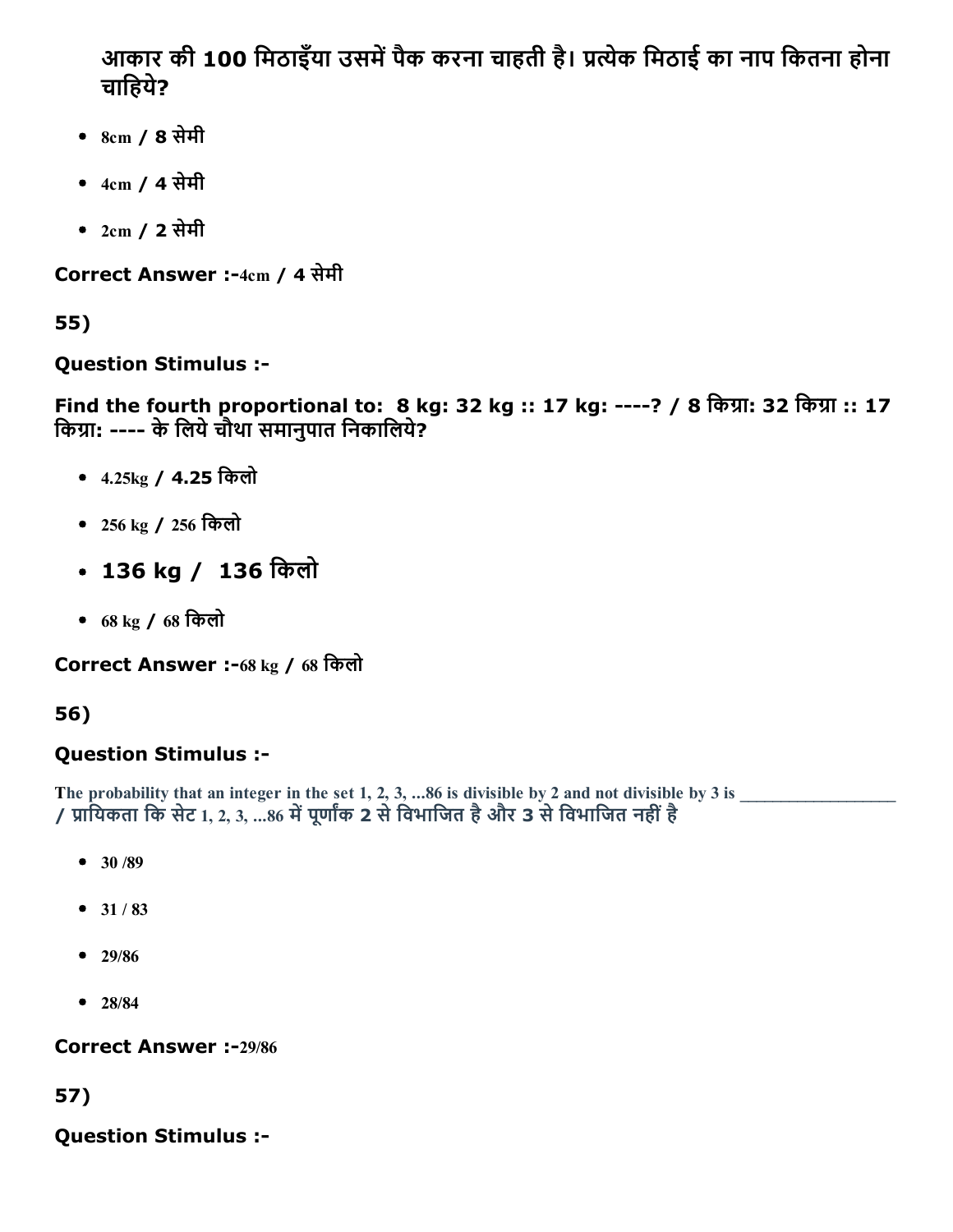आकार की 100 मिठाइँया उसमें पैक करना चाहती है। प्रत्येक मिठाई का नाप कितना होना चाहिये?

- 8cm / 8 सेमी
- 4cm / 4 सेमी
- 2cm / 2 सेमी

**Correct Answer :-**4cm / 4 सेमी

**55)**

**Question Stimulus :-**

**Find the fourth proportional to: 8 kg: 32 kg :: 17 kg: ----? / 8 किग्रा: 32 किग्रा :: 17 किग्रा: ---- के लिये चौथा समानुपात निकालिये?**

- 4.25kg / 4.25 किलो
- 256 kg / 256 किलो
- 136 kg / 136 किलो
- 68 kg / 68 किलो

**Correct Answer :-**68 kg / 68 किलो

**56)**

**Question Stimulus :-**

The probability that an integer in the set 1, 2, 3, ...86 is divisible by 2 and not divisible by 3 is _________________ / प्रायिकता कि सेट 1, 2, 3, ...86 में पूर्णांक 2 से विभाजित है और 3 से विभाजित नहीं है

- 30 /89
- 31 / 83
- 29/86
- 28/84

**Correct Answer :-**29/86

**57)**

**Question Stimulus :-**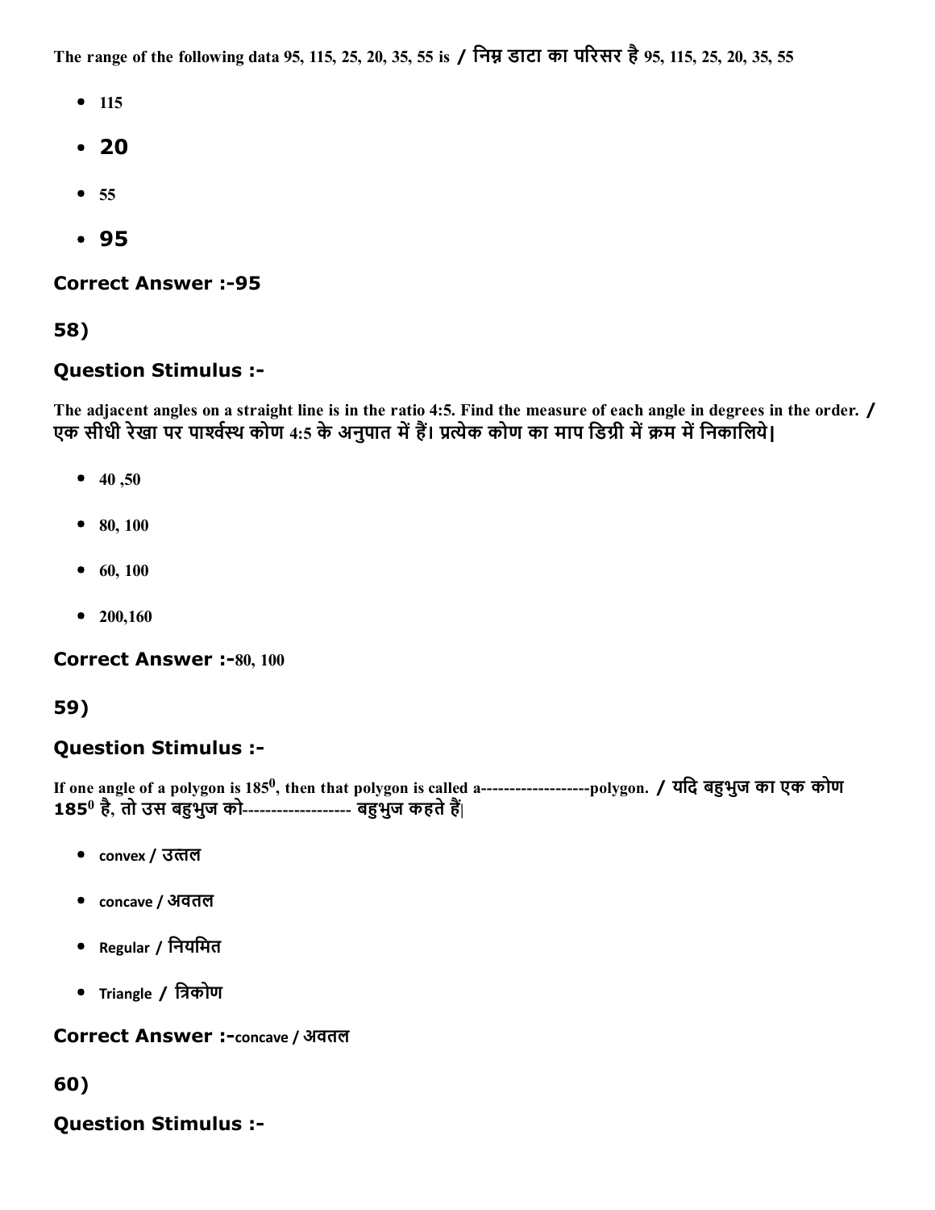The range of the following data 95, 115, 25, 20, 35, 55 is / निम्न डाटा का परिसर है 95, 115, 25, 20, 35, 55

- 115
- 20
- 55
- 95

**Correct Answer :-95**

**58)**

**Question Stimulus :-**

The adjacent angles on a straight line is in the ratio 4:5. Find the measure of each angle in degrees in the order. / एक सीधी रेखा पर पार्श्वस्थ कोण 4:5 के अनुपात में हैं। प्रत्येक कोण का माप डिग्री में क्रम में निकालिये|

- 40 ,50
- 80, 100
- 60, 100
- 200,160

**Correct Answer :-80, 100**

**59)**

**Question Stimulus :-**

If one angle of a polygon is $185^0$, then that polygon is called a-------------------polygon. / यदि बहुभुज का एक कोण $185^0$ है, तो उस बहुभुज को------------------- बहुभुज कहते हैं|

- convex / उत्तल
- concave / अवतल
- Regular / नियमित
- Triangle / त्रिकोण

**Correct Answer :-concave / अवतल**

**60)**

**Question Stimulus :-**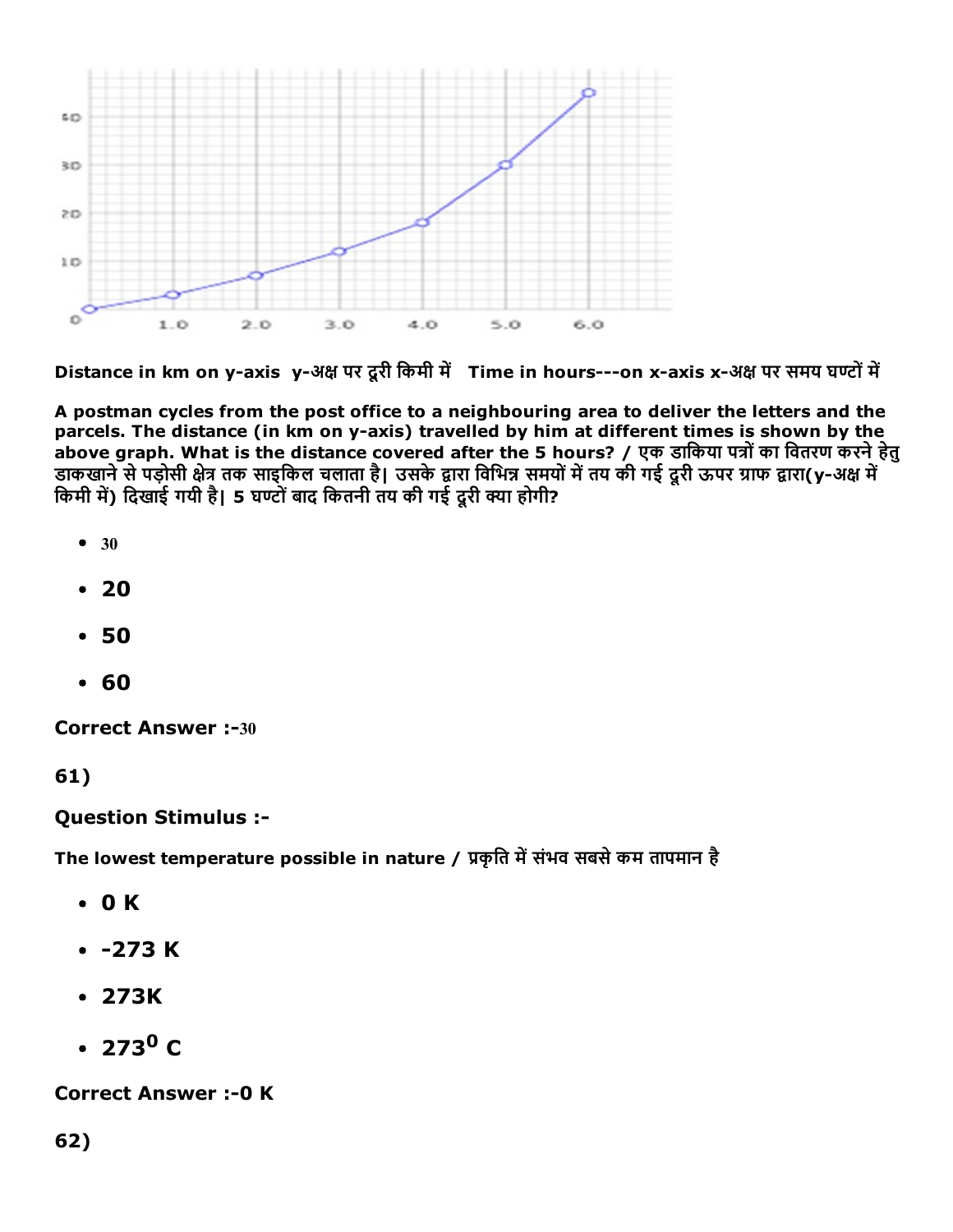Distance in km on y-axis  y-अक्ष पर दूरी किमी में   Time in hours---on x-axis x-अक्ष पर समय घण्टों में

**A postman cycles from the post office to a neighbouring area to deliver the letters and the parcels. The distance (in km on y-axis) travelled by him at different times is shown by the above graph. What is the distance covered after the 5 hours? / एक डाकिया पत्रों का वितरण करने हेतु डाकखाने से पड़ोसी क्षेत्र तक साइकिल चलाता है| उसके द्वारा विभिन्न समयों में तय की गई दूरी ऊपर ग्राफ द्वारा(y-अक्ष में किमी में) दिखाई गयी है| 5 घण्टों बाद कितनी तय की गई दूरी क्या होगी?**

- 30
- **20**
- **50**
- **60**

**Correct Answer :-**30

**61)**

**Question Stimulus :-**

**The lowest temperature possible in nature / प्रकृति में संभव सबसे कम तापमान है**

- **0 K**
- **-273 K**
- **273K**
- **$273^0$ C**

**Correct Answer :-0 K**

**62)**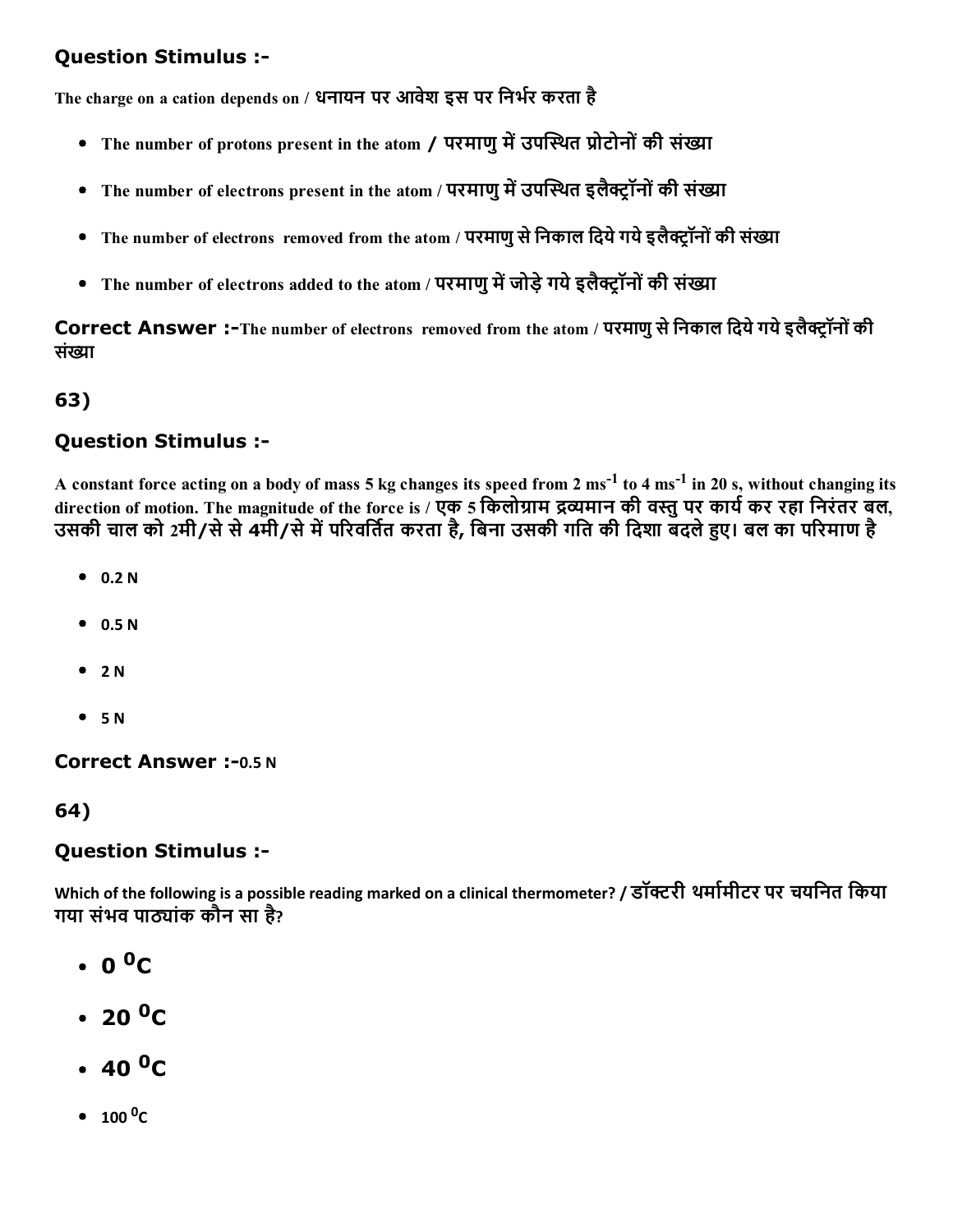## Question Stimulus :-

The charge on a cation depends on / धनायन पर आवेश इस पर निर्भर करता है

- The number of protons present in the atom / परमाणु में उपस्थित प्रोटोनों की संख्या
- The number of electrons present in the atom / परमाणु में उपस्थित इलैक्ट्रॉनों की संख्या
- The number of electrons removed from the atom / परमाणु से निकाल दिये गये इलैक्ट्रॉनों की संख्या
- The number of electrons added to the atom / परमाणु में जोड़े गये इलैक्ट्रॉनों की संख्या

**Correct Answer :-**The number of electrons removed from the atom / परमाणु से निकाल दिये गये इलैक्ट्रॉनों की संख्या

## 63)

## Question Stimulus :-

A constant force acting on a body of mass 5 kg changes its speed from 2 $ms^{-1}$ to 4 $ms^{-1}$ in 20 s, without changing its direction of motion. The magnitude of the force is / एक 5 किलोग्राम द्रव्यमान की वस्तु पर कार्य कर रहा निरंतर बल, उसकी चाल को 2मी/से से 4मी/से में परिवर्तित करता है, बिना उसकी गति की दिशा बदले हुए। बल का परिमाण है

- 0.2 N
- 0.5 N
- 2 N
- 5 N

**Correct Answer :-**0.5 N

## 64)

## Question Stimulus :-

Which of the following is a possible reading marked on a clinical thermometer? / डॉक्टरी थर्मामीटर पर चयनित किया गया संभव पाठ्यांक कौन सा है?

- 0 $^0$C
- 20 $^0$C
- 40 $^0$C
- 100 $^0$C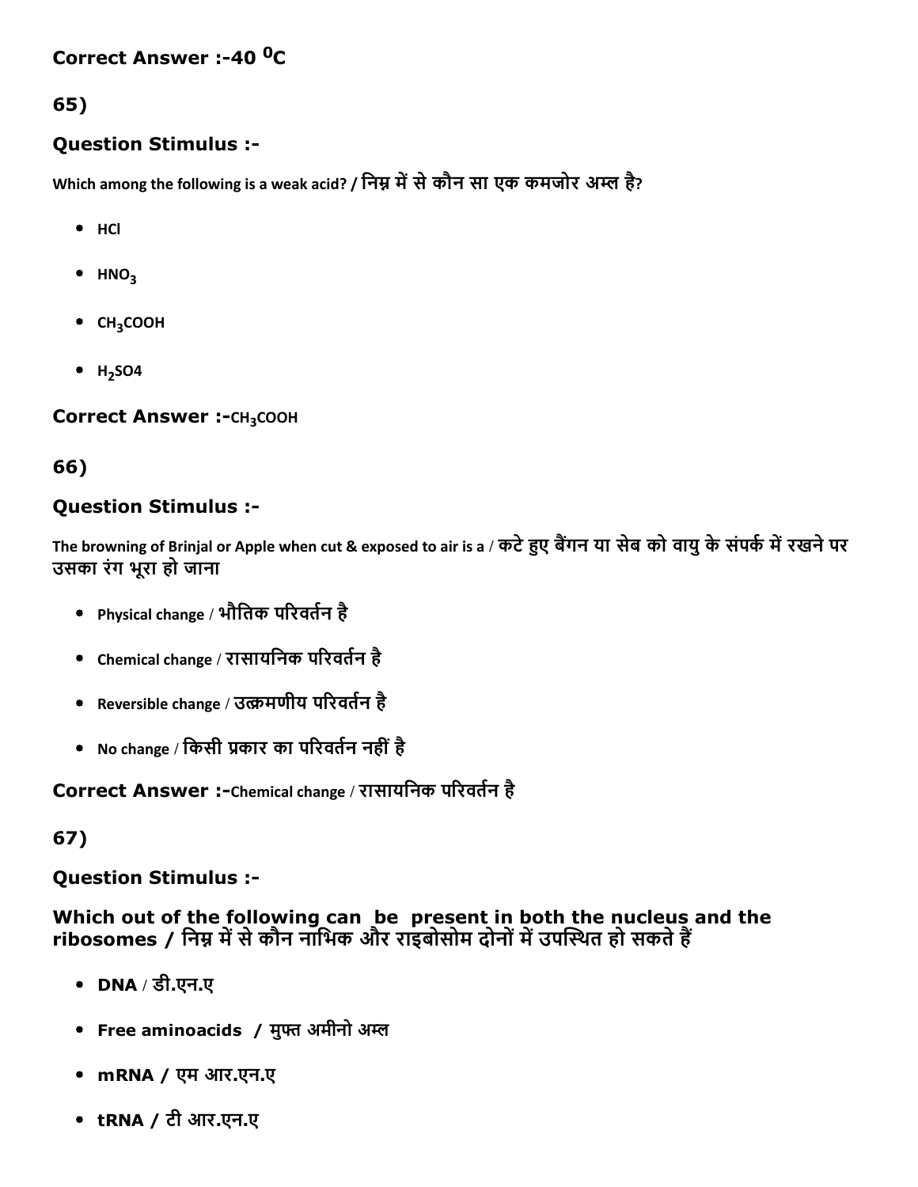**Correct Answer :-**40 $^0$C

**65)**

### Question Stimulus :-

Which among the following is a weak acid? / निम्न में से कौन सा एक कमजोर अम्ल है?

- HCl
- $HNO_3$
- $CH_3COOH$
- $H_2SO4$

**Correct Answer :-**$CH_3COOH$

**66)**

### Question Stimulus :-

The browning of Brinjal or Apple when cut & exposed to air is a / कटे हुए बैंगन या सेब को वायु के संपर्क में रखने पर उसका रंग भूरा हो जाना

- Physical change / भौतिक परिवर्तन है
- Chemical change / रासायनिक परिवर्तन है
- Reversible change / उत्क्रमणीय परिवर्तन है
- No change / किसी प्रकार का परिवर्तन नहीं है

**Correct Answer :-**Chemical change / रासायनिक परिवर्तन है

**67)**

### Question Stimulus :-

**Which out of the following can be present in both the nucleus and the ribosomes / निम्न में से कौन नाभिक और राइबोसोम दोनों में उपस्थित हो सकते हैं**

- **DNA** / डी.एन.ए
- **Free aminoacids / मुफ्त अमीनो अम्ल**
- **mRNA / एम आर.एन.ए**
- **tRNA / टी आर.एन.ए**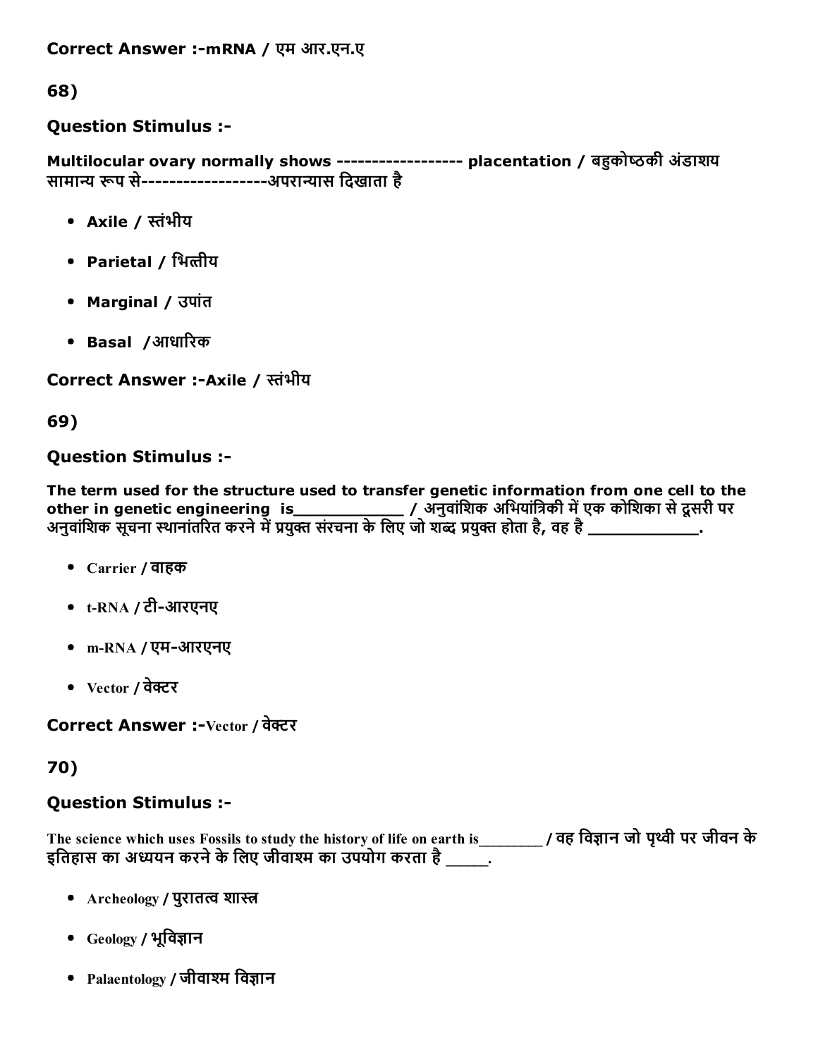**Correct Answer :-mRNA / एम आर.एन.ए**

68)

**Question Stimulus :-**

**Multilocular ovary normally shows ------------------ placentation / बहुकोष्ठकी अंडाशय सामान्य रूप से------------------अपरान्यास दिखाता है**

- **Axile / स्तंभीय**
- **Parietal / भित्तीय**
- **Marginal / उपांत**
- **Basal /आधारिक**

**Correct Answer :-Axile / स्तंभीय**

69)

**Question Stimulus :-**

**The term used for the structure used to transfer genetic information from one cell to the other in genetic engineering is____________ / अनुवांशिक अभियांत्रिकी में एक कोशिका से दूसरी पर अनुवांशिक सूचना स्थानांतरित करने में प्रयुक्त संरचना के लिए जो शब्द प्रयुक्त होता है, वह है ____________.**

- Carrier / वाहक
- t-RNA / टी-आरएनए
- m-RNA / एम-आरएनए
- Vector / वेक्टर

**Correct Answer :-Vector / वेक्टर**

70)

**Question Stimulus :-**

**The science which uses Fossils to study the history of life on earth is________ / वह विज्ञान जो पृथ्वी पर जीवन के इतिहास का अध्ययन करने के लिए जीवाश्म का उपयोग करता है _____.**

- Archeology / पुरातत्व शास्त्र
- Geology / भूविज्ञान
- Palaentology / जीवाश्म विज्ञान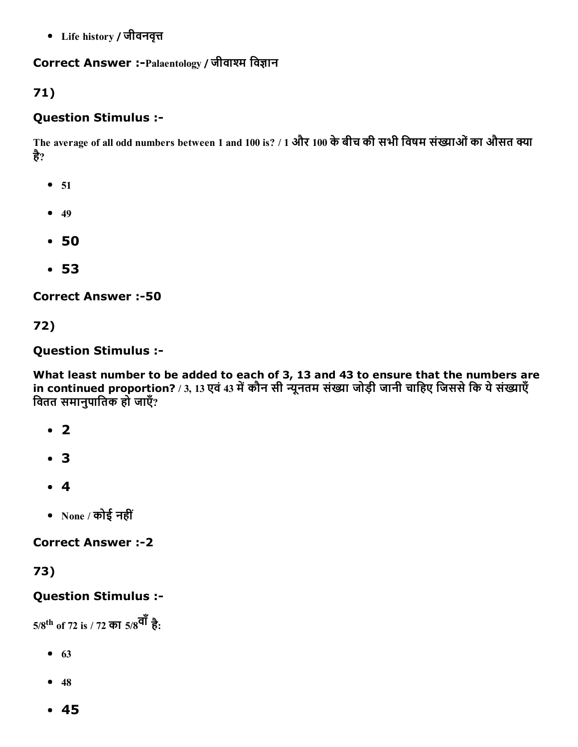- Life history / जीवनवृत्त

**Correct Answer :-**Palaentology / जीवाश्म विज्ञान

**71)**

**Question Stimulus :-**

The average of all odd numbers between 1 and 100 is? / 1 और 100 के बीच की सभी विषम संख्याओं का औसत क्या है?

- 51
- 49
- 50
- 53

**Correct Answer :-50**

**72)**

**Question Stimulus :-**

**What least number to be added to each of 3, 13 and 43 to ensure that the numbers are in continued proportion?** / 3, 13 एवं 43 में कौन सी न्यूनतम संख्या जोड़ी जानी चाहिए जिससे कि ये संख्याएँ वितत समानुपातिक हो जाएँ?

- 2
- 3
- 4
- None / कोई नहीं

**Correct Answer :-2**

**73)**

**Question Stimulus :-**

5/8th of 72 is / 72 का 5/8वाँ है:

- 63
- 48
- 45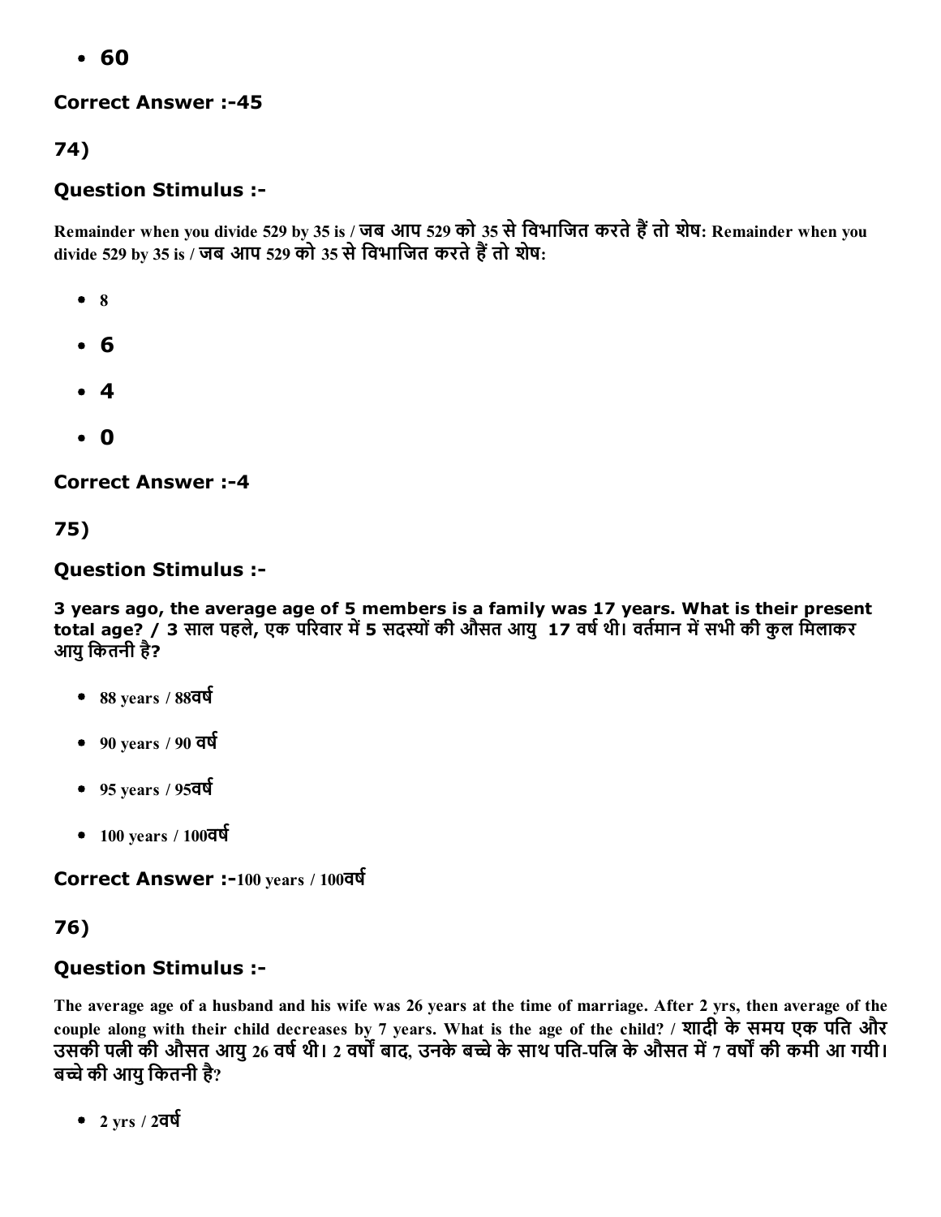- 60

**Correct Answer :-45**

**74)**

**Question Stimulus :-**

Remainder when you divide 529 by 35 is / जब आप 529 को 35 से विभाजित करते हैं तो शेष: Remainder when you divide 529 by 35 is / जब आप 529 को 35 से विभाजित करते हैं तो शेष:

- 8
- 6
- 4
- 0

**Correct Answer :-4**

**75)**

**Question Stimulus :-**

3 years ago, the average age of 5 members is a family was 17 years. What is their present total age? / 3 साल पहले, एक परिवार में 5 सदस्यों की औसत आयु 17 वर्ष थी। वर्तमान में सभी की कुल मिलाकर आयु कितनी है?

- 88 years / 88वर्ष
- 90 years / 90 वर्ष
- 95 years / 95वर्ष
- 100 years / 100वर्ष

**Correct Answer :-**100 years / 100वर्ष

**76)**

**Question Stimulus :-**

The average age of a husband and his wife was 26 years at the time of marriage. After 2 yrs, then average of the couple along with their child decreases by 7 years. What is the age of the child? / शादी के समय एक पति और उसकी पत्नी की औसत आयु 26 वर्ष थी। 2 वर्षों बाद, उनके बच्चे के साथ पति-पत्नि के औसत में 7 वर्षों की कमी आ गयी। बच्चे की आयु कितनी है?

- 2 yrs / 2वर्ष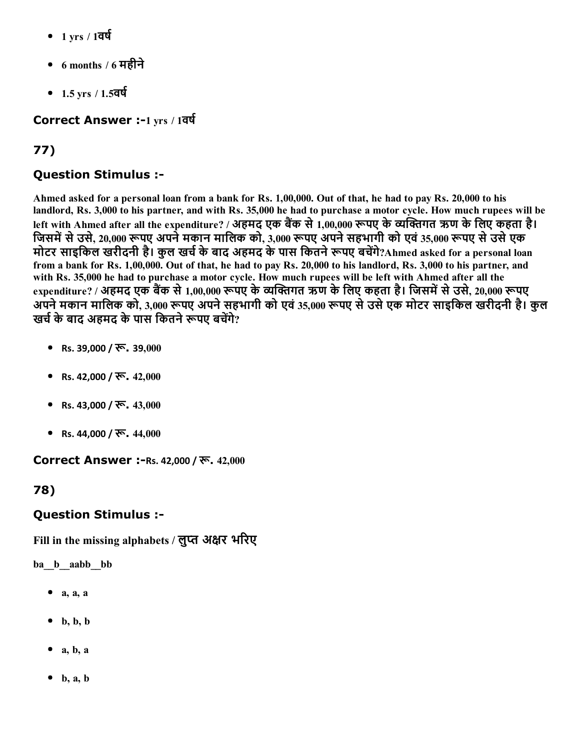- 1 yrs / 1वर्ष
- 6 months / 6 महीने
- 1.5 yrs / 1.5वर्ष

**Correct Answer :-**1 yrs / 1वर्ष

## 77)

### Question Stimulus :-

**Ahmed asked for a personal loan from a bank for Rs. 1,00,000. Out of that, he had to pay Rs. 20,000 to his landlord, Rs. 3,000 to his partner, and with Rs. 35,000 he had to purchase a motor cycle. How much rupees will be left with Ahmed after all the expenditure? / अहमद एक बैंक से 1,00,000 रूपए के व्यक्तिगत ऋण के लिए कहता है। जिसमें से उसे, 20,000 रूपए अपने मकान मालिक को, 3,000 रूपए अपने सहभागी को एवं 35,000 रूपए से उसे एक मोटर साइकिल खरीदनी है। कुल खर्च के बाद अहमद के पास कितने रूपए बचेंगे?Ahmed asked for a personal loan from a bank for Rs. 1,00,000. Out of that, he had to pay Rs. 20,000 to his landlord, Rs. 3,000 to his partner, and with Rs. 35,000 he had to purchase a motor cycle. How much rupees will be left with Ahmed after all the expenditure? / अहमद एक बैंक से 1,00,000 रूपए के व्यक्तिगत ऋण के लिए कहता है। जिसमें से उसे, 20,000 रूपए अपने मकान मालिक को, 3,000 रूपए अपने सहभागी को एवं 35,000 रूपए से उसे एक मोटर साइकिल खरीदनी है। कुल खर्च के बाद अहमद के पास कितने रूपए बचेंगे?**

- Rs. 39,000 / रू. 39,000
- Rs. 42,000 / रू. 42,000
- Rs. 43,000 / रू. 43,000
- Rs. 44,000 / रू. 44,000

**Correct Answer :-**Rs. 42,000 / रू. 42,000

## 78)

### Question Stimulus :-

**Fill in the missing alphabets / लुप्त अक्षर भरिए**

**ba__b__aabb__bb**

- a, a, a
- b, b, b
- a, b, a
- b, a, b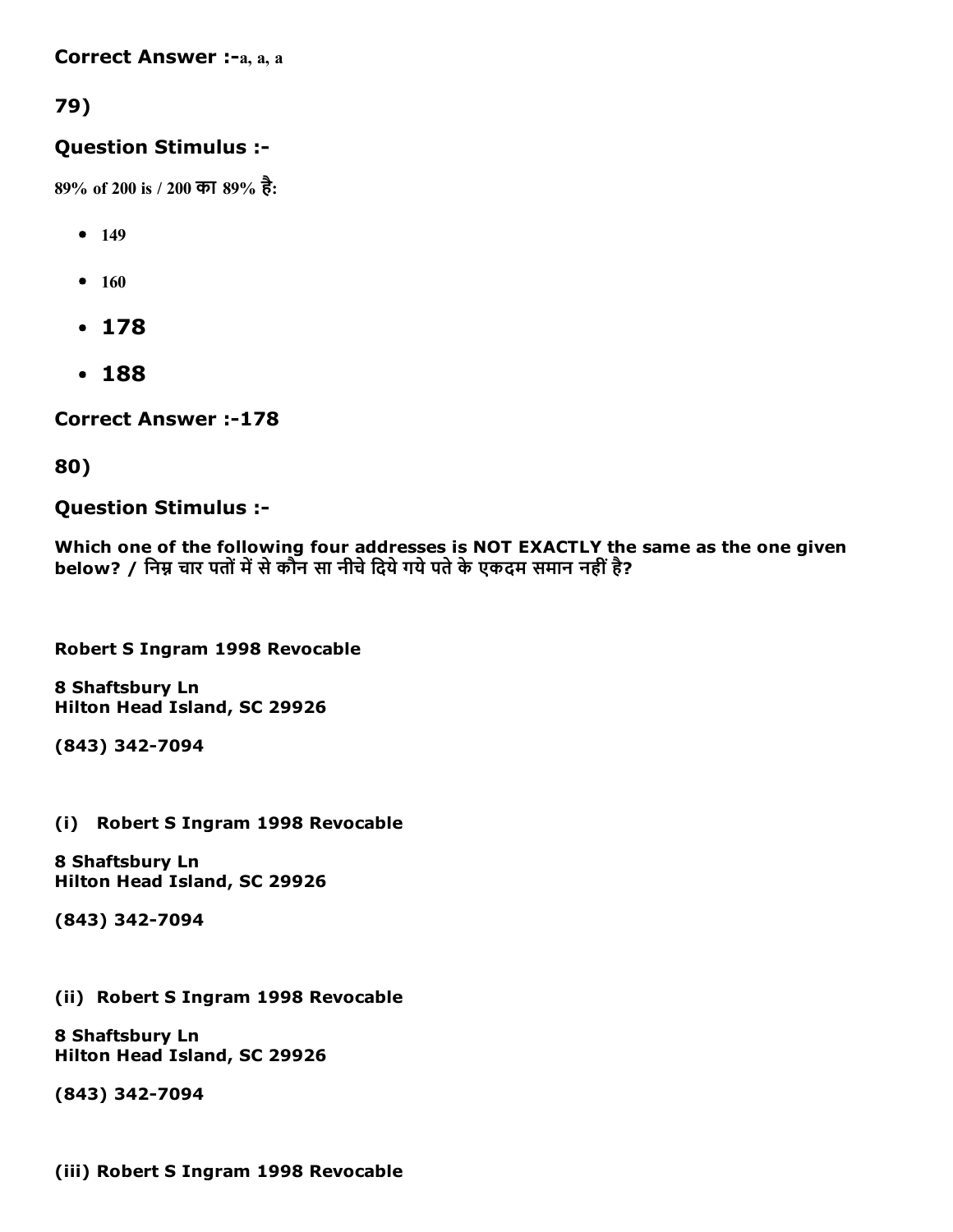**Correct Answer :-**a, a, a

**79)**

**Question Stimulus :-**

89% of 200 is / 200 का 89% है:

- 149
- 160
- 178
- 188

**Correct Answer :-**178

**80)**

**Question Stimulus :-**

**Which one of the following four addresses is NOT EXACTLY the same as the one given below? / निम्न चार पतों में से कौन सा नीचे दिये गये पते के एकदम समान नहीं है?**

**Robert S Ingram 1998 Revocable**

**8 Shaftsbury Ln**
**Hilton Head Island, SC 29926**

**(843) 342-7094**

**(i) Robert S Ingram 1998 Revocable**

**8 Shaftsbury Ln**
**Hilton Head Island, SC 29926**

**(843) 342-7094**

**(ii) Robert S Ingram 1998 Revocable**

**8 Shaftsbury Ln**
**Hilton Head Island, SC 29926**

**(843) 342-7094**

**(iii) Robert S Ingram 1998 Revocable**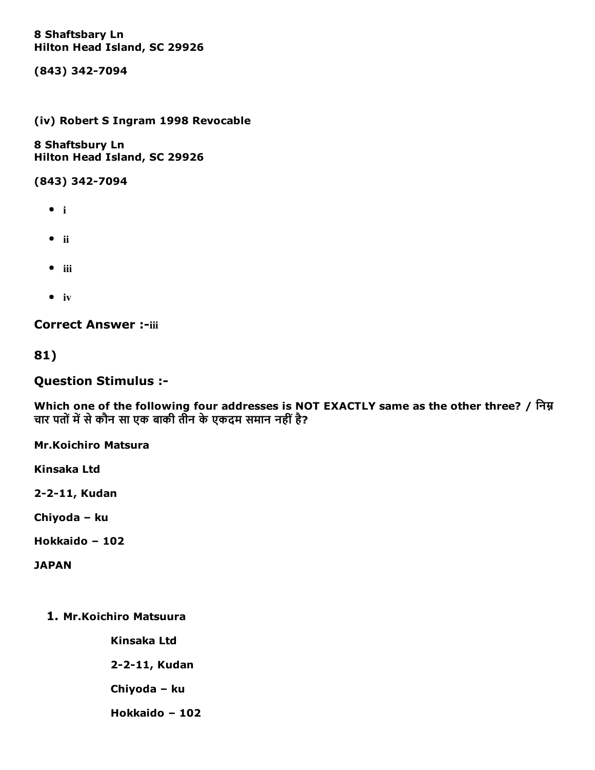**8 Shaftsbary Ln**
**Hilton Head Island, SC 29926**

**(843) 342-7094**

**(iv) Robert S Ingram 1998 Revocable**

**8 Shaftsbury Ln**
**Hilton Head Island, SC 29926**

**(843) 342-7094**

- i
- ii
- iii
- iv

**Correct Answer :-**iii

**81)**

## Question Stimulus :-

**Which one of the following four addresses is NOT EXACTLY same as the other three? / निम्न चार पतों में से कौन सा एक बाकी तीन के एकदम समान नहीं है?**

**Mr.Koichiro Matsura**

**Kinsaka Ltd**

**2-2-11, Kudan**

**Chiyoda – ku**

**Hokkaido – 102**

**JAPAN**

1. **Mr.Koichiro Matsuura**

   **Kinsaka Ltd**

   **2-2-11, Kudan**

   **Chiyoda – ku**

   **Hokkaido – 102**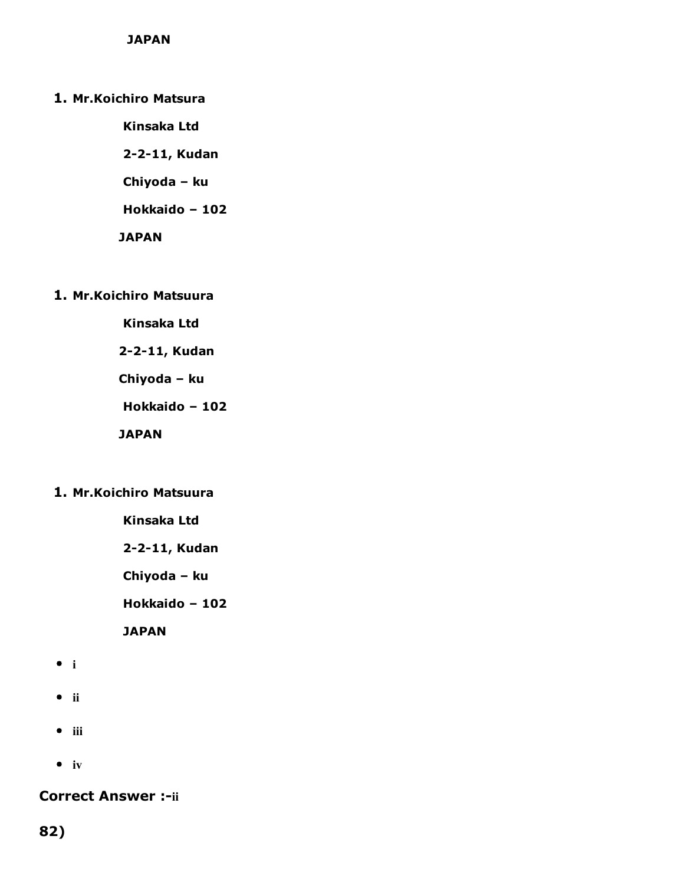JAPAN

1. Mr.Koichiro Matsura

   Kinsaka Ltd

   2-2-11, Kudan

   Chiyoda – ku

   Hokkaido – 102

   JAPAN

1. Mr.Koichiro Matsuura

   Kinsaka Ltd

   2-2-11, Kudan

   Chiyoda – ku

   Hokkaido – 102

   JAPAN

1. Mr.Koichiro Matsuura

   Kinsaka Ltd

   2-2-11, Kudan

   Chiyoda – ku

   Hokkaido – 102

   JAPAN

- i
- ii
- iii
- iv

**Correct Answer :-ii**

**82)**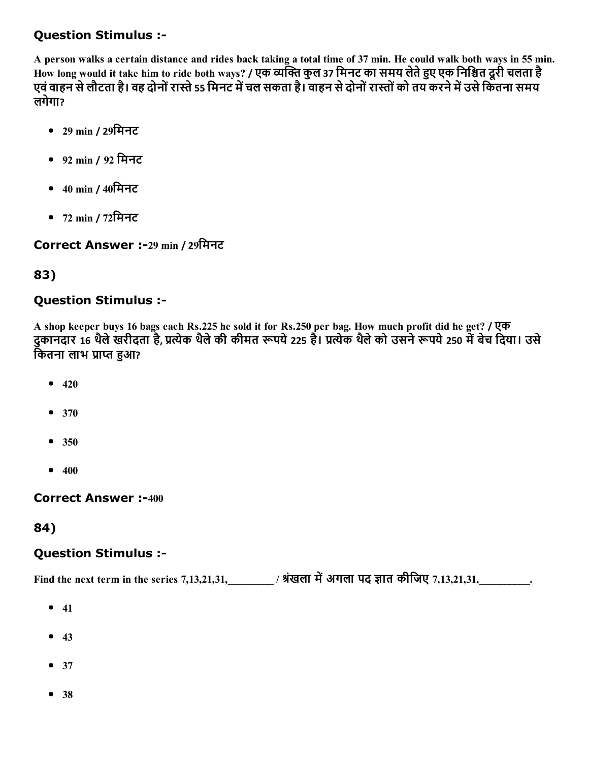### Question Stimulus :-

**A person walks a certain distance and rides back taking a total time of 37 min. He could walk both ways in 55 min. How long would it take him to ride both ways? / एक व्यक्ति कुल 37 मिनट का समय लेते हुए एक निश्चित दूरी चलता है एवं वाहन से लौटता है। वह दोनों रास्ते 55 मिनट में चल सकता है। वाहन से दोनों रास्तों को तय करने में उसे कितना समय लगेगा?**

- 29 min / 29मिनट
- 92 min / 92 मिनट
- 40 min / 40मिनट
- 72 min / 72मिनट

### Correct Answer :-29 min / 29मिनट

## 83)

### Question Stimulus :-

**A shop keeper buys 16 bags each Rs.225 he sold it for Rs.250 per bag. How much profit did he get? / एक दुकानदार 16 थैले खरीदता है, प्रत्येक थैले की कीमत रूपये 225 है। प्रत्येक थैले को उसने रूपये 250 में बेच दिया। उसे कितना लाभ प्राप्त हुआ?**

- 420
- 370
- 350
- 400

### Correct Answer :-400

## 84)

### Question Stimulus :-

**Find the next term in the series 7,13,21,31,\_\_\_\_\_\_\_\_ / श्रंखला में अगला पद ज्ञात कीजिए 7,13,21,31,\_\_\_\_\_\_\_\_\_.**

- 41
- 43
- 37
- 38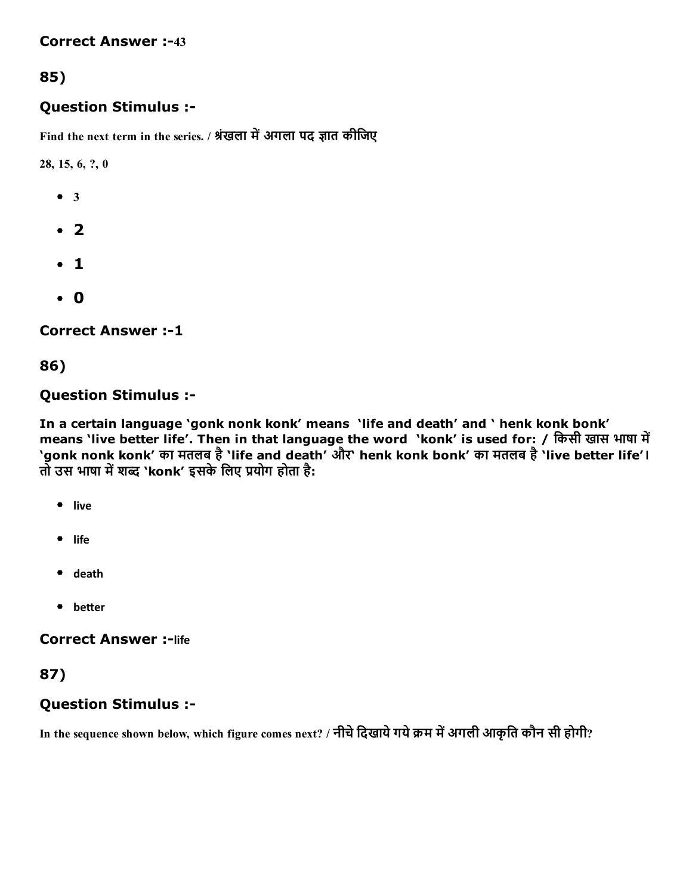**Correct Answer :-**43

## 85)

### Question Stimulus :-

Find the next term in the series. / श्रंखला में अगला पद ज्ञात कीजिए

28, 15, 6, ?, 0

- 3
- 2
- 1
- 0

**Correct Answer :-1**

## 86)

### Question Stimulus :-

**In a certain language 'gonk nonk konk' means 'life and death' and ' henk konk bonk' means 'live better life'. Then in that language the word 'konk' is used for: / किसी खास भाषा में 'gonk nonk konk' का मतलब है 'life and death' और' henk konk bonk' का मतलब है 'live better life'। तो उस भाषा में शब्द 'konk' इसके लिए प्रयोग होता है:**

- live
- life
- death
- better

**Correct Answer :-**life

## 87)

### Question Stimulus :-

In the sequence shown below, which figure comes next? / नीचे दिखाये गये क्रम में अगली आकृति कौन सी होगी?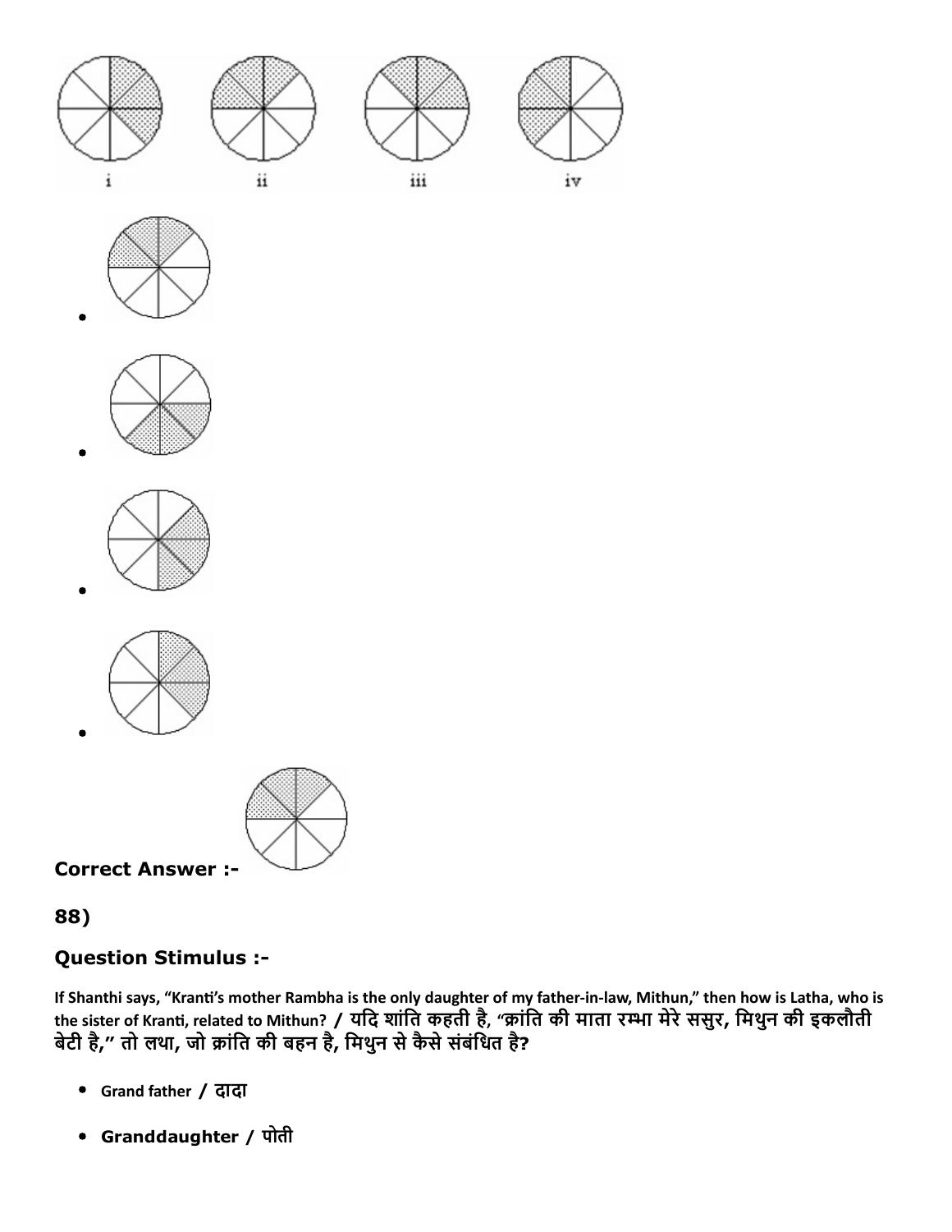i ii iii iv

- 
- 
- 
- 

**Correct Answer :-**

## 88)

### Question Stimulus :-

**If Shanthi says, “Kranti’s mother Rambha is the only daughter of my father-in-law, Mithun,” then how is Latha, who is the sister of Kranti, related to Mithun? / यदि शांति कहती है, “क्रांति की माता रम्भा मेरे ससुर, मिथुन की इकलौती बेटी है,” तो लथा, जो क्रांति की बहन है, मिथुन से कैसे संबंधित है?**

- Grand father / दादा
- **Granddaughter / पोती**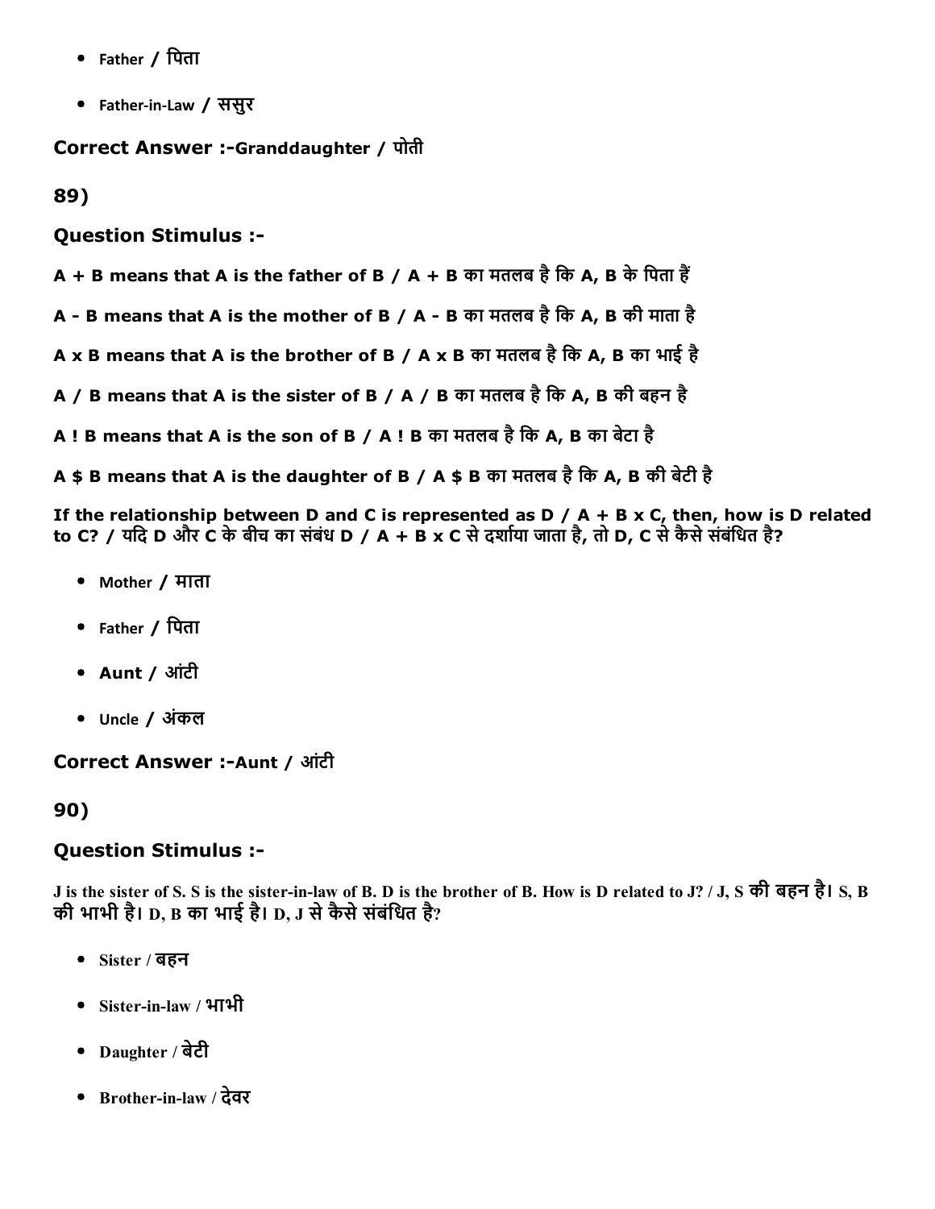- Father / पिता
- Father-in-Law / ससुर

**Correct Answer :-Granddaughter / पोती**

**89)**

**Question Stimulus :-**

**A + B means that A is the father of B / A + B का मतलब है कि A, B के पिता हैं**

**A - B means that A is the mother of B / A - B का मतलब है कि A, B की माता है**

**A x B means that A is the brother of B / A x B का मतलब है कि A, B का भाई है**

**A / B means that A is the sister of B / A / B का मतलब है कि A, B की बहन है**

**A ! B means that A is the son of B / A ! B का मतलब है कि A, B का बेटा है**

**A $ B means that A is the daughter of B / A $ B का मतलब है कि A, B की बेटी है**

**If the relationship between D and C is represented as D / A + B x C, then, how is D related to C? / यदि D और C के बीच का संबंध D / A + B x C से दर्शाया जाता है, तो D, C से कैसे संबंधित है?**

- Mother / माता
- Father / पिता
- Aunt / आंटी
- Uncle / अंकल

**Correct Answer :-Aunt / आंटी**

**90)**

**Question Stimulus :-**

**J is the sister of S. S is the sister-in-law of B. D is the brother of B. How is D related to J? / J, S की बहन है। S, B की भाभी है। D, B का भाई है। D, J से कैसे संबंधित है?**

- Sister / बहन
- Sister-in-law / भाभी
- Daughter / बेटी
- Brother-in-law / देवर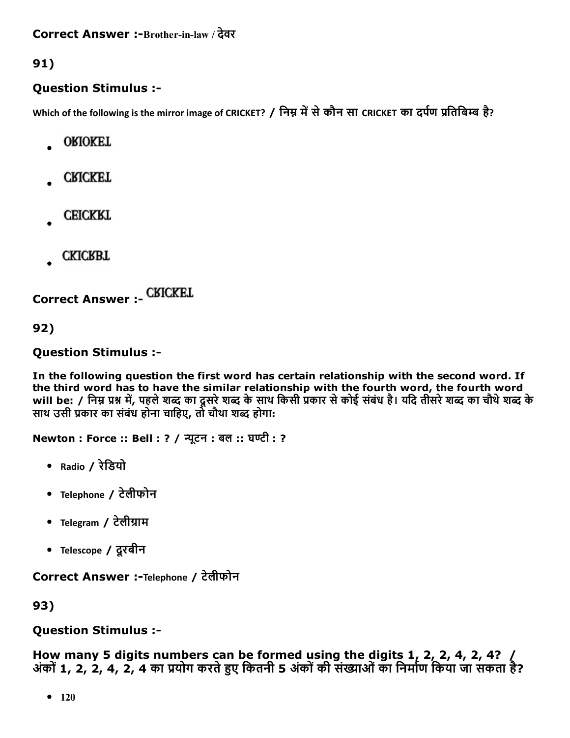**Correct Answer :-**Brother-in-law / देवर

**91)**

**Question Stimulus :-**

Which of the following is the mirror image of CRICKET? / निम्न में से कौन सा CRICKET का दर्पण प्रतिबिम्ब है?

- OЯIOKEL
- CЯICKEL
- CEICKЯL
- CKICЯBL

**Correct Answer :-** CЯICKEL

**92)**

**Question Stimulus :-**

**In the following question the first word has certain relationship with the second word. If the third word has to have the similar relationship with the fourth word, the fourth word will be: / निम्न प्रश्न में, पहले शब्द का दूसरे शब्द के साथ किसी प्रकार से कोई संबंध है। यदि तीसरे शब्द का चौथे शब्द के साथ उसी प्रकार का संबंध होना चाहिए, तो चौथा शब्द होगा:**

**Newton : Force :: Bell : ? / न्यूटन : बल :: घण्टी : ?**

- Radio / रेडियो
- Telephone / टेलीफोन
- Telegram / टेलीग्राम
- Telescope / दूरबीन

**Correct Answer :-**Telephone / टेलीफोन

**93)**

**Question Stimulus :-**

**How many 5 digits numbers can be formed using the digits 1, 2, 2, 4, 2, 4? / अंकों 1, 2, 2, 4, 2, 4 का प्रयोग करते हुए कितनी 5 अंकों की संख्याओं का निर्माण किया जा सकता है?**

- 120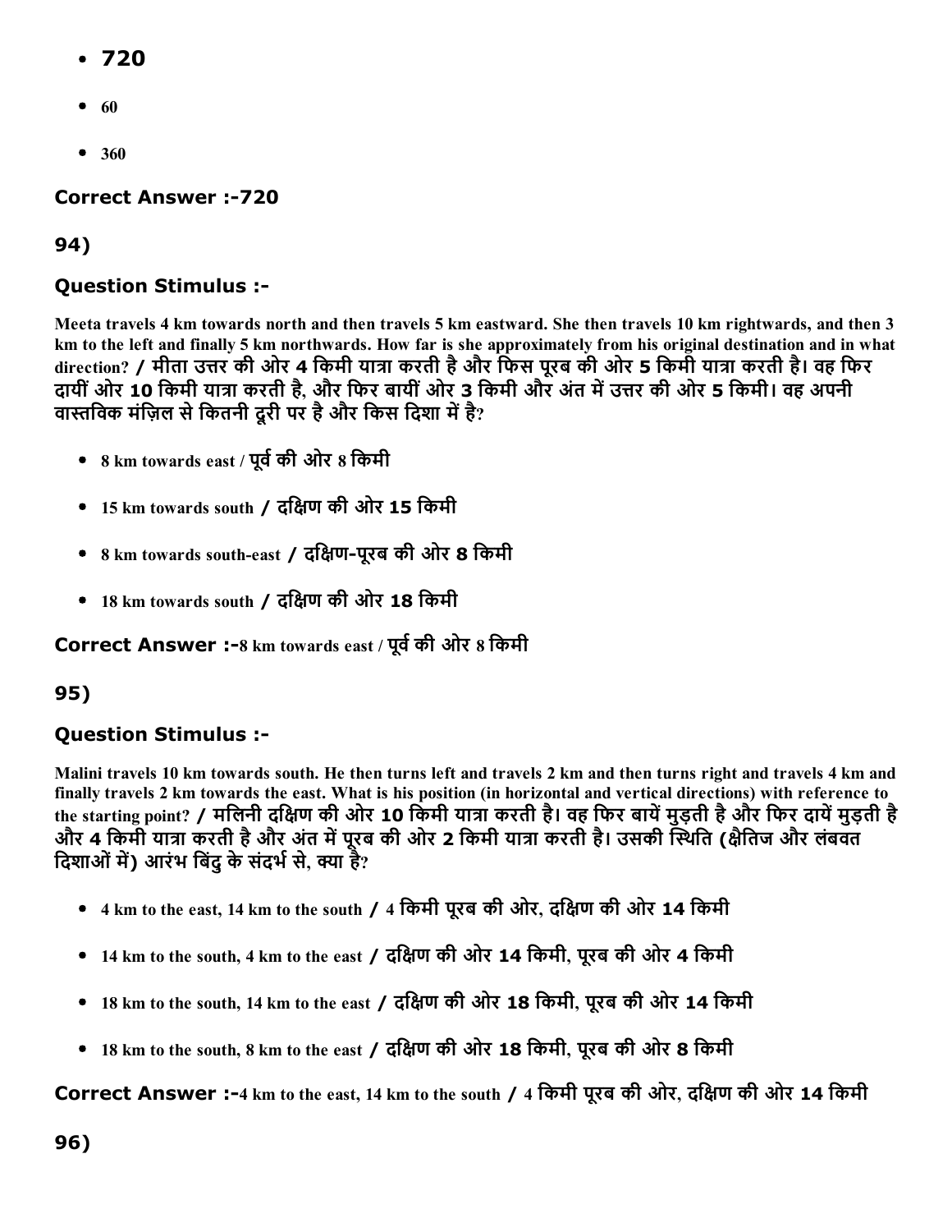- 720
- 60
- 360

**Correct Answer :-720**

## 94)

### Question Stimulus :-

**Meeta travels 4 km towards north and then travels 5 km eastward. She then travels 10 km rightwards, and then 3 km to the left and finally 5 km northwards. How far is she approximately from his original destination and in what direction? / मीता उत्तर की ओर 4 किमी यात्रा करती है और फिस पूरब की ओर 5 किमी यात्रा करती है। वह फिर दायीं ओर 10 किमी यात्रा करती है, और फिर बायीं ओर 3 किमी और अंत में उत्तर की ओर 5 किमी। वह अपनी वास्तविक मंज़िल से कितनी दूरी पर है और किस दिशा में है?**

- 8 km towards east / पूर्व की ओर 8 किमी
- 15 km towards south / दक्षिण की ओर 15 किमी
- 8 km towards south-east / दक्षिण-पूरब की ओर 8 किमी
- 18 km towards south / दक्षिण की ओर 18 किमी

**Correct Answer :-**8 km towards east / पूर्व की ओर 8 किमी

## 95)

### Question Stimulus :-

**Malini travels 10 km towards south. He then turns left and travels 2 km and then turns right and travels 4 km and finally travels 2 km towards the east. What is his position (in horizontal and vertical directions) with reference to the starting point? / मलिनी दक्षिण की ओर 10 किमी यात्रा करती है। वह फिर बायें मुड़ती है और फिर दायें मुड़ती है और 4 किमी यात्रा करती है और अंत में पूरब की ओर 2 किमी यात्रा करती है। उसकी स्थिति (क्षैतिज और लंबवत दिशाओं में) आरंभ बिंदु के संदर्भ से, क्या है?**

- 4 km to the east, 14 km to the south / 4 किमी पूरब की ओर, दक्षिण की ओर 14 किमी
- 14 km to the south, 4 km to the east / दक्षिण की ओर 14 किमी, पूरब की ओर 4 किमी
- 18 km to the south, 14 km to the east / दक्षिण की ओर 18 किमी, पूरब की ओर 14 किमी
- 18 km to the south, 8 km to the east / दक्षिण की ओर 18 किमी, पूरब की ओर 8 किमी

**Correct Answer :-**4 km to the east, 14 km to the south / 4 किमी पूरब की ओर, दक्षिण की ओर 14 किमी

## 96)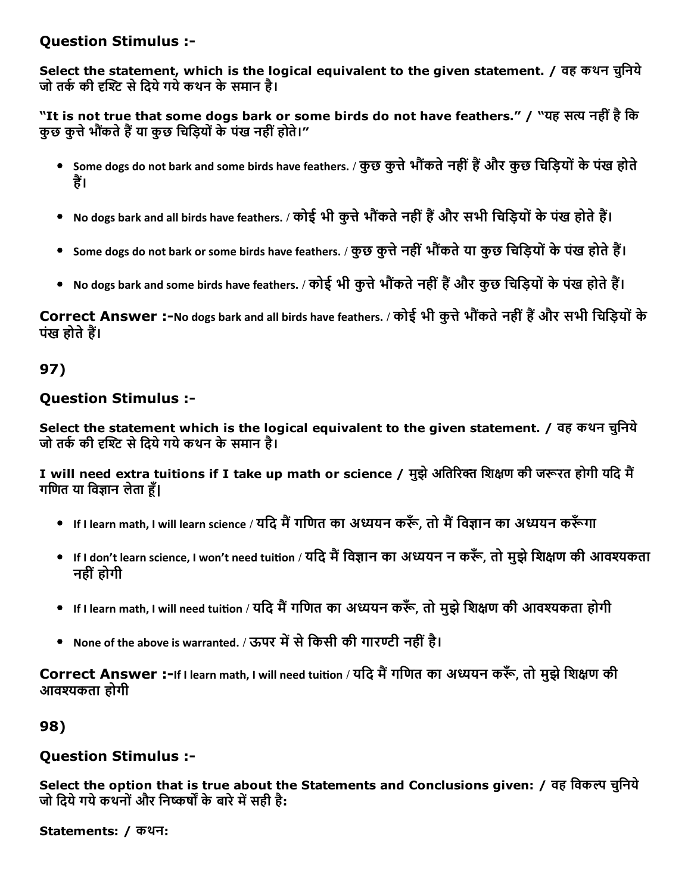### Question Stimulus :-

**Select the statement, which is the logical equivalent to the given statement. / वह कथन चुनिये जो तर्क की दृश्टि से दिये गये कथन के समान है।**

**“It is not true that some dogs bark or some birds do not have feathers.” / “यह सत्य नहीं है कि कुछ कुत्ते भौंकते हैं या कुछ चिड़ियों के पंख नहीं होते।”**

- Some dogs do not bark and some birds have feathers. / कुछ कुत्ते भौंकते नहीं हैं और कुछ चिड़ियों के पंख होते हैं।
- No dogs bark and all birds have feathers. / कोई भी कुत्ते भौंकते नहीं हैं और सभी चिड़ियों के पंख होते हैं।
- Some dogs do not bark or some birds have feathers. / कुछ कुत्ते नहीं भौंकते या कुछ चिड़ियों के पंख होते हैं।
- No dogs bark and some birds have feathers. / कोई भी कुत्ते भौंकते नहीं हैं और कुछ चिड़ियों के पंख होते हैं।

**Correct Answer :-**No dogs bark and all birds have feathers. / कोई भी कुत्ते भौंकते नहीं हैं और सभी चिड़ियों के पंख होते हैं।

## 97)

### Question Stimulus :-

**Select the statement which is the logical equivalent to the given statement. / वह कथन चुनिये जो तर्क की दृश्टि से दिये गये कथन के समान है।**

**I will need extra tuitions if I take up math or science / मुझे अतिरिक्त शिक्षण की जरूरत होगी यदि मैं गणित या विज्ञान लेता हूँ|**

- If I learn math, I will learn science / यदि मैं गणित का अध्ययन करूँ, तो मैं विज्ञान का अध्ययन करूँगा
- If I don’t learn science, I won’t need tuition / यदि मैं विज्ञान का अध्ययन न करूँ, तो मुझे शिक्षण की आवश्यकता नहीं होगी
- If I learn math, I will need tuition / यदि मैं गणित का अध्ययन करूँ, तो मुझे शिक्षण की आवश्यकता होगी
- None of the above is warranted. / ऊपर में से किसी की गारण्टी नहीं है।

**Correct Answer :-**If I learn math, I will need tuition / यदि मैं गणित का अध्ययन करूँ, तो मुझे शिक्षण की आवश्यकता होगी

## 98)

### Question Stimulus :-

**Select the option that is true about the Statements and Conclusions given: / वह विकल्प चुनिये जो दिये गये कथनों और निष्कर्षों के बारे में सही है:**

**Statements: / कथन:**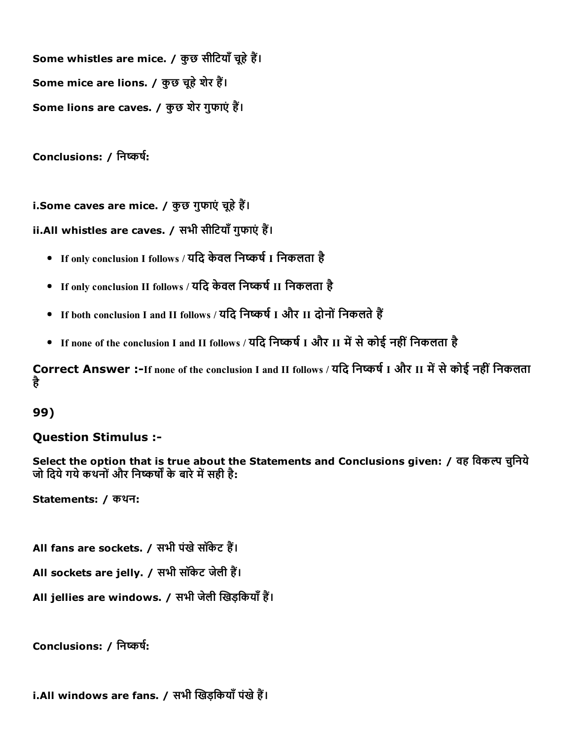Some whistles are mice. / कुछ सीटियाँ चूहे हैं।

Some mice are lions. / कुछ चूहे शेर हैं।

Some lions are caves. / कुछ शेर गुफाएं हैं।

**Conclusions: / निष्कर्ष:**

i.Some caves are mice. / कुछ गुफाएं चूहे हैं।

ii.All whistles are caves. / सभी सीटियाँ गुफाएं हैं।

- If only conclusion I follows / यदि केवल निष्कर्ष I निकलता है
- If only conclusion II follows / यदि केवल निष्कर्ष II निकलता है
- If both conclusion I and II follows / यदि निष्कर्ष I और II दोनों निकलते हैं
- If none of the conclusion I and II follows / यदि निष्कर्ष I और II में से कोई नहीं निकलता है

**Correct Answer :-**If none of the conclusion I and II follows / यदि निष्कर्ष I और II में से कोई नहीं निकलता है

## 99)

### Question Stimulus :-

**Select the option that is true about the Statements and Conclusions given: / वह विकल्प चुनिये जो दिये गये कथनों और निष्कर्षों के बारे में सही है:**

**Statements: / कथन:**

All fans are sockets. / सभी पंखे सॉकेट हैं।

All sockets are jelly. / सभी सॉकेट जेली हैं।

All jellies are windows. / सभी जेली खिड़कियाँ हैं।

**Conclusions: / निष्कर्ष:**

i.All windows are fans. / सभी खिड़कियाँ पंखे हैं।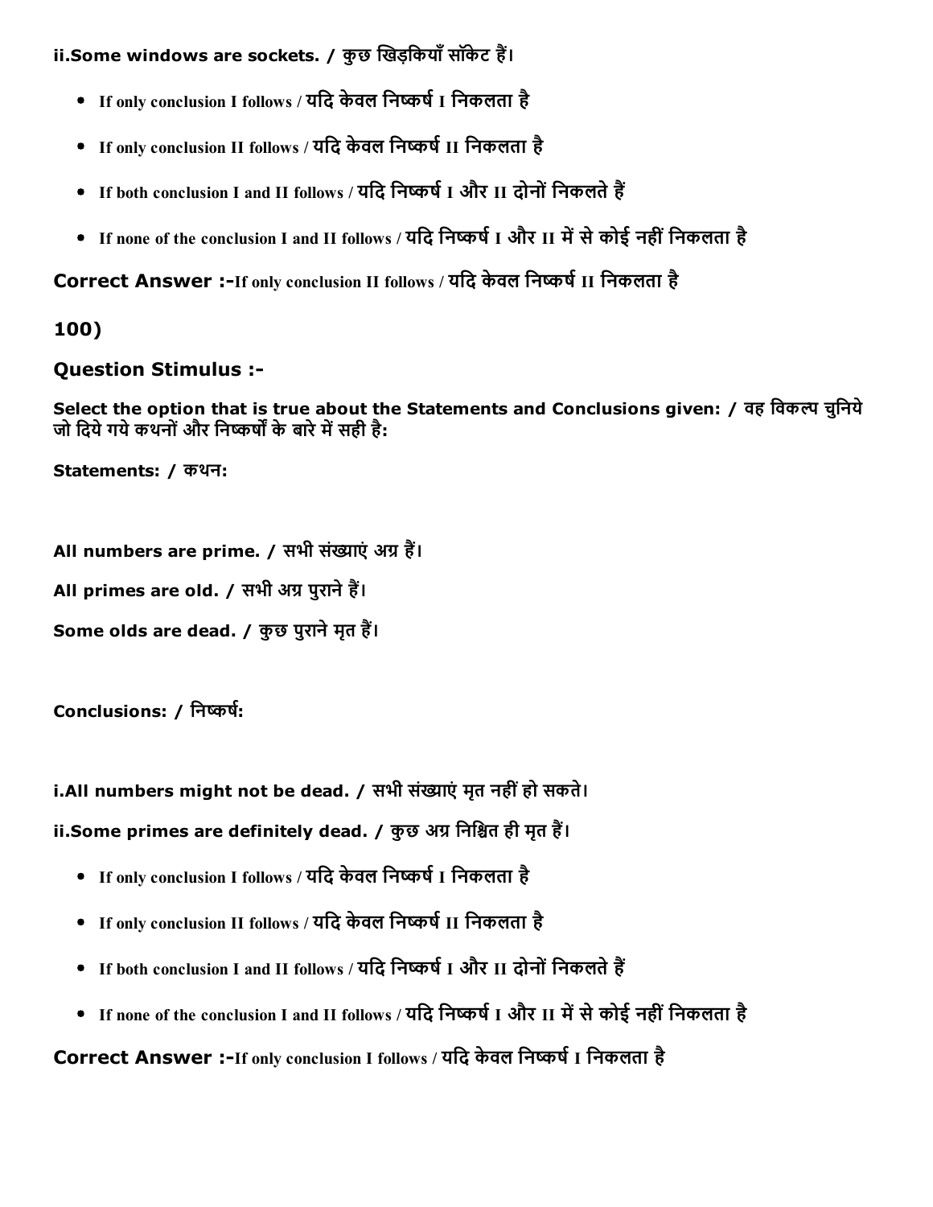ii.Some windows are sockets. / कुछ खिड़कियाँ सॉकेट हैं।

- If only conclusion I follows / यदि केवल निष्कर्ष I निकलता है
- If only conclusion II follows / यदि केवल निष्कर्ष II निकलता है
- If both conclusion I and II follows / यदि निष्कर्ष I और II दोनों निकलते हैं
- If none of the conclusion I and II follows / यदि निष्कर्ष I और II में से कोई नहीं निकलता है

**Correct Answer :-**If only conclusion II follows / यदि केवल निष्कर्ष II निकलता है

**100)**

**Question Stimulus :-**

**Select the option that is true about the Statements and Conclusions given: / वह विकल्प चुनिये जो दिये गये कथनों और निष्कर्षों के बारे में सही है:**

**Statements: / कथन:**

**All numbers are prime. / सभी संख्याएं अग्र हैं।**

**All primes are old. / सभी अग्र पुराने हैं।**

**Some olds are dead. / कुछ पुराने मृत हैं।**

**Conclusions: / निष्कर्ष:**

**i.All numbers might not be dead. / सभी संख्याएं मृत नहीं हो सकते।**

**ii.Some primes are definitely dead. / कुछ अग्र निश्चित ही मृत हैं।**

- If only conclusion I follows / यदि केवल निष्कर्ष I निकलता है
- If only conclusion II follows / यदि केवल निष्कर्ष II निकलता है
- If both conclusion I and II follows / यदि निष्कर्ष I और II दोनों निकलते हैं
- If none of the conclusion I and II follows / यदि निष्कर्ष I और II में से कोई नहीं निकलता है

**Correct Answer :-**If only conclusion I follows / यदि केवल निष्कर्ष I निकलता है